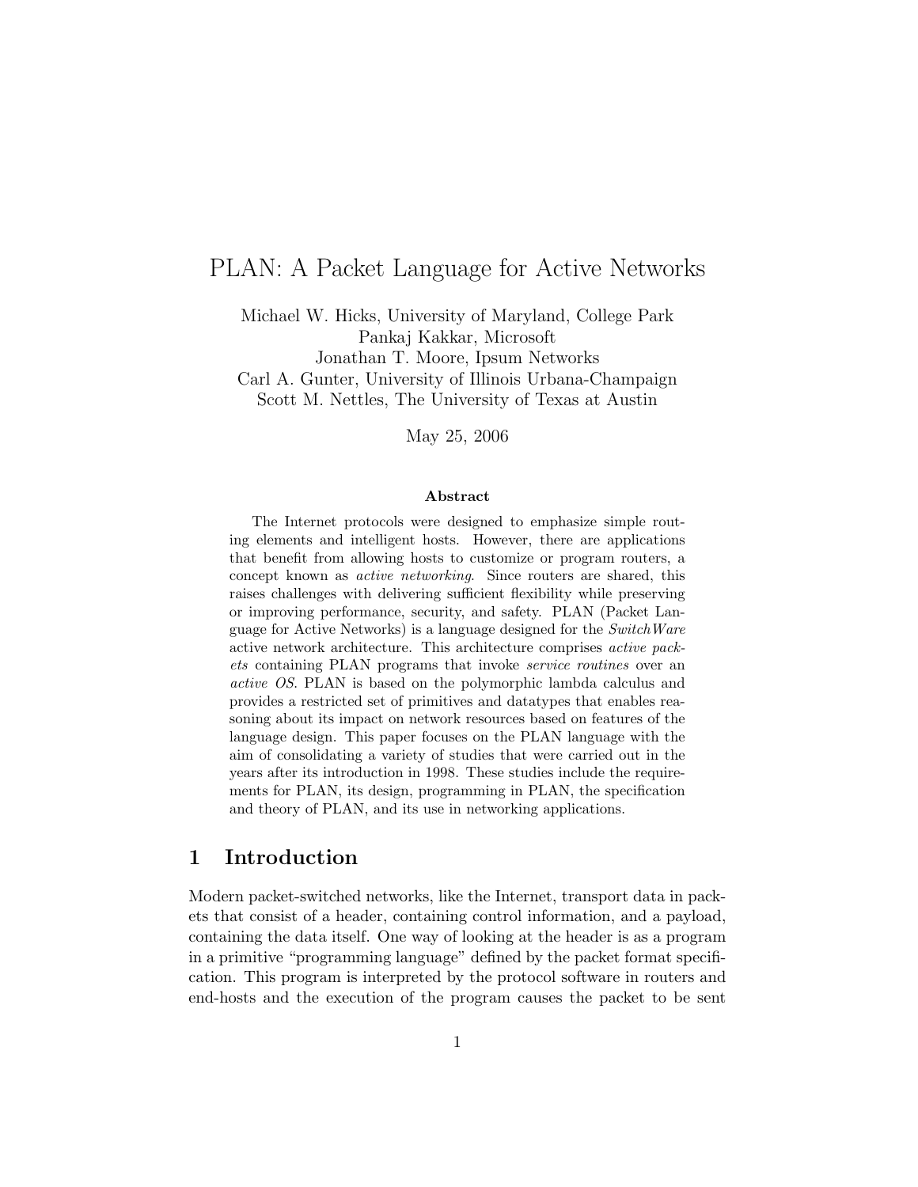# PLAN: A Packet Language for Active Networks

Michael W. Hicks, University of Maryland, College Park
Pankaj Kakkar, Microsoft
Jonathan T. Moore, Ipsum Networks
Carl A. Gunter, University of Illinois Urbana-Champaign
Scott M. Nettles, The University of Texas at Austin

May 25, 2006

### Abstract

The Internet protocols were designed to emphasize simple routing elements and intelligent hosts. However, there are applications that benefit from allowing hosts to customize or program routers, a concept known as *active networking*. Since routers are shared, this raises challenges with delivering sufficient flexibility while preserving or improving performance, security, and safety. PLAN (Packet Language for Active Networks) is a language designed for the *SwitchWare* active network architecture. This architecture comprises *active packets* containing PLAN programs that invoke *service routines* over an *active OS*. PLAN is based on the polymorphic lambda calculus and provides a restricted set of primitives and datatypes that enables reasoning about its impact on network resources based on features of the language design. This paper focuses on the PLAN language with the aim of consolidating a variety of studies that were carried out in the years after its introduction in 1998. These studies include the requirements for PLAN, its design, programming in PLAN, the specification and theory of PLAN, and its use in networking applications.

## 1 Introduction

Modern packet-switched networks, like the Internet, transport data in packets that consist of a header, containing control information, and a payload, containing the data itself. One way of looking at the header is as a program in a primitive "programming language" defined by the packet format specification. This program is interpreted by the protocol software in routers and end-hosts and the execution of the program causes the packet to be sent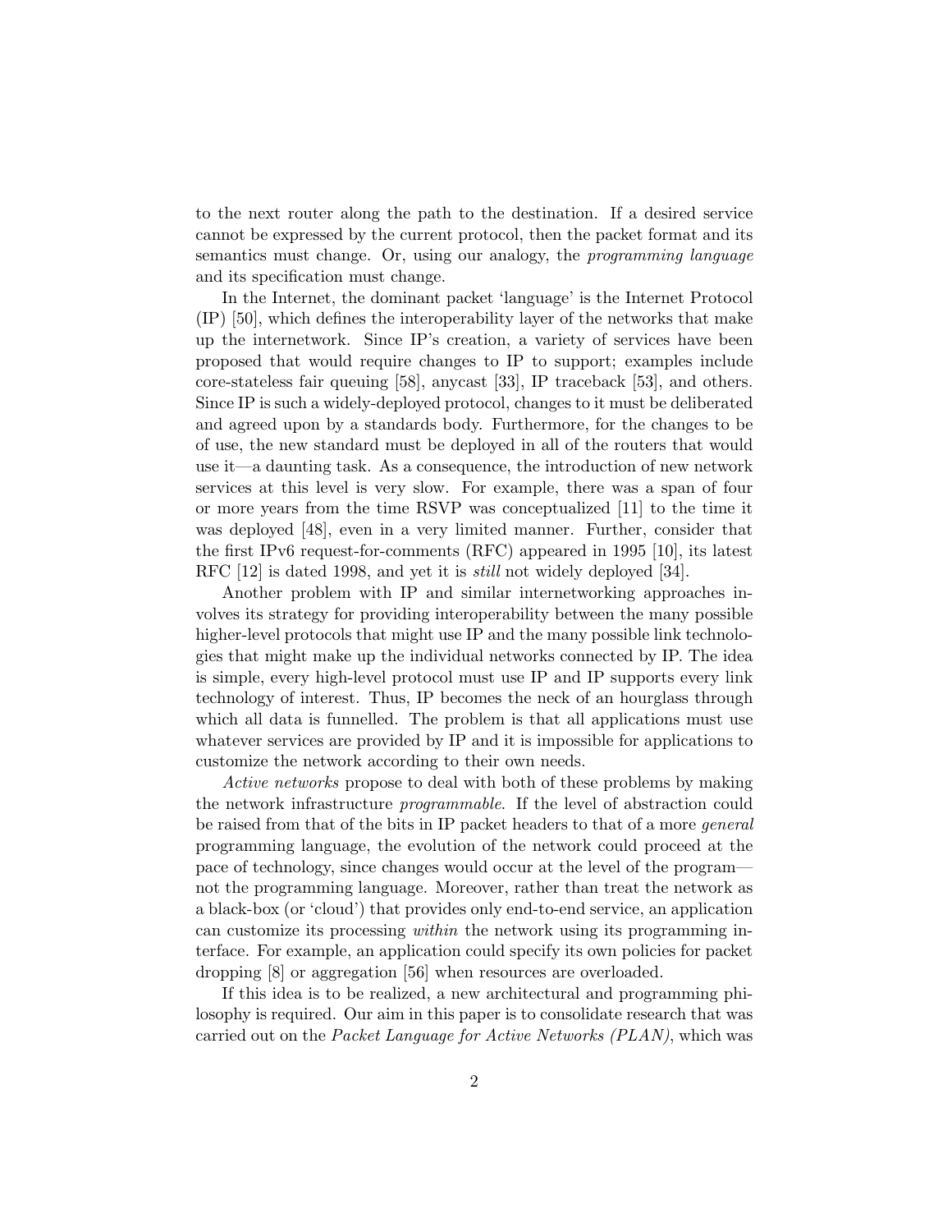to the next router along the path to the destination. If a desired service cannot be expressed by the current protocol, then the packet format and its semantics must change. Or, using our analogy, the *programming language* and its specification must change.

In the Internet, the dominant packet 'language' is the Internet Protocol (IP) [50], which defines the interoperability layer of the networks that make up the internetwork. Since IP's creation, a variety of services have been proposed that would require changes to IP to support; examples include core-stateless fair queuing [58], anycast [33], IP traceback [53], and others. Since IP is such a widely-deployed protocol, changes to it must be deliberated and agreed upon by a standards body. Furthermore, for the changes to be of use, the new standard must be deployed in all of the routers that would use it—a daunting task. As a consequence, the introduction of new network services at this level is very slow. For example, there was a span of four or more years from the time RSVP was conceptualized [11] to the time it was deployed [48], even in a very limited manner. Further, consider that the first IPv6 request-for-comments (RFC) appeared in 1995 [10], its latest RFC [12] is dated 1998, and yet it is *still* not widely deployed [34].

Another problem with IP and similar internetworking approaches involves its strategy for providing interoperability between the many possible higher-level protocols that might use IP and the many possible link technologies that might make up the individual networks connected by IP. The idea is simple, every high-level protocol must use IP and IP supports every link technology of interest. Thus, IP becomes the neck of an hourglass through which all data is funnelled. The problem is that all applications must use whatever services are provided by IP and it is impossible for applications to customize the network according to their own needs.

*Active networks* propose to deal with both of these problems by making the network infrastructure *programmable*. If the level of abstraction could be raised from that of the bits in IP packet headers to that of a more *general* programming language, the evolution of the network could proceed at the pace of technology, since changes would occur at the level of the program—not the programming language. Moreover, rather than treat the network as a black-box (or 'cloud') that provides only end-to-end service, an application can customize its processing *within* the network using its programming interface. For example, an application could specify its own policies for packet dropping [8] or aggregation [56] when resources are overloaded.

If this idea is to be realized, a new architectural and programming philosophy is required. Our aim in this paper is to consolidate research that was carried out on the *Packet Language for Active Networks (PLAN)*, which was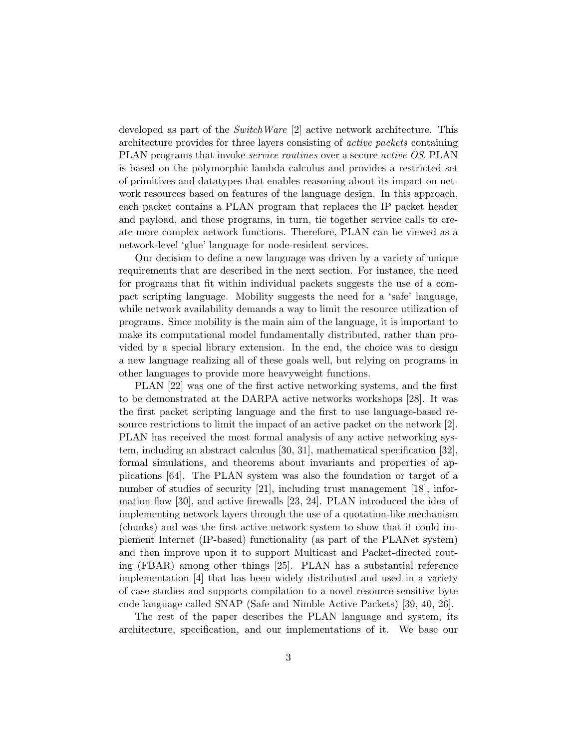developed as part of the *SwitchWare* [2] active network architecture. This architecture provides for three layers consisting of *active packets* containing PLAN programs that invoke *service routines* over a secure *active OS*. PLAN is based on the polymorphic lambda calculus and provides a restricted set of primitives and datatypes that enables reasoning about its impact on network resources based on features of the language design. In this approach, each packet contains a PLAN program that replaces the IP packet header and payload, and these programs, in turn, tie together service calls to create more complex network functions. Therefore, PLAN can be viewed as a network-level 'glue' language for node-resident services.

Our decision to define a new language was driven by a variety of unique requirements that are described in the next section. For instance, the need for programs that fit within individual packets suggests the use of a compact scripting language. Mobility suggests the need for a 'safe' language, while network availability demands a way to limit the resource utilization of programs. Since mobility is the main aim of the language, it is important to make its computational model fundamentally distributed, rather than provided by a special library extension. In the end, the choice was to design a new language realizing all of these goals well, but relying on programs in other languages to provide more heavyweight functions.

PLAN [22] was one of the first active networking systems, and the first to be demonstrated at the DARPA active networks workshops [28]. It was the first packet scripting language and the first to use language-based resource restrictions to limit the impact of an active packet on the network [2]. PLAN has received the most formal analysis of any active networking system, including an abstract calculus [30, 31], mathematical specification [32], formal simulations, and theorems about invariants and properties of applications [64]. The PLAN system was also the foundation or target of a number of studies of security [21], including trust management [18], information flow [30], and active firewalls [23, 24]. PLAN introduced the idea of implementing network layers through the use of a quotation-like mechanism (chunks) and was the first active network system to show that it could implement Internet (IP-based) functionality (as part of the PLANet system) and then improve upon it to support Multicast and Packet-directed routing (FBAR) among other things [25]. PLAN has a substantial reference implementation [4] that has been widely distributed and used in a variety of case studies and supports compilation to a novel resource-sensitive byte code language called SNAP (Safe and Nimble Active Packets) [39, 40, 26].

The rest of the paper describes the PLAN language and system, its architecture, specification, and our implementations of it. We base our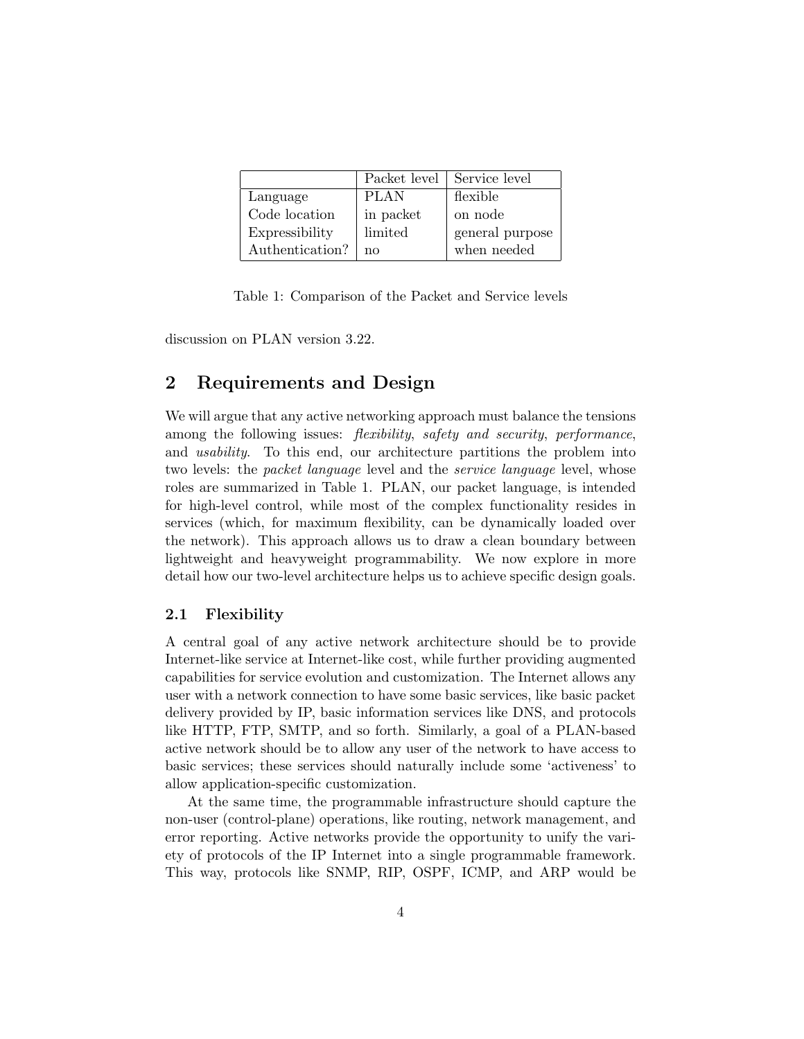| | Packet level | Service level |
|---|---|---|
| Language | PLAN | flexible |
| Code location | in packet | on node |
| Expressibility | limited | general purpose |
| Authentication? | no | when needed |

Table 1: Comparison of the Packet and Service levels

discussion on PLAN version 3.22.

## 2 Requirements and Design

We will argue that any active networking approach must balance the tensions among the following issues: *flexibility*, *safety and security*, *performance*, and *usability*. To this end, our architecture partitions the problem into two levels: the *packet language* level and the *service language* level, whose roles are summarized in Table 1. PLAN, our packet language, is intended for high-level control, while most of the complex functionality resides in services (which, for maximum flexibility, can be dynamically loaded over the network). This approach allows us to draw a clean boundary between lightweight and heavyweight programmability. We now explore in more detail how our two-level architecture helps us to achieve specific design goals.

### 2.1 Flexibility

A central goal of any active network architecture should be to provide Internet-like service at Internet-like cost, while further providing augmented capabilities for service evolution and customization. The Internet allows any user with a network connection to have some basic services, like basic packet delivery provided by IP, basic information services like DNS, and protocols like HTTP, FTP, SMTP, and so forth. Similarly, a goal of a PLAN-based active network should be to allow any user of the network to have access to basic services; these services should naturally include some 'activeness' to allow application-specific customization.

At the same time, the programmable infrastructure should capture the non-user (control-plane) operations, like routing, network management, and error reporting. Active networks provide the opportunity to unify the variety of protocols of the IP Internet into a single programmable framework. This way, protocols like SNMP, RIP, OSPF, ICMP, and ARP would be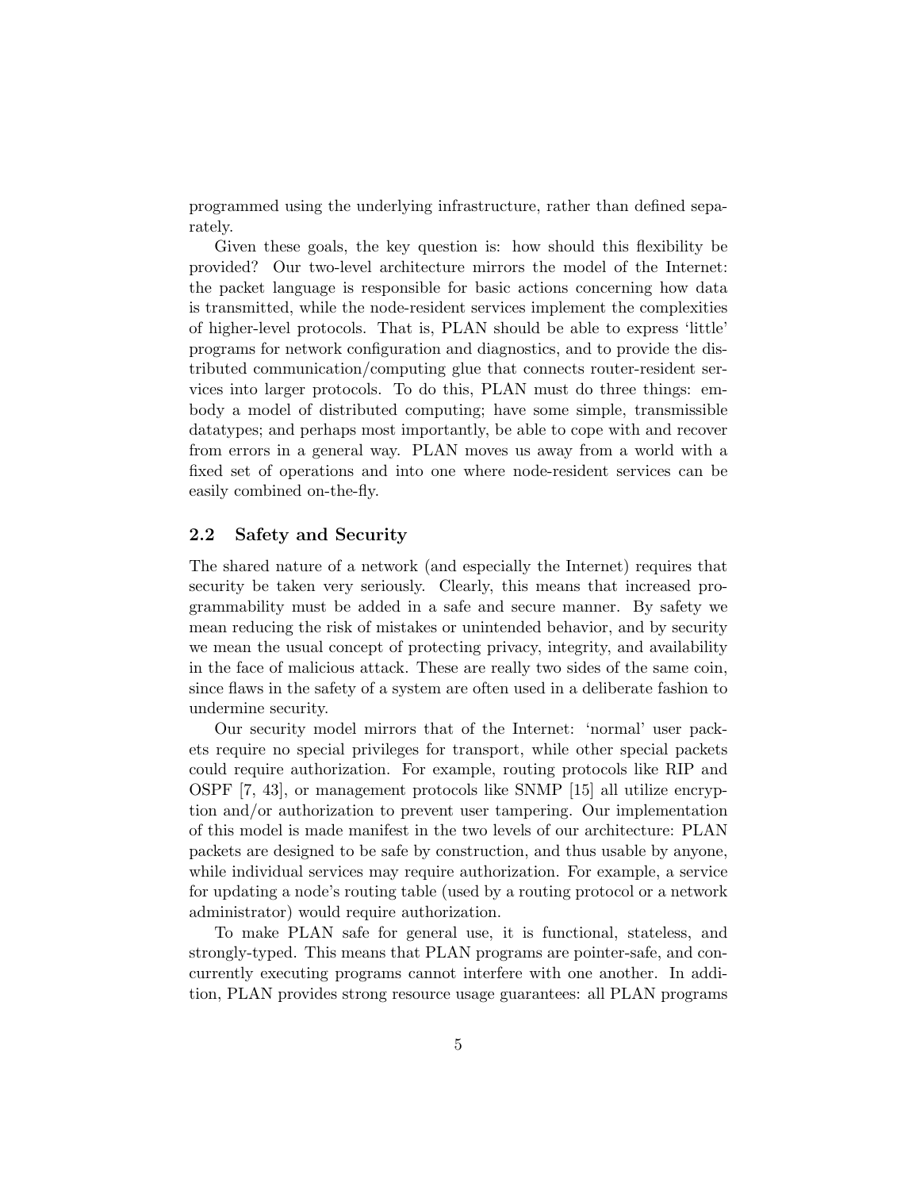programmed using the underlying infrastructure, rather than defined separately.

Given these goals, the key question is: how should this flexibility be provided? Our two-level architecture mirrors the model of the Internet: the packet language is responsible for basic actions concerning how data is transmitted, while the node-resident services implement the complexities of higher-level protocols. That is, PLAN should be able to express 'little' programs for network configuration and diagnostics, and to provide the distributed communication/computing glue that connects router-resident services into larger protocols. To do this, PLAN must do three things: embody a model of distributed computing; have some simple, transmissible datatypes; and perhaps most importantly, be able to cope with and recover from errors in a general way. PLAN moves us away from a world with a fixed set of operations and into one where node-resident services can be easily combined on-the-fly.

## 2.2 Safety and Security

The shared nature of a network (and especially the Internet) requires that security be taken very seriously. Clearly, this means that increased programmability must be added in a safe and secure manner. By safety we mean reducing the risk of mistakes or unintended behavior, and by security we mean the usual concept of protecting privacy, integrity, and availability in the face of malicious attack. These are really two sides of the same coin, since flaws in the safety of a system are often used in a deliberate fashion to undermine security.

Our security model mirrors that of the Internet: 'normal' user packets require no special privileges for transport, while other special packets could require authorization. For example, routing protocols like RIP and OSPF [7, 43], or management protocols like SNMP [15] all utilize encryption and/or authorization to prevent user tampering. Our implementation of this model is made manifest in the two levels of our architecture: PLAN packets are designed to be safe by construction, and thus usable by anyone, while individual services may require authorization. For example, a service for updating a node's routing table (used by a routing protocol or a network administrator) would require authorization.

To make PLAN safe for general use, it is functional, stateless, and strongly-typed. This means that PLAN programs are pointer-safe, and concurrently executing programs cannot interfere with one another. In addition, PLAN provides strong resource usage guarantees: all PLAN programs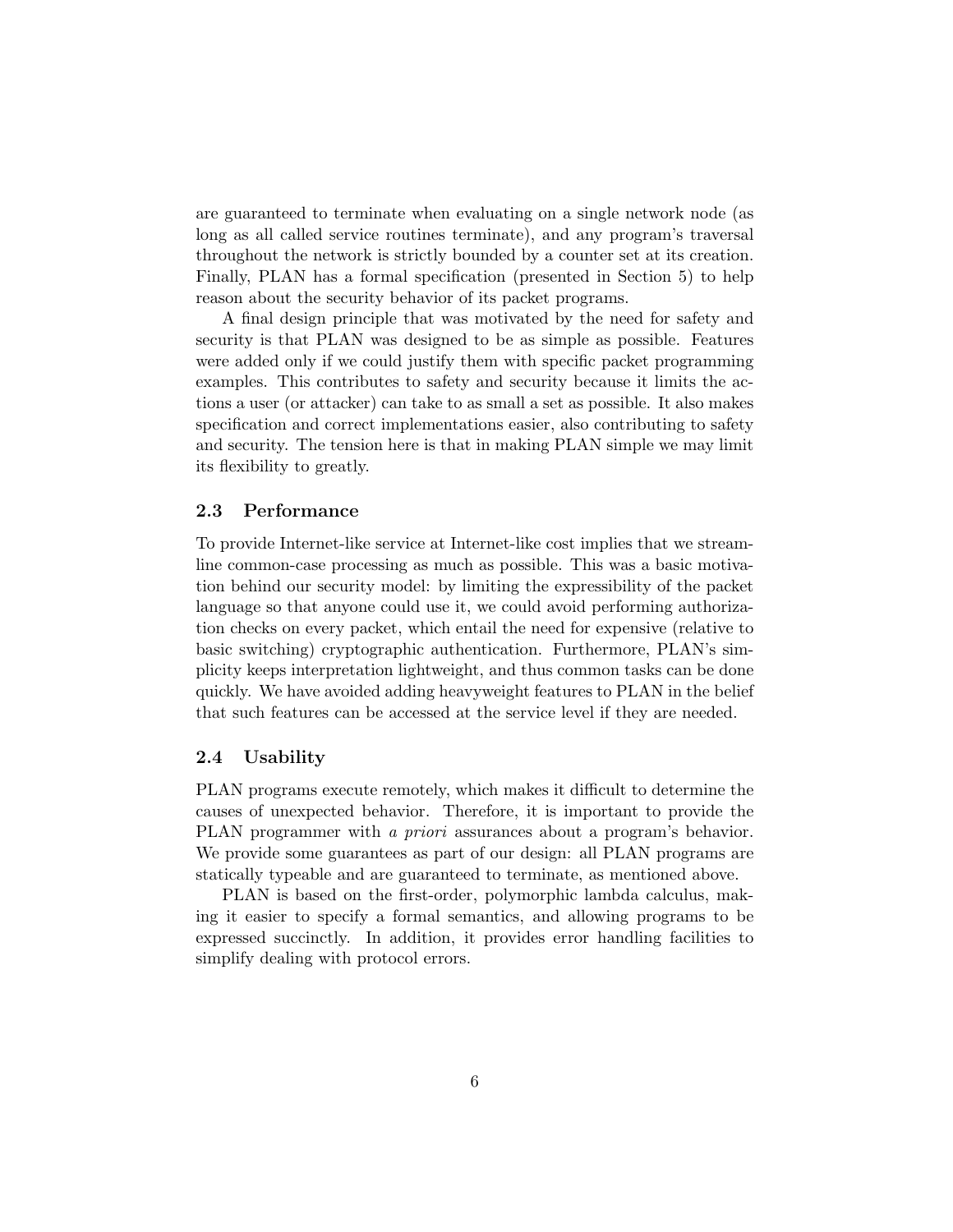are guaranteed to terminate when evaluating on a single network node (as long as all called service routines terminate), and any program's traversal throughout the network is strictly bounded by a counter set at its creation. Finally, PLAN has a formal specification (presented in Section 5) to help reason about the security behavior of its packet programs.

A final design principle that was motivated by the need for safety and security is that PLAN was designed to be as simple as possible. Features were added only if we could justify them with specific packet programming examples. This contributes to safety and security because it limits the actions a user (or attacker) can take to as small a set as possible. It also makes specification and correct implementations easier, also contributing to safety and security. The tension here is that in making PLAN simple we may limit its flexibility to greatly.

### 2.3 Performance

To provide Internet-like service at Internet-like cost implies that we streamline common-case processing as much as possible. This was a basic motivation behind our security model: by limiting the expressibility of the packet language so that anyone could use it, we could avoid performing authorization checks on every packet, which entail the need for expensive (relative to basic switching) cryptographic authentication. Furthermore, PLAN's simplicity keeps interpretation lightweight, and thus common tasks can be done quickly. We have avoided adding heavyweight features to PLAN in the belief that such features can be accessed at the service level if they are needed.

### 2.4 Usability

PLAN programs execute remotely, which makes it difficult to determine the causes of unexpected behavior. Therefore, it is important to provide the PLAN programmer with *a priori* assurances about a program's behavior. We provide some guarantees as part of our design: all PLAN programs are statically typeable and are guaranteed to terminate, as mentioned above.

PLAN is based on the first-order, polymorphic lambda calculus, making it easier to specify a formal semantics, and allowing programs to be expressed succinctly. In addition, it provides error handling facilities to simplify dealing with protocol errors.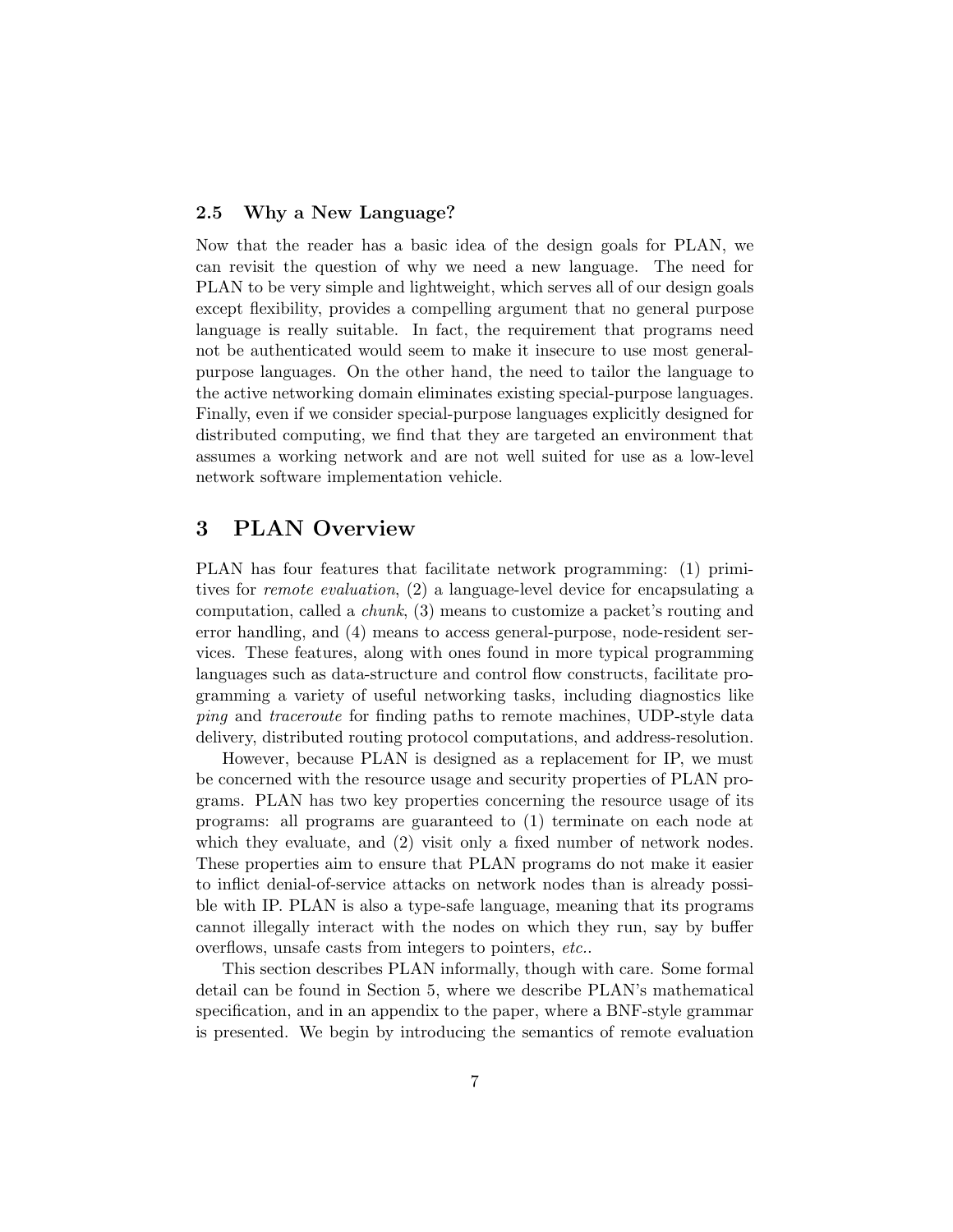### 2.5 Why a New Language?

Now that the reader has a basic idea of the design goals for PLAN, we can revisit the question of why we need a new language. The need for PLAN to be very simple and lightweight, which serves all of our design goals except flexibility, provides a compelling argument that no general purpose language is really suitable. In fact, the requirement that programs need not be authenticated would seem to make it insecure to use most general-purpose languages. On the other hand, the need to tailor the language to the active networking domain eliminates existing special-purpose languages. Finally, even if we consider special-purpose languages explicitly designed for distributed computing, we find that they are targeted an environment that assumes a working network and are not well suited for use as a low-level network software implementation vehicle.

## 3 PLAN Overview

PLAN has four features that facilitate network programming: (1) primitives for *remote evaluation*, (2) a language-level device for encapsulating a computation, called a *chunk*, (3) means to customize a packet's routing and error handling, and (4) means to access general-purpose, node-resident services. These features, along with ones found in more typical programming languages such as data-structure and control flow constructs, facilitate programming a variety of useful networking tasks, including diagnostics like *ping* and *traceroute* for finding paths to remote machines, UDP-style data delivery, distributed routing protocol computations, and address-resolution.

However, because PLAN is designed as a replacement for IP, we must be concerned with the resource usage and security properties of PLAN programs. PLAN has two key properties concerning the resource usage of its programs: all programs are guaranteed to (1) terminate on each node at which they evaluate, and (2) visit only a fixed number of network nodes. These properties aim to ensure that PLAN programs do not make it easier to inflict denial-of-service attacks on network nodes than is already possible with IP. PLAN is also a type-safe language, meaning that its programs cannot illegally interact with the nodes on which they run, say by buffer overflows, unsafe casts from integers to pointers, *etc.*.

This section describes PLAN informally, though with care. Some formal detail can be found in Section 5, where we describe PLAN's mathematical specification, and in an appendix to the paper, where a BNF-style grammar is presented. We begin by introducing the semantics of remote evaluation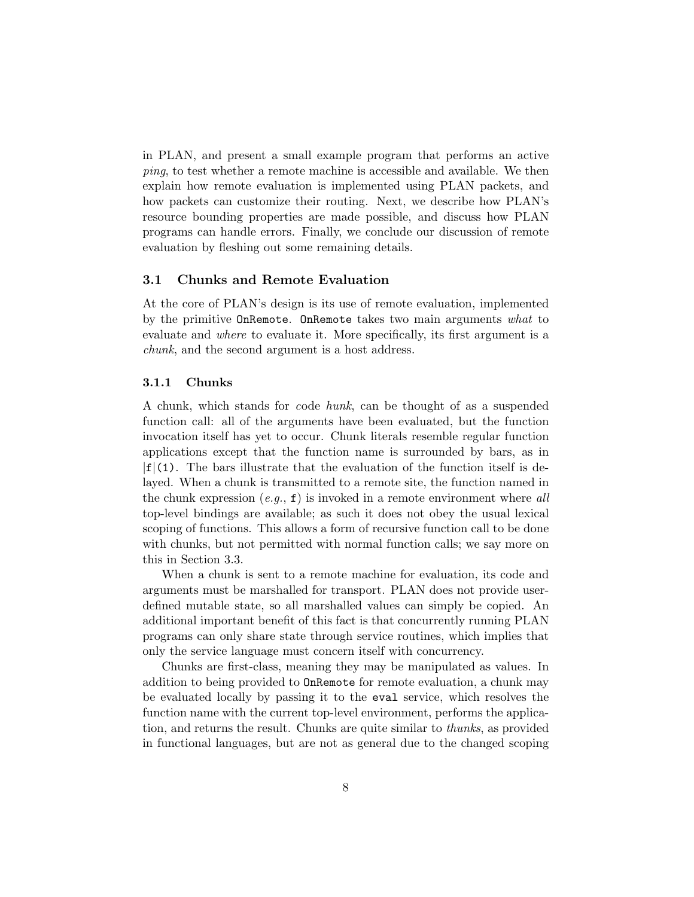in PLAN, and present a small example program that performs an active *ping*, to test whether a remote machine is accessible and available. We then explain how remote evaluation is implemented using PLAN packets, and how packets can customize their routing. Next, we describe how PLAN's resource bounding properties are made possible, and discuss how PLAN programs can handle errors. Finally, we conclude our discussion of remote evaluation by fleshing out some remaining details.

## 3.1 Chunks and Remote Evaluation

At the core of PLAN's design is its use of remote evaluation, implemented by the primitive `OnRemote`. `OnRemote` takes two main arguments *what* to evaluate and *where* to evaluate it. More specifically, its first argument is a *chunk*, and the second argument is a host address.

### 3.1.1 Chunks

A chunk, which stands for *c*ode *hunk*, can be thought of as a suspended function call: all of the arguments have been evaluated, but the function invocation itself has yet to occur. Chunk literals resemble regular function applications except that the function name is surrounded by bars, as in `|f|(1)`. The bars illustrate that the evaluation of the function itself is delayed. When a chunk is transmitted to a remote site, the function named in the chunk expression (*e.g.*, `f`) is invoked in a remote environment where *all* top-level bindings are available; as such it does not obey the usual lexical scoping of functions. This allows a form of recursive function call to be done with chunks, but not permitted with normal function calls; we say more on this in Section 3.3.

When a chunk is sent to a remote machine for evaluation, its code and arguments must be marshalled for transport. PLAN does not provide user-defined mutable state, so all marshalled values can simply be copied. An additional important benefit of this fact is that concurrently running PLAN programs can only share state through service routines, which implies that only the service language must concern itself with concurrency.

Chunks are first-class, meaning they may be manipulated as values. In addition to being provided to `OnRemote` for remote evaluation, a chunk may be evaluated locally by passing it to the `eval` service, which resolves the function name with the current top-level environment, performs the application, and returns the result. Chunks are quite similar to *thunks*, as provided in functional languages, but are not as general due to the changed scoping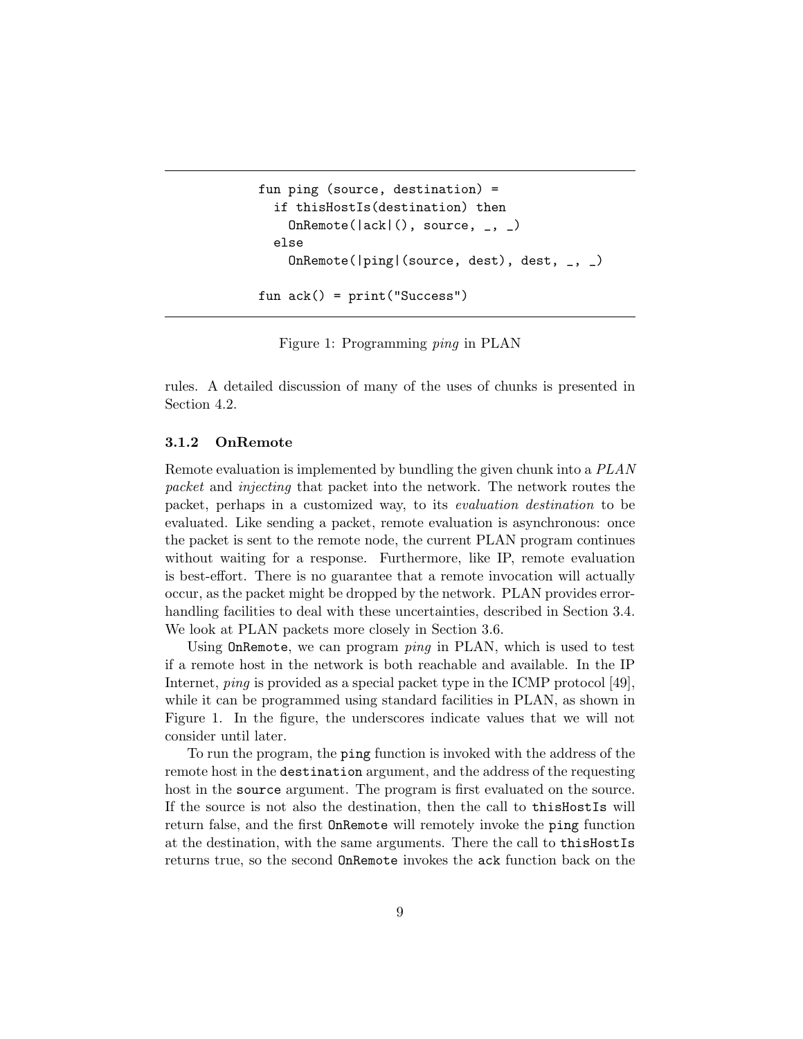```
fun ping (source, destination) =
  if thisHostIs(destination) then
    OnRemote(|ack|(), source, _, _)
  else
    OnRemote(|ping|(source, dest), dest, _, _)

fun ack() = print("Success")
```

Figure 1: Programming *ping* in PLAN

rules. A detailed discussion of many of the uses of chunks is presented in Section 4.2.

### 3.1.2 OnRemote

Remote evaluation is implemented by bundling the given chunk into a *PLAN packet* and *injecting* that packet into the network. The network routes the packet, perhaps in a customized way, to its *evaluation destination* to be evaluated. Like sending a packet, remote evaluation is asynchronous: once the packet is sent to the remote node, the current PLAN program continues without waiting for a response. Furthermore, like IP, remote evaluation is best-effort. There is no guarantee that a remote invocation will actually occur, as the packet might be dropped by the network. PLAN provides error-handling facilities to deal with these uncertainties, described in Section 3.4. We look at PLAN packets more closely in Section 3.6.

Using `OnRemote`, we can program *ping* in PLAN, which is used to test if a remote host in the network is both reachable and available. In the IP Internet, *ping* is provided as a special packet type in the ICMP protocol [49], while it can be programmed using standard facilities in PLAN, as shown in Figure 1. In the figure, the underscores indicate values that we will not consider until later.

To run the program, the `ping` function is invoked with the address of the remote host in the `destination` argument, and the address of the requesting host in the `source` argument. The program is first evaluated on the source. If the source is not also the destination, then the call to `thisHostIs` will return false, and the first `OnRemote` will remotely invoke the `ping` function at the destination, with the same arguments. There the call to `thisHostIs` returns true, so the second `OnRemote` invokes the `ack` function back on the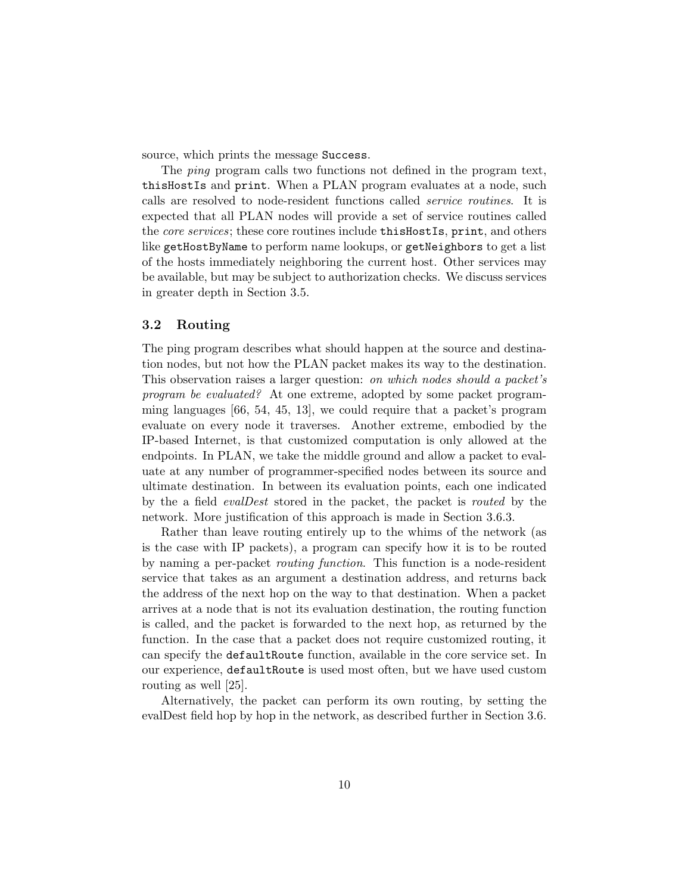source, which prints the message `Success`.

The *ping* program calls two functions not defined in the program text, `thisHostIs` and `print`. When a PLAN program evaluates at a node, such calls are resolved to node-resident functions called *service routines*. It is expected that all PLAN nodes will provide a set of service routines called the *core services*; these core routines include `thisHostIs`, `print`, and others like `getHostByName` to perform name lookups, or `getNeighbors` to get a list of the hosts immediately neighboring the current host. Other services may be available, but may be subject to authorization checks. We discuss services in greater depth in Section 3.5.

### 3.2 Routing

The ping program describes what should happen at the source and destination nodes, but not how the PLAN packet makes its way to the destination. This observation raises a larger question: *on which nodes should a packet's program be evaluated?* At one extreme, adopted by some packet programming languages [66, 54, 45, 13], we could require that a packet's program evaluate on every node it traverses. Another extreme, embodied by the IP-based Internet, is that customized computation is only allowed at the endpoints. In PLAN, we take the middle ground and allow a packet to evaluate at any number of programmer-specified nodes between its source and ultimate destination. In between its evaluation points, each one indicated by the a field *evalDest* stored in the packet, the packet is *routed* by the network. More justification of this approach is made in Section 3.6.3.

Rather than leave routing entirely up to the whims of the network (as is the case with IP packets), a program can specify how it is to be routed by naming a per-packet *routing function*. This function is a node-resident service that takes as an argument a destination address, and returns back the address of the next hop on the way to that destination. When a packet arrives at a node that is not its evaluation destination, the routing function is called, and the packet is forwarded to the next hop, as returned by the function. In the case that a packet does not require customized routing, it can specify the `defaultRoute` function, available in the core service set. In our experience, `defaultRoute` is used most often, but we have used custom routing as well [25].

Alternatively, the packet can perform its own routing, by setting the evalDest field hop by hop in the network, as described further in Section 3.6.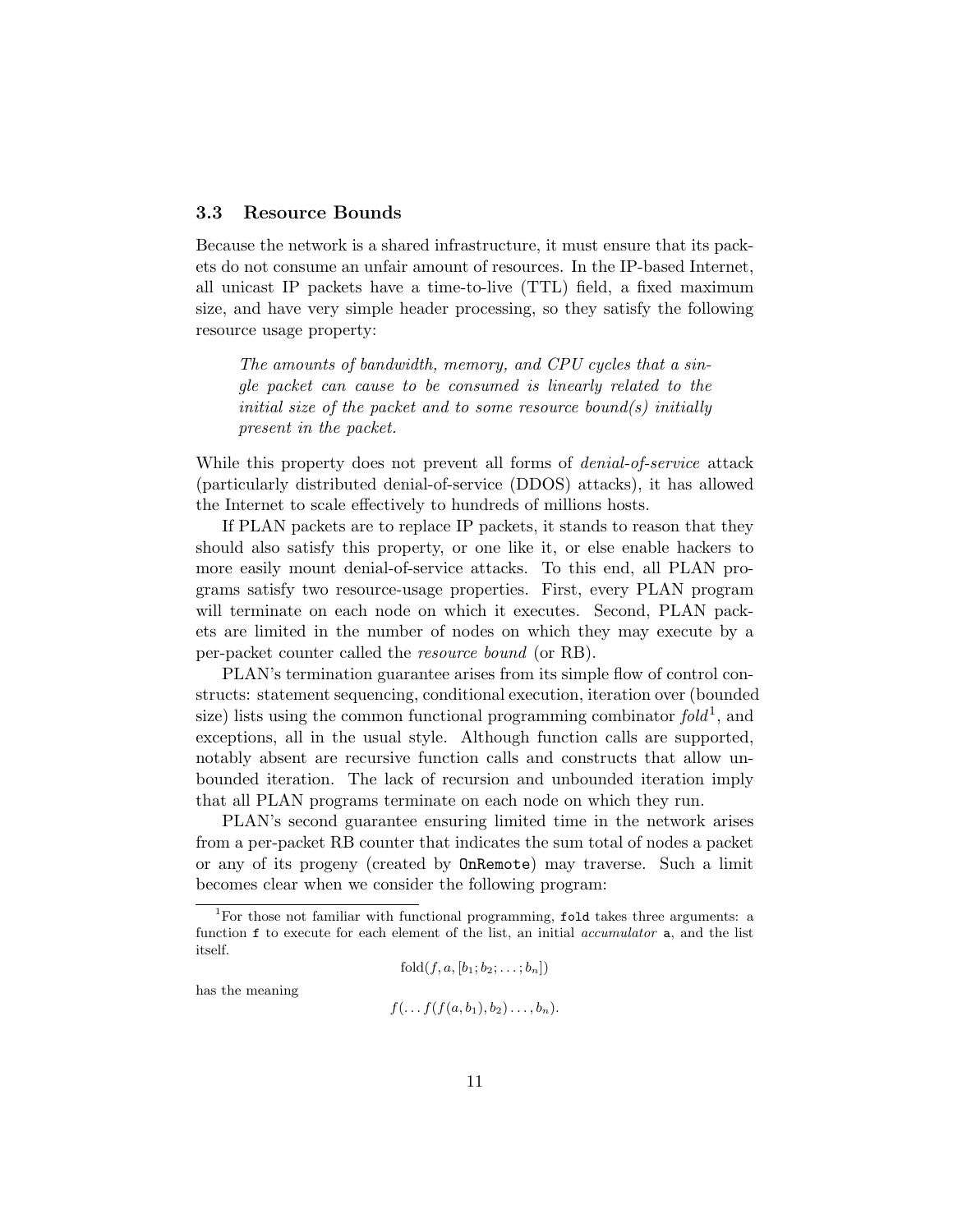### 3.3 Resource Bounds

Because the network is a shared infrastructure, it must ensure that its packets do not consume an unfair amount of resources. In the IP-based Internet, all unicast IP packets have a time-to-live (TTL) field, a fixed maximum size, and have very simple header processing, so they satisfy the following resource usage property:

> *The amounts of bandwidth, memory, and CPU cycles that a single packet can cause to be consumed is linearly related to the initial size of the packet and to some resource bound(s) initially present in the packet.*

While this property does not prevent all forms of *denial-of-service* attack (particularly distributed denial-of-service (DDOS) attacks), it has allowed the Internet to scale effectively to hundreds of millions hosts.

If PLAN packets are to replace IP packets, it stands to reason that they should also satisfy this property, or one like it, or else enable hackers to more easily mount denial-of-service attacks. To this end, all PLAN programs satisfy two resource-usage properties. First, every PLAN program will terminate on each node on which it executes. Second, PLAN packets are limited in the number of nodes on which they may execute by a per-packet counter called the *resource bound* (or RB).

PLAN's termination guarantee arises from its simple flow of control constructs: statement sequencing, conditional execution, iteration over (bounded size) lists using the common functional programming combinator *fold*[1], and exceptions, all in the usual style. Although function calls are supported, notably absent are recursive function calls and constructs that allow unbounded iteration. The lack of recursion and unbounded iteration imply that all PLAN programs terminate on each node on which they run.

PLAN's second guarantee ensuring limited time in the network arises from a per-packet RB counter that indicates the sum total of nodes a packet or any of its progeny (created by `OnRemote`) may traverse. Such a limit becomes clear when we consider the following program:

---

[1] For those not familiar with functional programming, `fold` takes three arguments: a function `f` to execute for each element of the list, an initial *accumulator* `a`, and the list itself.

$$\text{fold}(f, a, [b_1; b_2; \ldots; b_n])$$

has the meaning

$$f(\ldots f(f(a, b_1), b_2) \ldots, b_n).$$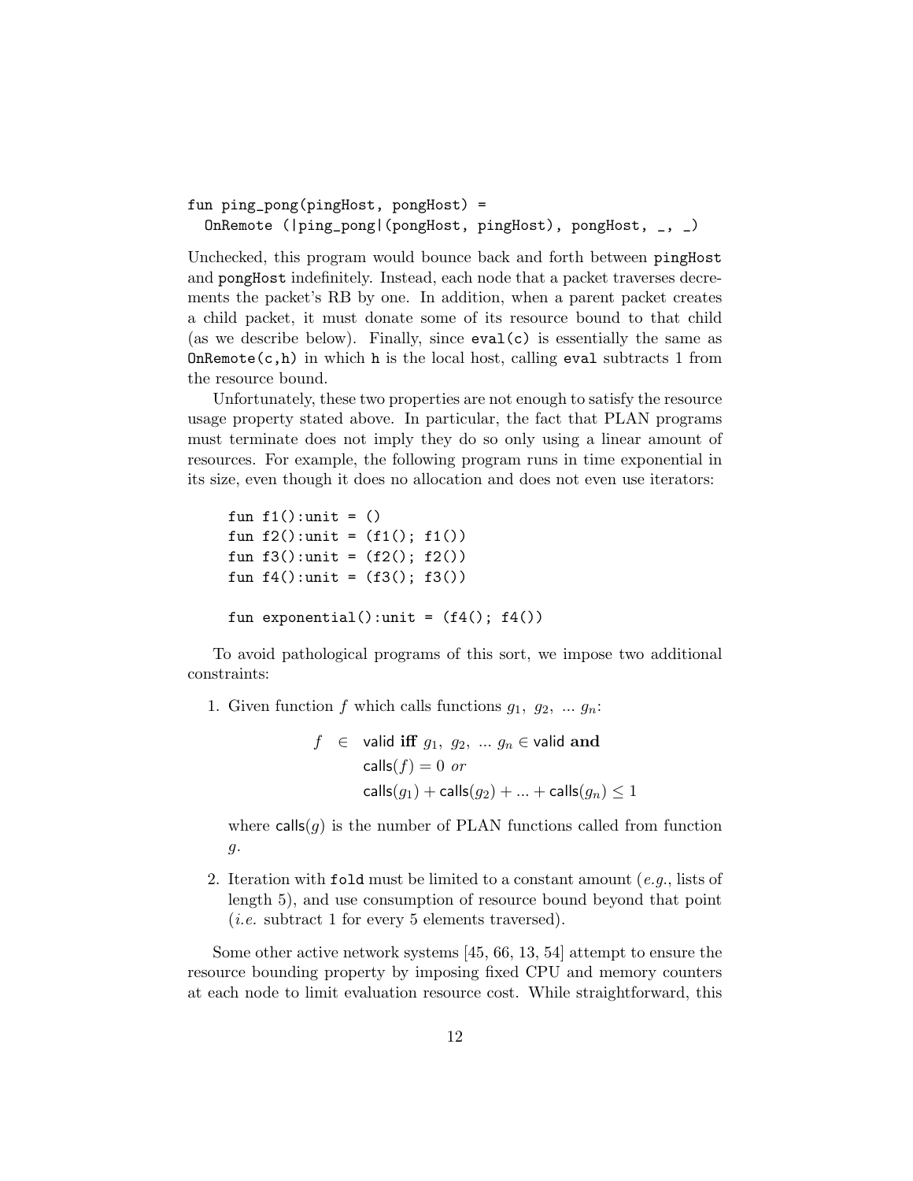```
fun ping_pong(pingHost, pongHost) =
  OnRemote (|ping_pong|(pongHost, pingHost), pongHost, _, _)
```

Unchecked, this program would bounce back and forth between `pingHost` and `pongHost` indefinitely. Instead, each node that a packet traverses decrements the packet's RB by one. In addition, when a parent packet creates a child packet, it must donate some of its resource bound to that child (as we describe below). Finally, since `eval(c)` is essentially the same as `OnRemote(c,h)` in which `h` is the local host, calling `eval` subtracts 1 from the resource bound.

Unfortunately, these two properties are not enough to satisfy the resource usage property stated above. In particular, the fact that PLAN programs must terminate does not imply they do so only using a linear amount of resources. For example, the following program runs in time exponential in its size, even though it does no allocation and does not even use iterators:

```
fun f1():unit = ()
fun f2():unit = (f1(); f1())
fun f3():unit = (f2(); f2())
fun f4():unit = (f3(); f3())

fun exponential():unit = (f4(); f4())
```

To avoid pathological programs of this sort, we impose two additional constraints:

1. Given function $f$ which calls functions $g_1,\ g_2,\ \ldots\ g_n$:

   $$\begin{aligned} f \ \in\ & \mathsf{valid}\ \textbf{iff}\ g_1,\ g_2,\ \ldots\ g_n \in \mathsf{valid}\ \textbf{and} \\ & \mathsf{calls}(f) = 0\ \textit{or} \\ & \mathsf{calls}(g_1) + \mathsf{calls}(g_2) + \ldots + \mathsf{calls}(g_n) \leq 1 \end{aligned}$$

   where $\mathsf{calls}(g)$ is the number of PLAN functions called from function $g$.

2. Iteration with `fold` must be limited to a constant amount (*e.g.*, lists of length 5), and use consumption of resource bound beyond that point (*i.e.* subtract 1 for every 5 elements traversed).

Some other active network systems [45, 66, 13, 54] attempt to ensure the resource bounding property by imposing fixed CPU and memory counters at each node to limit evaluation resource cost. While straightforward, this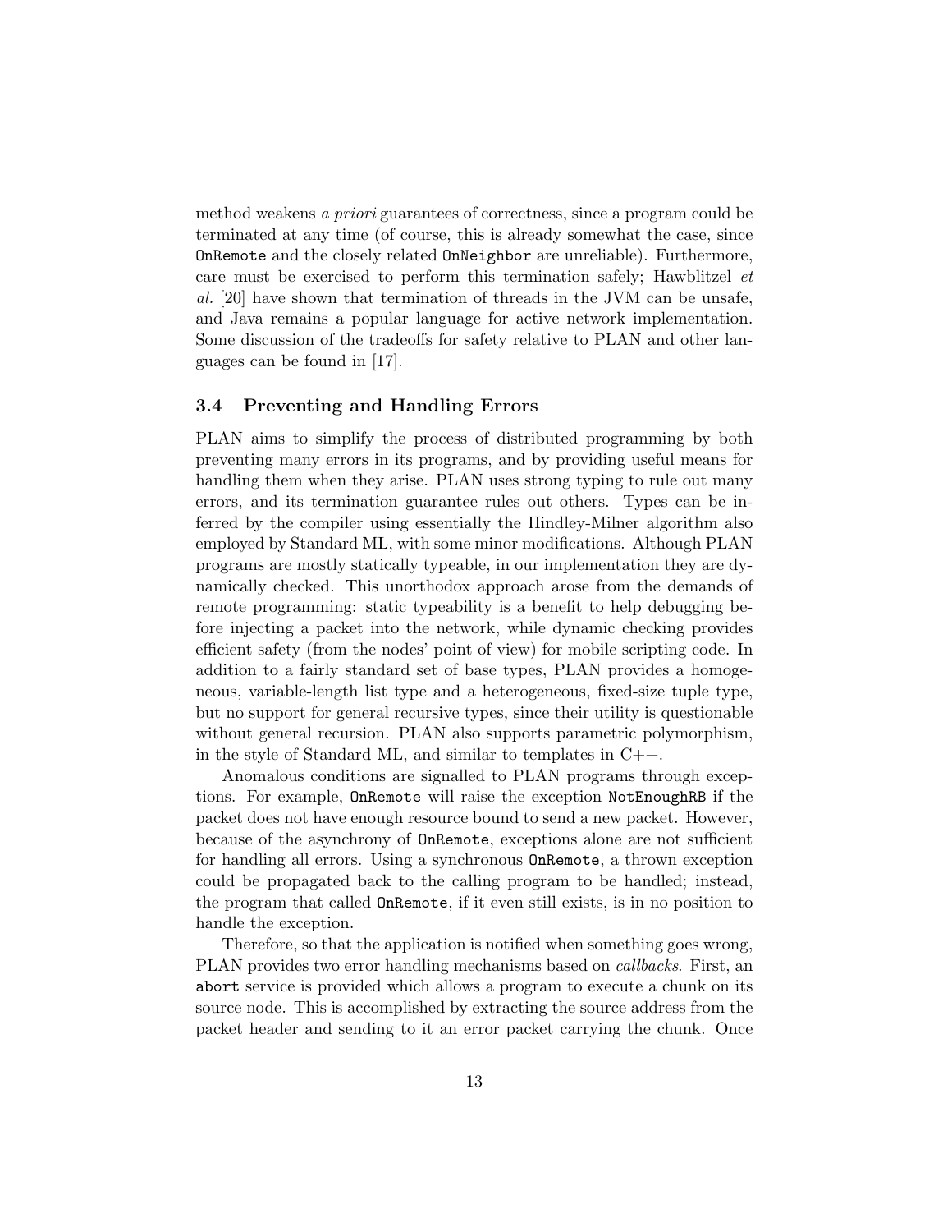method weakens *a priori* guarantees of correctness, since a program could be terminated at any time (of course, this is already somewhat the case, since `OnRemote` and the closely related `OnNeighbor` are unreliable). Furthermore, care must be exercised to perform this termination safely; Hawblitzel *et al.* [20] have shown that termination of threads in the JVM can be unsafe, and Java remains a popular language for active network implementation. Some discussion of the tradeoffs for safety relative to PLAN and other languages can be found in [17].

### 3.4 Preventing and Handling Errors

PLAN aims to simplify the process of distributed programming by both preventing many errors in its programs, and by providing useful means for handling them when they arise. PLAN uses strong typing to rule out many errors, and its termination guarantee rules out others. Types can be inferred by the compiler using essentially the Hindley-Milner algorithm also employed by Standard ML, with some minor modifications. Although PLAN programs are mostly statically typeable, in our implementation they are dynamically checked. This unorthodox approach arose from the demands of remote programming: static typeability is a benefit to help debugging before injecting a packet into the network, while dynamic checking provides efficient safety (from the nodes' point of view) for mobile scripting code. In addition to a fairly standard set of base types, PLAN provides a homogeneous, variable-length list type and a heterogeneous, fixed-size tuple type, but no support for general recursive types, since their utility is questionable without general recursion. PLAN also supports parametric polymorphism, in the style of Standard ML, and similar to templates in C++.

Anomalous conditions are signalled to PLAN programs through exceptions. For example, `OnRemote` will raise the exception `NotEnoughRB` if the packet does not have enough resource bound to send a new packet. However, because of the asynchrony of `OnRemote`, exceptions alone are not sufficient for handling all errors. Using a synchronous `OnRemote`, a thrown exception could be propagated back to the calling program to be handled; instead, the program that called `OnRemote`, if it even still exists, is in no position to handle the exception.

Therefore, so that the application is notified when something goes wrong, PLAN provides two error handling mechanisms based on *callbacks*. First, an `abort` service is provided which allows a program to execute a chunk on its source node. This is accomplished by extracting the source address from the packet header and sending to it an error packet carrying the chunk. Once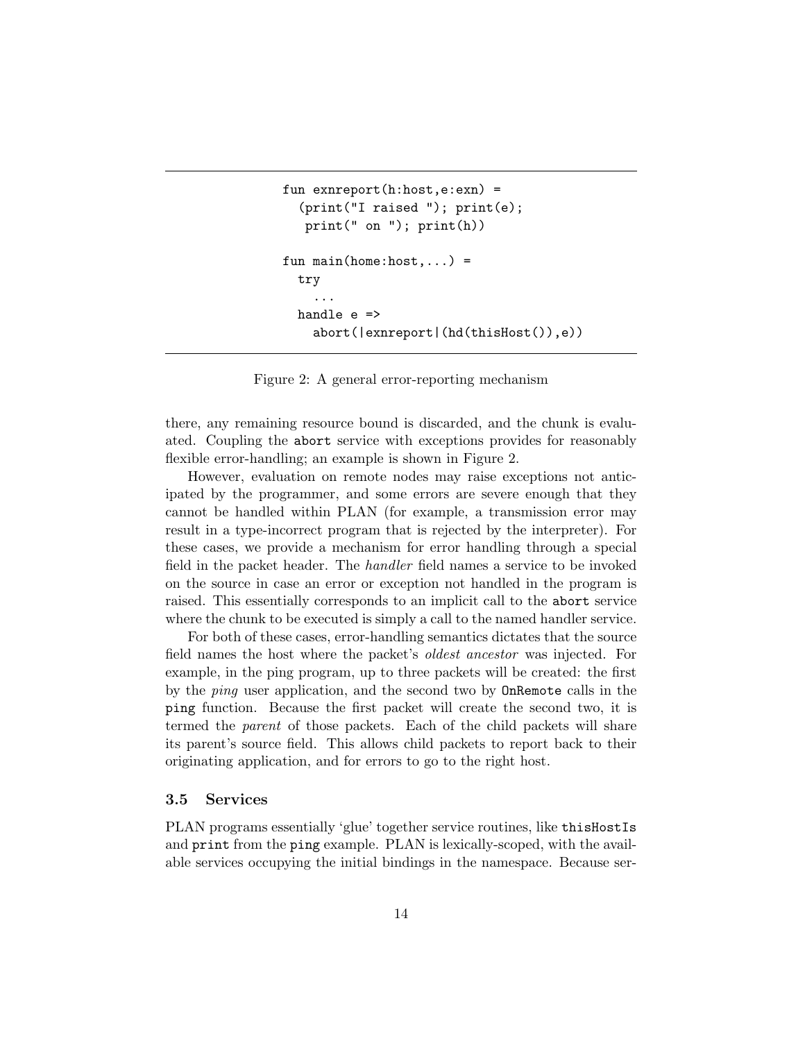```
fun exnreport(h:host,e:exn) =
  (print("I raised "); print(e);
   print(" on "); print(h))

fun main(home:host,...) =
  try
    ...
  handle e =>
    abort(|exnreport|(hd(thisHost()),e))
```

Figure 2: A general error-reporting mechanism

there, any remaining resource bound is discarded, and the chunk is evaluated. Coupling the `abort` service with exceptions provides for reasonably flexible error-handling; an example is shown in Figure 2.

However, evaluation on remote nodes may raise exceptions not anticipated by the programmer, and some errors are severe enough that they cannot be handled within PLAN (for example, a transmission error may result in a type-incorrect program that is rejected by the interpreter). For these cases, we provide a mechanism for error handling through a special field in the packet header. The *handler* field names a service to be invoked on the source in case an error or exception not handled in the program is raised. This essentially corresponds to an implicit call to the `abort` service where the chunk to be executed is simply a call to the named handler service.

For both of these cases, error-handling semantics dictates that the source field names the host where the packet's *oldest ancestor* was injected. For example, in the ping program, up to three packets will be created: the first by the *ping* user application, and the second two by `OnRemote` calls in the `ping` function. Because the first packet will create the second two, it is termed the *parent* of those packets. Each of the child packets will share its parent's source field. This allows child packets to report back to their originating application, and for errors to go to the right host.

### 3.5 Services

PLAN programs essentially 'glue' together service routines, like `thisHostIs` and `print` from the `ping` example. PLAN is lexically-scoped, with the available services occupying the initial bindings in the namespace. Because ser-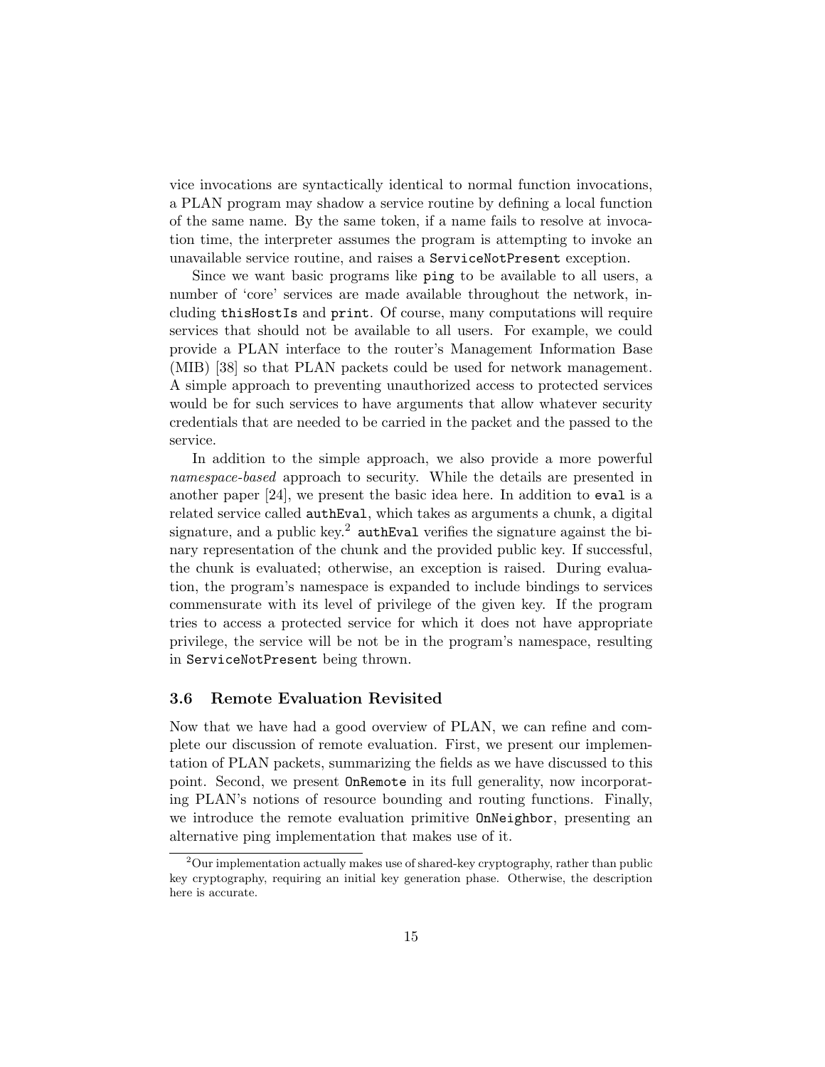vice invocations are syntactically identical to normal function invocations, a PLAN program may shadow a service routine by defining a local function of the same name. By the same token, if a name fails to resolve at invocation time, the interpreter assumes the program is attempting to invoke an unavailable service routine, and raises a `ServiceNotPresent` exception.

Since we want basic programs like `ping` to be available to all users, a number of 'core' services are made available throughout the network, including `thisHostIs` and `print`. Of course, many computations will require services that should not be available to all users. For example, we could provide a PLAN interface to the router's Management Information Base (MIB) [38] so that PLAN packets could be used for network management. A simple approach to preventing unauthorized access to protected services would be for such services to have arguments that allow whatever security credentials that are needed to be carried in the packet and the passed to the service.

In addition to the simple approach, we also provide a more powerful *namespace-based* approach to security. While the details are presented in another paper [24], we present the basic idea here. In addition to `eval` is a related service called `authEval`, which takes as arguments a chunk, a digital signature, and a public key.[2] `authEval` verifies the signature against the binary representation of the chunk and the provided public key. If successful, the chunk is evaluated; otherwise, an exception is raised. During evaluation, the program's namespace is expanded to include bindings to services commensurate with its level of privilege of the given key. If the program tries to access a protected service for which it does not have appropriate privilege, the service will be not be in the program's namespace, resulting in `ServiceNotPresent` being thrown.

### 3.6 Remote Evaluation Revisited

Now that we have had a good overview of PLAN, we can refine and complete our discussion of remote evaluation. First, we present our implementation of PLAN packets, summarizing the fields as we have discussed to this point. Second, we present `OnRemote` in its full generality, now incorporating PLAN's notions of resource bounding and routing functions. Finally, we introduce the remote evaluation primitive `OnNeighbor`, presenting an alternative ping implementation that makes use of it.

---

[2] Our implementation actually makes use of shared-key cryptography, rather than public key cryptography, requiring an initial key generation phase. Otherwise, the description here is accurate.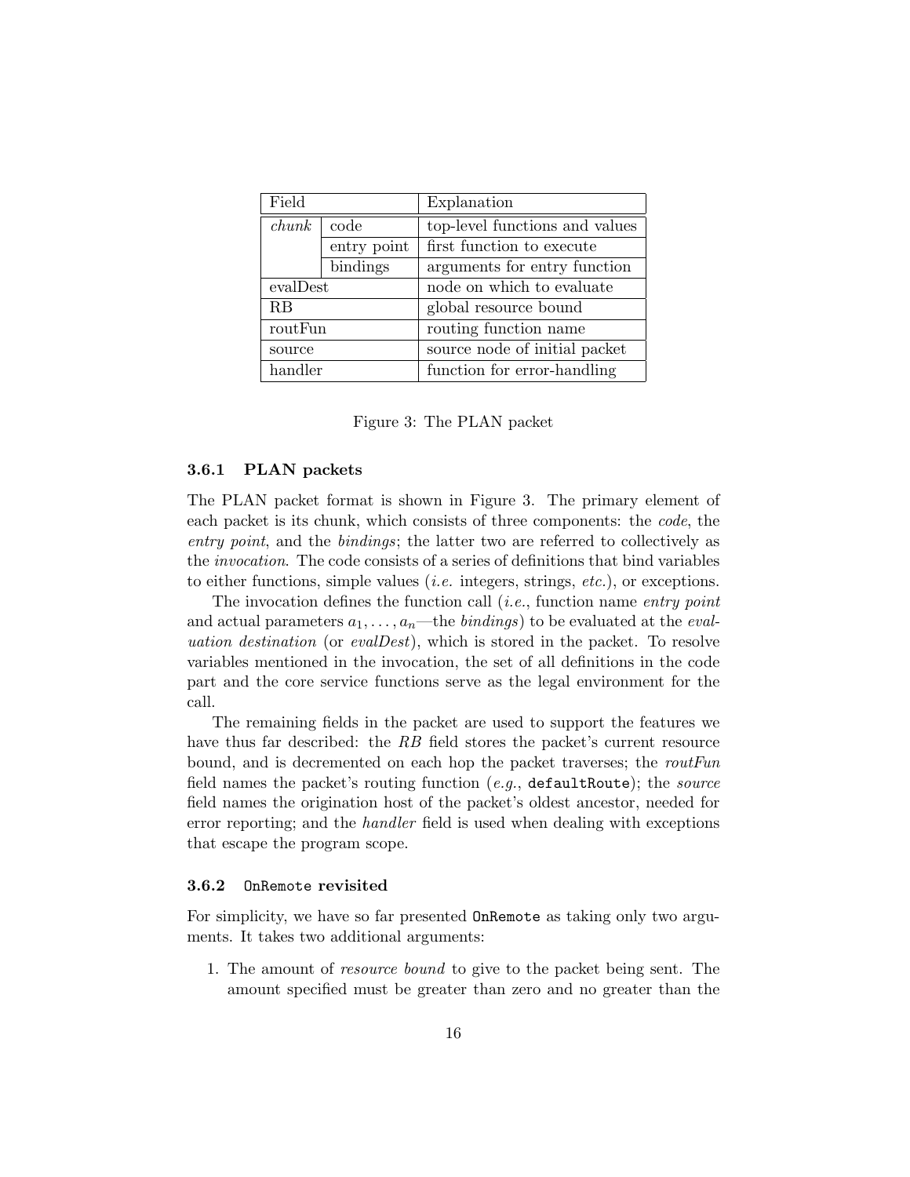| Field | | Explanation |
|---|---|---|
| *chunk* | code | top-level functions and values |
| | entry point | first function to execute |
| | bindings | arguments for entry function |
| evalDest | | node on which to evaluate |
| RB | | global resource bound |
| routFun | | routing function name |
| source | | source node of initial packet |
| handler | | function for error-handling |

Figure 3: The PLAN packet

### 3.6.1 PLAN packets

The PLAN packet format is shown in Figure 3. The primary element of each packet is its chunk, which consists of three components: the *code*, the *entry point*, and the *bindings*; the latter two are referred to collectively as the *invocation*. The code consists of a series of definitions that bind variables to either functions, simple values (*i.e.* integers, strings, *etc.*), or exceptions.

The invocation defines the function call (*i.e.*, function name *entry point* and actual parameters $a_1, \ldots, a_n$—the *bindings*) to be evaluated at the *evaluation destination* (or *evalDest*), which is stored in the packet. To resolve variables mentioned in the invocation, the set of all definitions in the code part and the core service functions serve as the legal environment for the call.

The remaining fields in the packet are used to support the features we have thus far described: the *RB* field stores the packet's current resource bound, and is decremented on each hop the packet traverses; the *routFun* field names the packet's routing function (*e.g.*, `defaultRoute`); the *source* field names the origination host of the packet's oldest ancestor, needed for error reporting; and the *handler* field is used when dealing with exceptions that escape the program scope.

### 3.6.2 `OnRemote` revisited

For simplicity, we have so far presented `OnRemote` as taking only two arguments. It takes two additional arguments:

1. The amount of *resource bound* to give to the packet being sent. The amount specified must be greater than zero and no greater than the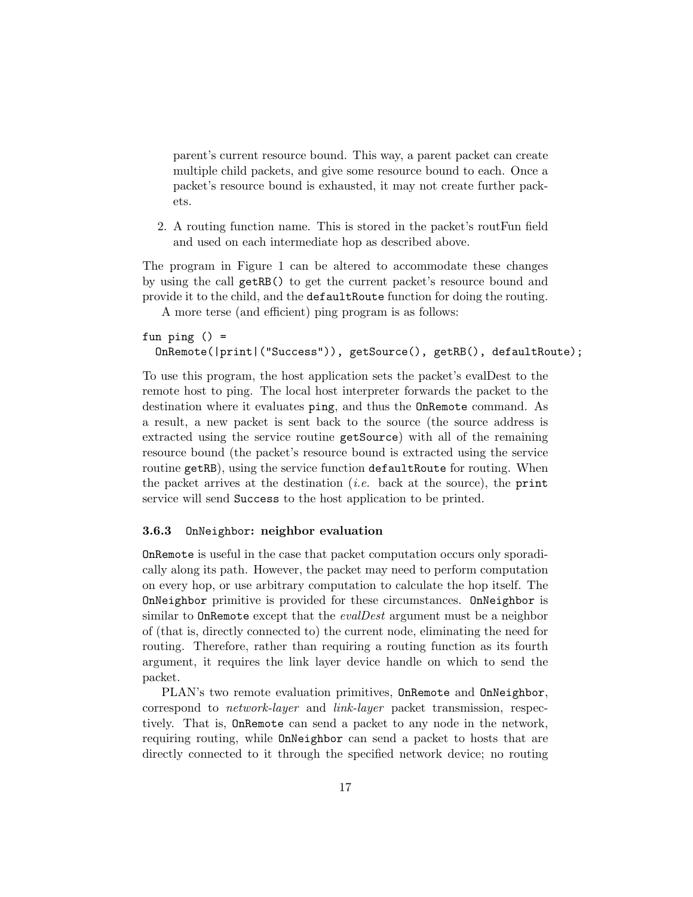parent's current resource bound. This way, a parent packet can create multiple child packets, and give some resource bound to each. Once a packet's resource bound is exhausted, it may not create further packets.

2. A routing function name. This is stored in the packet's routFun field and used on each intermediate hop as described above.

The program in Figure 1 can be altered to accommodate these changes by using the call `getRB()` to get the current packet's resource bound and provide it to the child, and the `defaultRoute` function for doing the routing.

A more terse (and efficient) ping program is as follows:

```
fun ping () =
  OnRemote(|print|("Success")), getSource(), getRB(), defaultRoute);
```

To use this program, the host application sets the packet's evalDest to the remote host to ping. The local host interpreter forwards the packet to the destination where it evaluates `ping`, and thus the `OnRemote` command. As a result, a new packet is sent back to the source (the source address is extracted using the service routine `getSource`) with all of the remaining resource bound (the packet's resource bound is extracted using the service routine `getRB`), using the service function `defaultRoute` for routing. When the packet arrives at the destination (*i.e.* back at the source), the `print` service will send `Success` to the host application to be printed.

### 3.6.3 `OnNeighbor`: neighbor evaluation

`OnRemote` is useful in the case that packet computation occurs only sporadically along its path. However, the packet may need to perform computation on every hop, or use arbitrary computation to calculate the hop itself. The `OnNeighbor` primitive is provided for these circumstances. `OnNeighbor` is similar to `OnRemote` except that the *evalDest* argument must be a neighbor of (that is, directly connected to) the current node, eliminating the need for routing. Therefore, rather than requiring a routing function as its fourth argument, it requires the link layer device handle on which to send the packet.

PLAN's two remote evaluation primitives, `OnRemote` and `OnNeighbor`, correspond to *network-layer* and *link-layer* packet transmission, respectively. That is, `OnRemote` can send a packet to any node in the network, requiring routing, while `OnNeighbor` can send a packet to hosts that are directly connected to it through the specified network device; no routing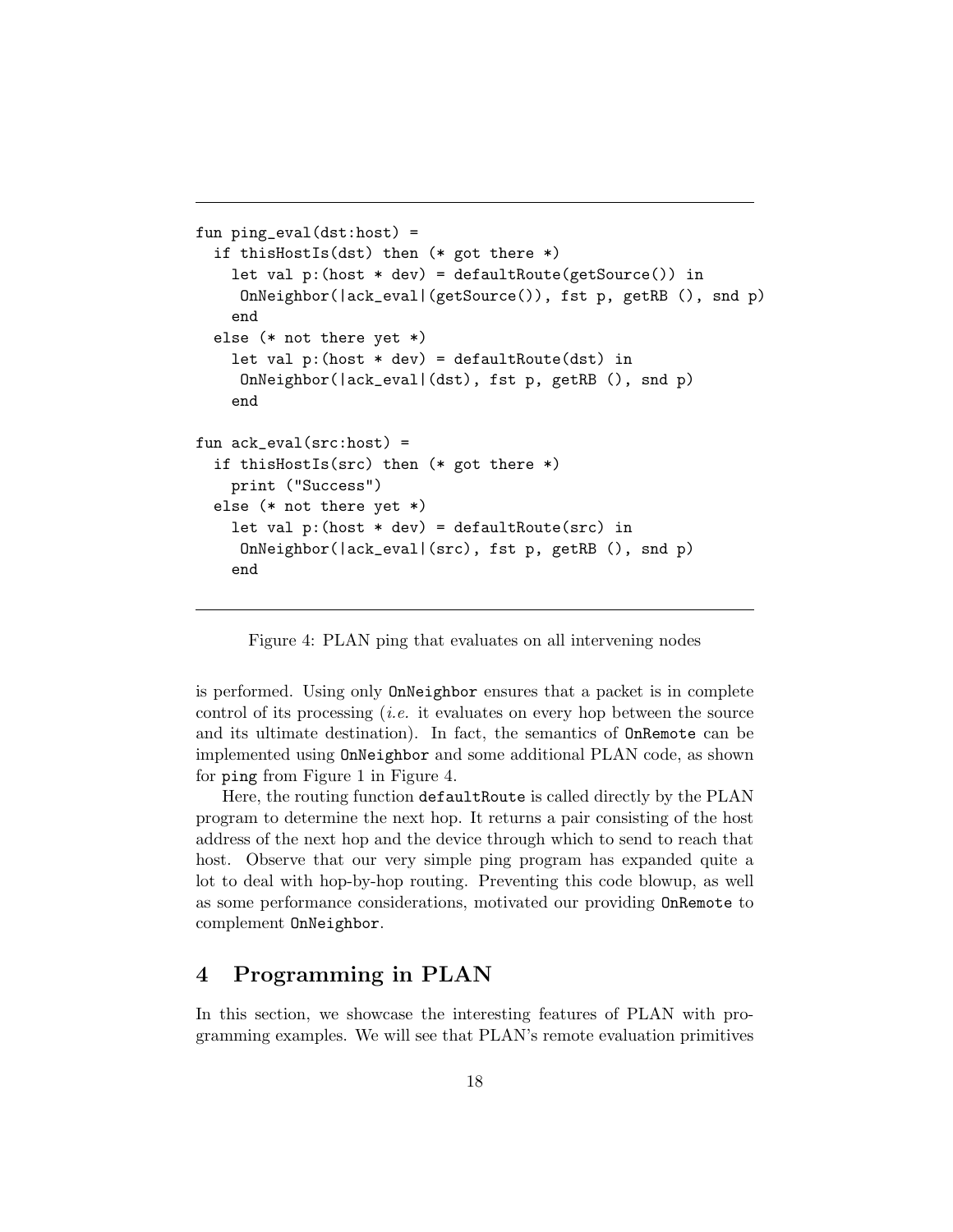```
fun ping_eval(dst:host) =
  if thisHostIs(dst) then (* got there *)
    let val p:(host * dev) = defaultRoute(getSource()) in
     OnNeighbor(|ack_eval|(getSource()), fst p, getRB (), snd p)
    end
  else (* not there yet *)
    let val p:(host * dev) = defaultRoute(dst) in
     OnNeighbor(|ack_eval|(dst), fst p, getRB (), snd p)
    end

fun ack_eval(src:host) =
  if thisHostIs(src) then (* got there *)
    print ("Success")
  else (* not there yet *)
    let val p:(host * dev) = defaultRoute(src) in
     OnNeighbor(|ack_eval|(src), fst p, getRB (), snd p)
    end
```

Figure 4: PLAN ping that evaluates on all intervening nodes

is performed. Using only `OnNeighbor` ensures that a packet is in complete control of its processing (*i.e.* it evaluates on every hop between the source and its ultimate destination). In fact, the semantics of `OnRemote` can be implemented using `OnNeighbor` and some additional PLAN code, as shown for `ping` from Figure 1 in Figure 4.

Here, the routing function `defaultRoute` is called directly by the PLAN program to determine the next hop. It returns a pair consisting of the host address of the next hop and the device through which to send to reach that host. Observe that our very simple ping program has expanded quite a lot to deal with hop-by-hop routing. Preventing this code blowup, as well as some performance considerations, motivated our providing `OnRemote` to complement `OnNeighbor`.

## 4 Programming in PLAN

In this section, we showcase the interesting features of PLAN with programming examples. We will see that PLAN's remote evaluation primitives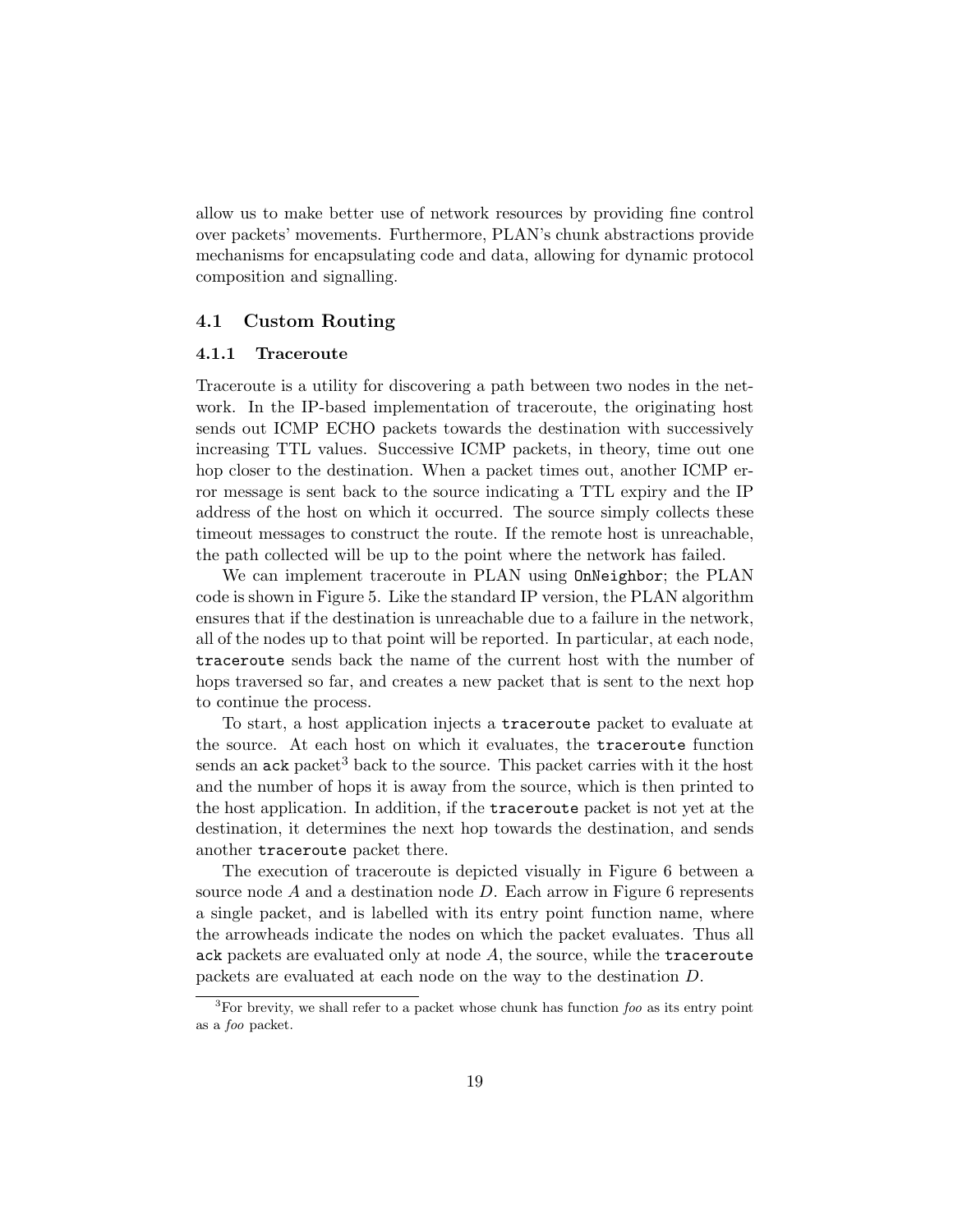allow us to make better use of network resources by providing fine control over packets' movements. Furthermore, PLAN's chunk abstractions provide mechanisms for encapsulating code and data, allowing for dynamic protocol composition and signalling.

## 4.1 Custom Routing

### 4.1.1 Traceroute

Traceroute is a utility for discovering a path between two nodes in the network. In the IP-based implementation of traceroute, the originating host sends out ICMP ECHO packets towards the destination with successively increasing TTL values. Successive ICMP packets, in theory, time out one hop closer to the destination. When a packet times out, another ICMP error message is sent back to the source indicating a TTL expiry and the IP address of the host on which it occurred. The source simply collects these timeout messages to construct the route. If the remote host is unreachable, the path collected will be up to the point where the network has failed.

We can implement traceroute in PLAN using `OnNeighbor`; the PLAN code is shown in Figure 5. Like the standard IP version, the PLAN algorithm ensures that if the destination is unreachable due to a failure in the network, all of the nodes up to that point will be reported. In particular, at each node, `traceroute` sends back the name of the current host with the number of hops traversed so far, and creates a new packet that is sent to the next hop to continue the process.

To start, a host application injects a `traceroute` packet to evaluate at the source. At each host on which it evaluates, the `traceroute` function sends an `ack` packet[3] back to the source. This packet carries with it the host and the number of hops it is away from the source, which is then printed to the host application. In addition, if the `traceroute` packet is not yet at the destination, it determines the next hop towards the destination, and sends another `traceroute` packet there.

The execution of traceroute is depicted visually in Figure 6 between a source node $A$ and a destination node $D$. Each arrow in Figure 6 represents a single packet, and is labelled with its entry point function name, where the arrowheads indicate the nodes on which the packet evaluates. Thus all `ack` packets are evaluated only at node $A$, the source, while the `traceroute` packets are evaluated at each node on the way to the destination $D$.

[3] For brevity, we shall refer to a packet whose chunk has function *foo* as its entry point as a *foo* packet.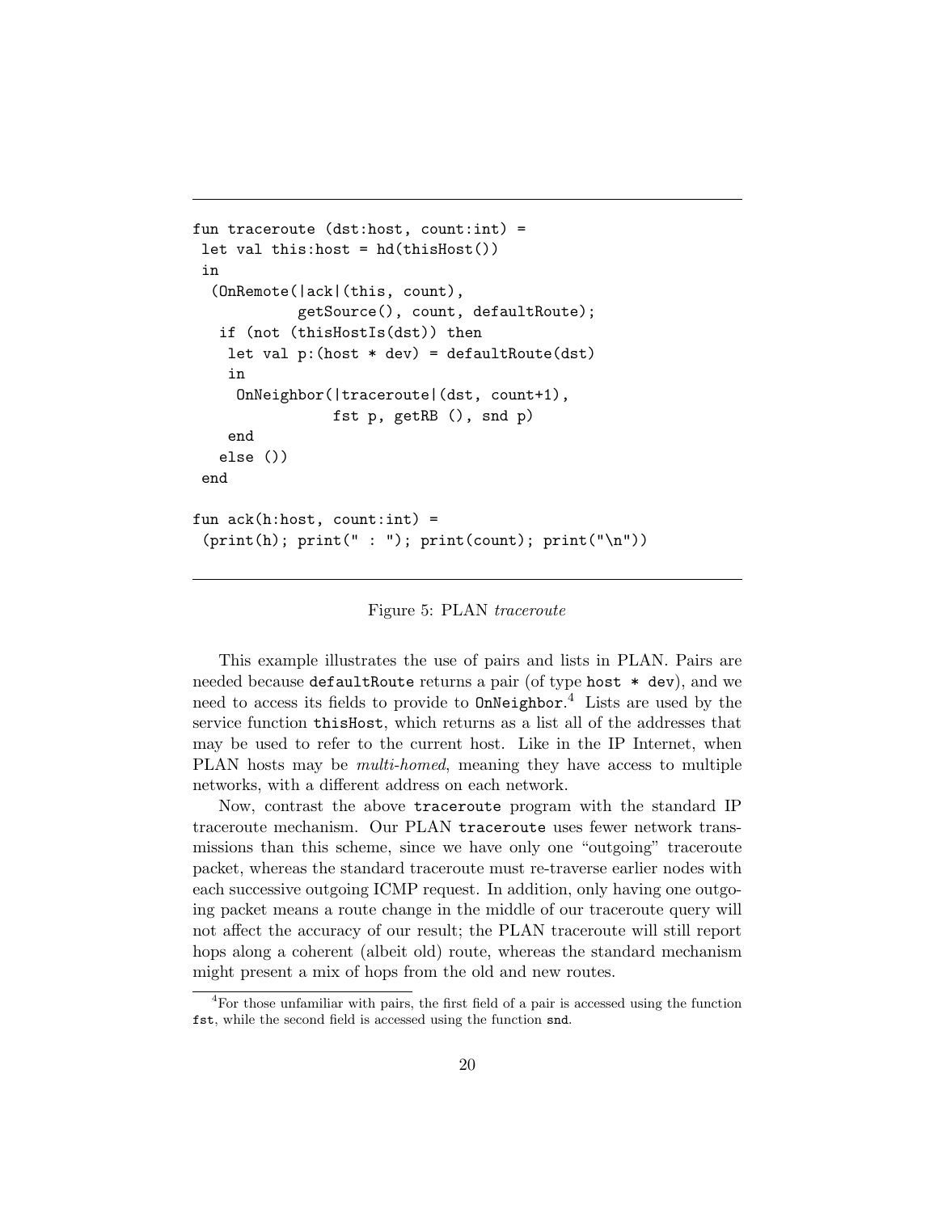```
fun traceroute (dst:host, count:int) =
 let val this:host = hd(thisHost())
 in
  (OnRemote(|ack|(this, count),
            getSource(), count, defaultRoute);
   if (not (thisHostIs(dst))) then
    let val p:(host * dev) = defaultRoute(dst)
    in
     OnNeighbor(|traceroute|(dst, count+1),
                fst p, getRB (), snd p)
    end
   else ())
 end

fun ack(h:host, count:int) =
 (print(h); print(" : "); print(count); print("\n"))
```

Figure 5: PLAN *traceroute*

This example illustrates the use of pairs and lists in PLAN. Pairs are needed because `defaultRoute` returns a pair (of type `host * dev`), and we need to access its fields to provide to `OnNeighbor`.[4] Lists are used by the service function `thisHost`, which returns as a list all of the addresses that may be used to refer to the current host. Like in the IP Internet, when PLAN hosts may be *multi-homed*, meaning they have access to multiple networks, with a different address on each network.

Now, contrast the above `traceroute` program with the standard IP traceroute mechanism. Our PLAN `traceroute` uses fewer network transmissions than this scheme, since we have only one "outgoing" traceroute packet, whereas the standard traceroute must re-traverse earlier nodes with each successive outgoing ICMP request. In addition, only having one outgoing packet means a route change in the middle of our traceroute query will not affect the accuracy of our result; the PLAN traceroute will still report hops along a coherent (albeit old) route, whereas the standard mechanism might present a mix of hops from the old and new routes.

[4] For those unfamiliar with pairs, the first field of a pair is accessed using the function `fst`, while the second field is accessed using the function `snd`.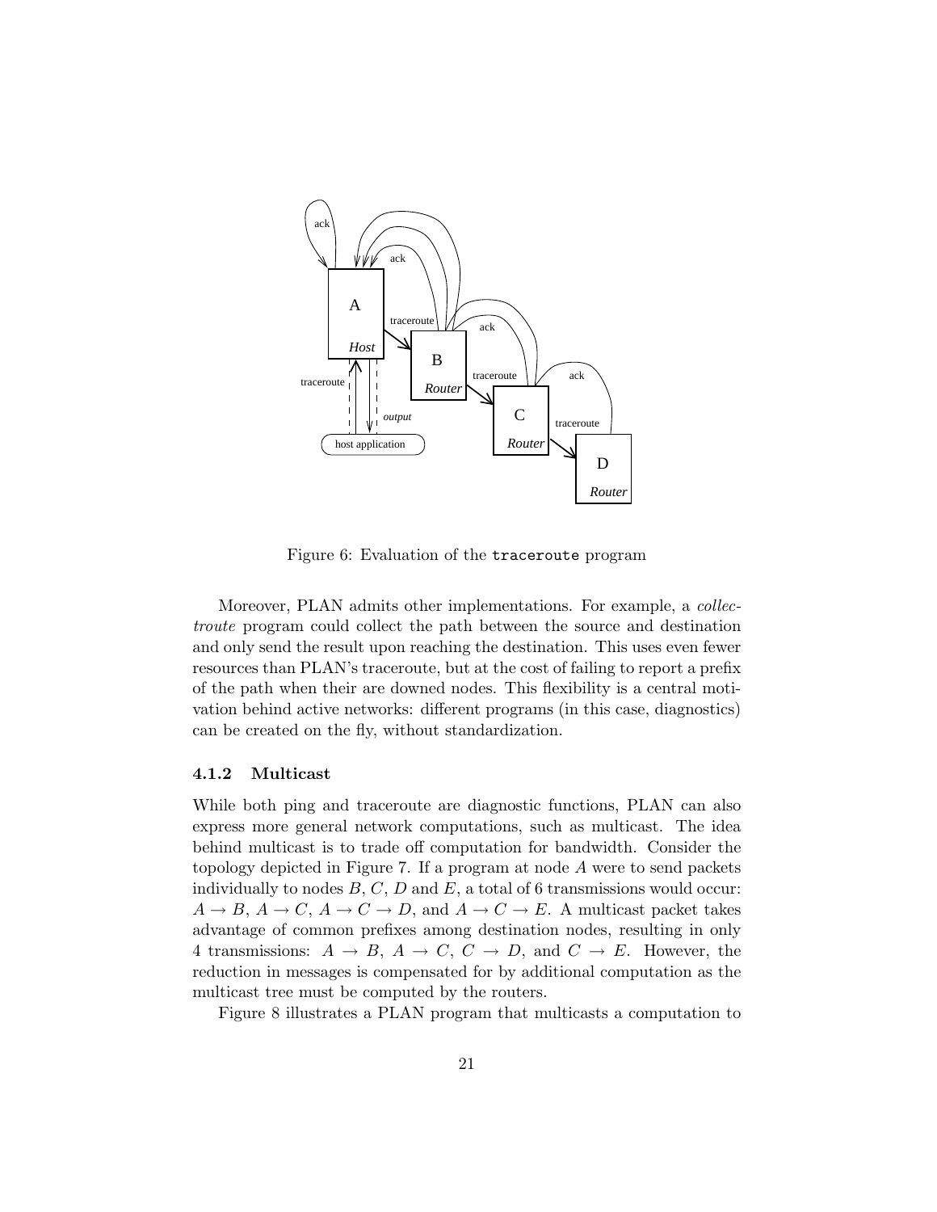Figure 6: Evaluation of the `traceroute` program

Moreover, PLAN admits other implementations. For example, a *collectroute* program could collect the path between the source and destination and only send the result upon reaching the destination. This uses even fewer resources than PLAN's traceroute, but at the cost of failing to report a prefix of the path when their are downed nodes. This flexibility is a central motivation behind active networks: different programs (in this case, diagnostics) can be created on the fly, without standardization.

### 4.1.2 Multicast

While both ping and traceroute are diagnostic functions, PLAN can also express more general network computations, such as multicast. The idea behind multicast is to trade off computation for bandwidth. Consider the topology depicted in Figure 7. If a program at node $A$ were to send packets individually to nodes $B$, $C$, $D$ and $E$, a total of 6 transmissions would occur: $A \rightarrow B$, $A \rightarrow C$, $A \rightarrow C \rightarrow D$, and $A \rightarrow C \rightarrow E$. A multicast packet takes advantage of common prefixes among destination nodes, resulting in only 4 transmissions: $A \rightarrow B$, $A \rightarrow C$, $C \rightarrow D$, and $C \rightarrow E$. However, the reduction in messages is compensated for by additional computation as the multicast tree must be computed by the routers.

Figure 8 illustrates a PLAN program that multicasts a computation to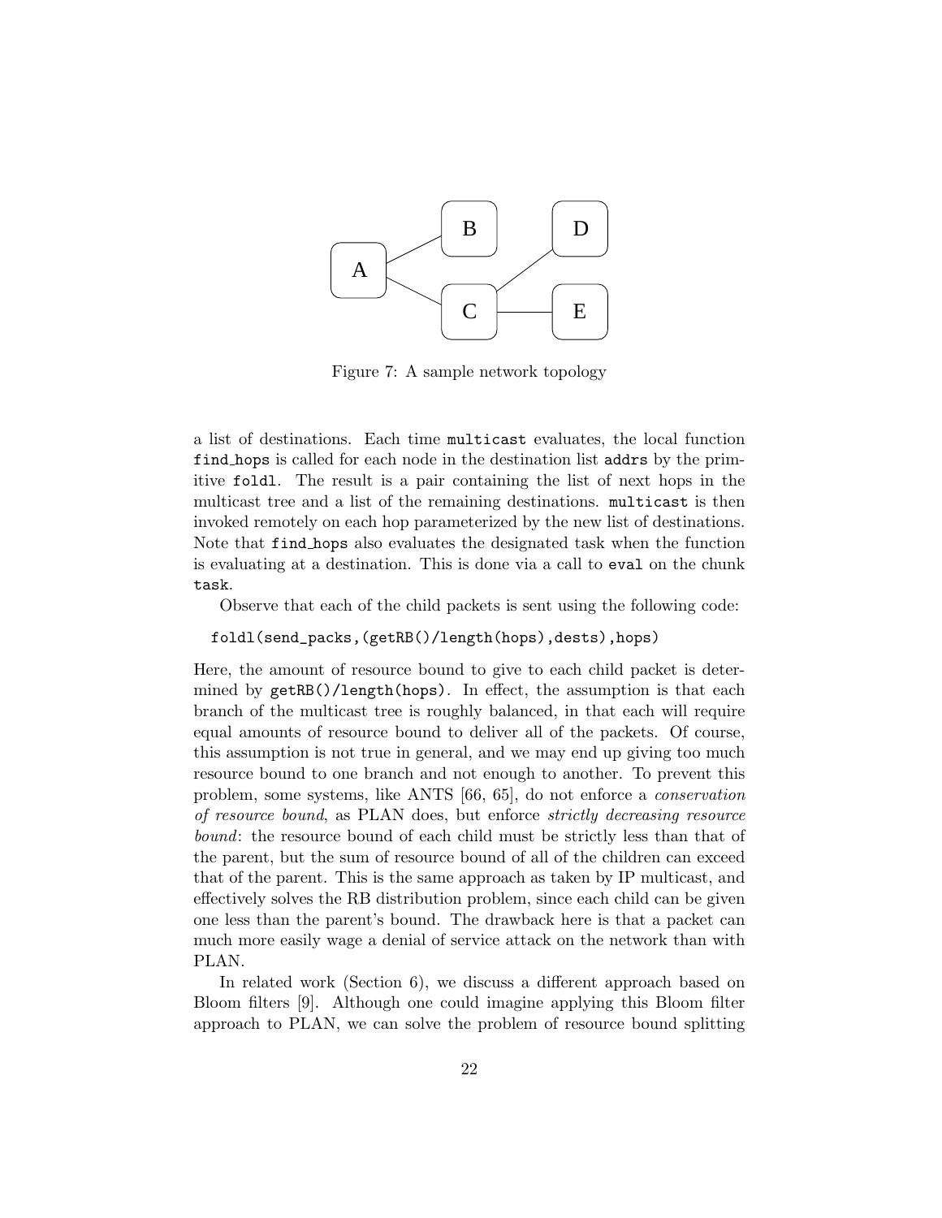Figure 7: A sample network topology

a list of destinations. Each time `multicast` evaluates, the local function `find_hops` is called for each node in the destination list `addrs` by the primitive `foldl`. The result is a pair containing the list of next hops in the multicast tree and a list of the remaining destinations. `multicast` is then invoked remotely on each hop parameterized by the new list of destinations. Note that `find_hops` also evaluates the designated task when the function is evaluating at a destination. This is done via a call to `eval` on the chunk `task`.

Observe that each of the child packets is sent using the following code:

```
foldl(send_packs,(getRB()/length(hops),dests),hops)
```

Here, the amount of resource bound to give to each child packet is determined by `getRB()/length(hops)`. In effect, the assumption is that each branch of the multicast tree is roughly balanced, in that each will require equal amounts of resource bound to deliver all of the packets. Of course, this assumption is not true in general, and we may end up giving too much resource bound to one branch and not enough to another. To prevent this problem, some systems, like ANTS [66, 65], do not enforce a *conservation of resource bound*, as PLAN does, but enforce *strictly decreasing resource bound*: the resource bound of each child must be strictly less than that of the parent, but the sum of resource bound of all of the children can exceed that of the parent. This is the same approach as taken by IP multicast, and effectively solves the RB distribution problem, since each child can be given one less than the parent's bound. The drawback here is that a packet can much more easily wage a denial of service attack on the network than with PLAN.

In related work (Section 6), we discuss a different approach based on Bloom filters [9]. Although one could imagine applying this Bloom filter approach to PLAN, we can solve the problem of resource bound splitting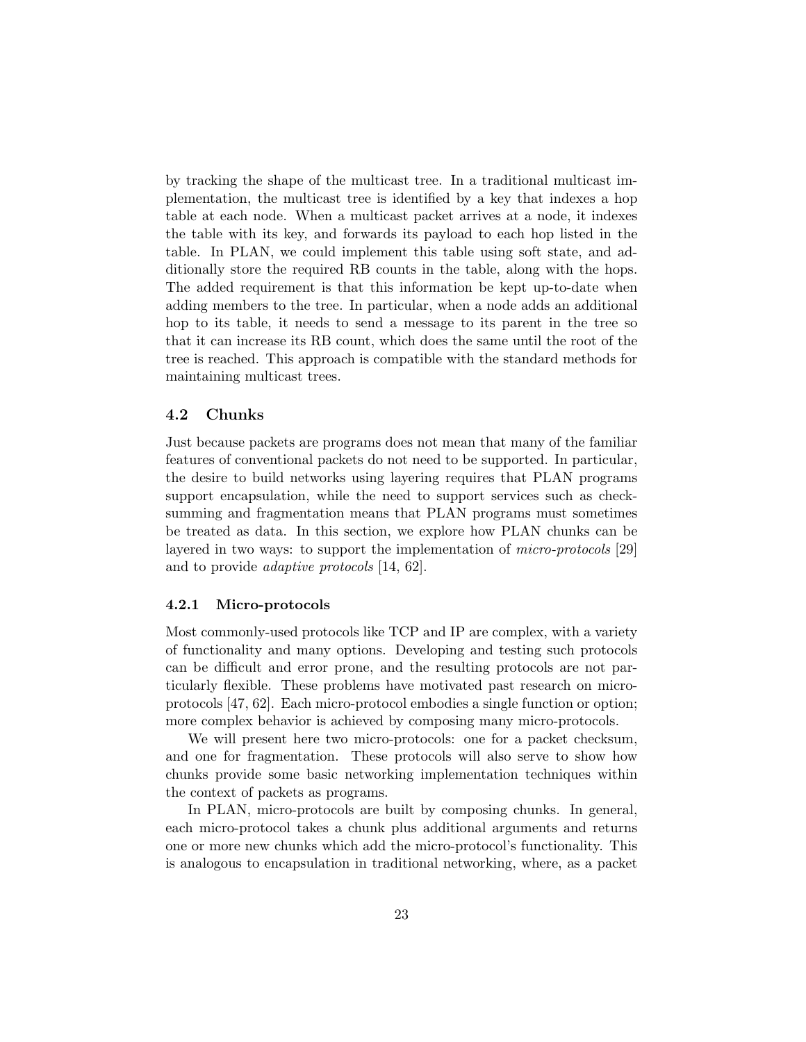by tracking the shape of the multicast tree. In a traditional multicast implementation, the multicast tree is identified by a key that indexes a hop table at each node. When a multicast packet arrives at a node, it indexes the table with its key, and forwards its payload to each hop listed in the table. In PLAN, we could implement this table using soft state, and additionally store the required RB counts in the table, along with the hops. The added requirement is that this information be kept up-to-date when adding members to the tree. In particular, when a node adds an additional hop to its table, it needs to send a message to its parent in the tree so that it can increase its RB count, which does the same until the root of the tree is reached. This approach is compatible with the standard methods for maintaining multicast trees.

## 4.2 Chunks

Just because packets are programs does not mean that many of the familiar features of conventional packets do not need to be supported. In particular, the desire to build networks using layering requires that PLAN programs support encapsulation, while the need to support services such as checksumming and fragmentation means that PLAN programs must sometimes be treated as data. In this section, we explore how PLAN chunks can be layered in two ways: to support the implementation of *micro-protocols* [29] and to provide *adaptive protocols* [14, 62].

### 4.2.1 Micro-protocols

Most commonly-used protocols like TCP and IP are complex, with a variety of functionality and many options. Developing and testing such protocols can be difficult and error prone, and the resulting protocols are not particularly flexible. These problems have motivated past research on micro-protocols [47, 62]. Each micro-protocol embodies a single function or option; more complex behavior is achieved by composing many micro-protocols.

We will present here two micro-protocols: one for a packet checksum, and one for fragmentation. These protocols will also serve to show how chunks provide some basic networking implementation techniques within the context of packets as programs.

In PLAN, micro-protocols are built by composing chunks. In general, each micro-protocol takes a chunk plus additional arguments and returns one or more new chunks which add the micro-protocol's functionality. This is analogous to encapsulation in traditional networking, where, as a packet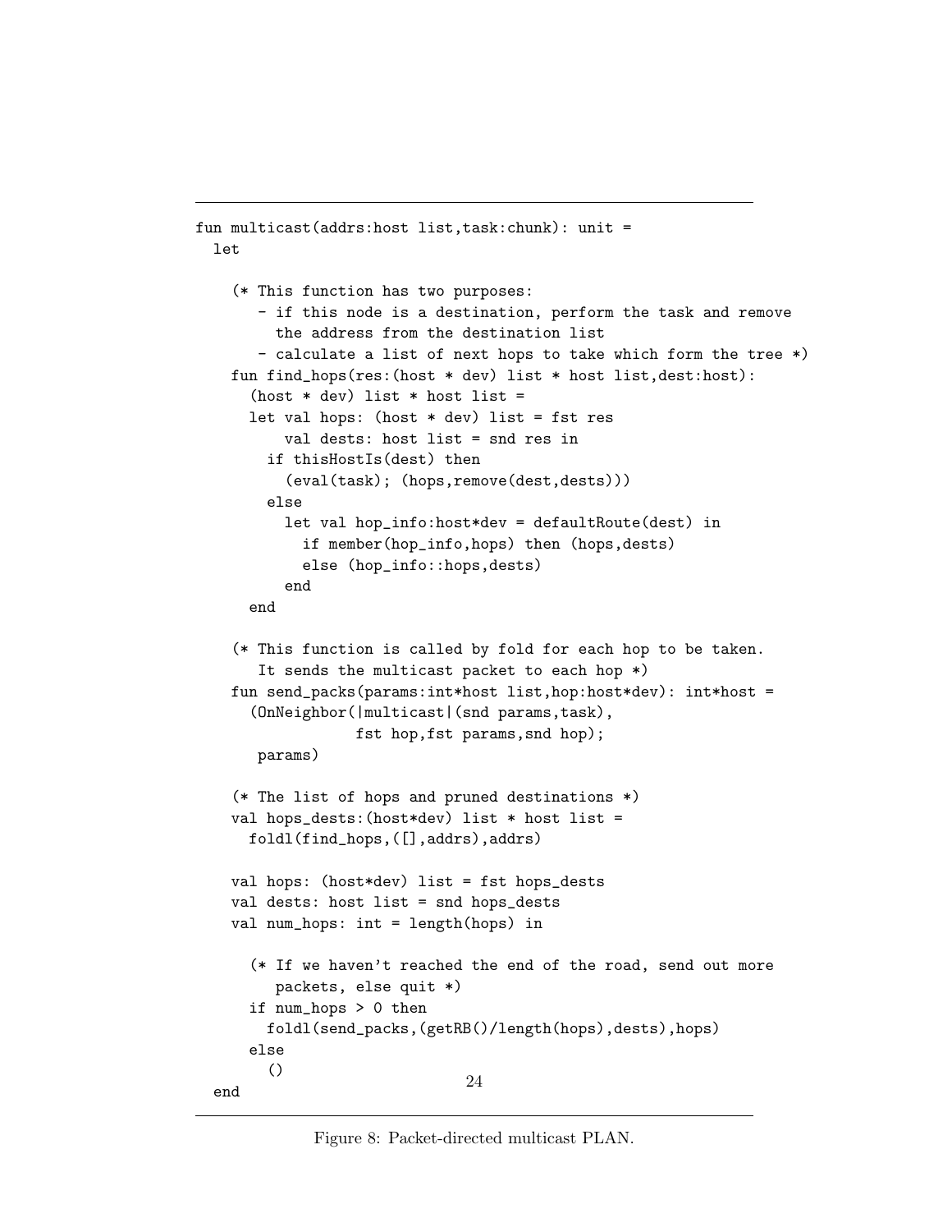```
fun multicast(addrs:host list,task:chunk): unit =
  let

    (* This function has two purposes:
       - if this node is a destination, perform the task and remove
         the address from the destination list
       - calculate a list of next hops to take which form the tree *)
    fun find_hops(res:(host * dev) list * host list,dest:host):
      (host * dev) list * host list =
      let val hops: (host * dev) list = fst res
          val dests: host list = snd res in
        if thisHostIs(dest) then
          (eval(task); (hops,remove(dest,dests)))
        else
          let val hop_info:host*dev = defaultRoute(dest) in
            if member(hop_info,hops) then (hops,dests)
            else (hop_info::hops,dests)
          end
      end

    (* This function is called by fold for each hop to be taken.
       It sends the multicast packet to each hop *)
    fun send_packs(params:int*host list,hop:host*dev): int*host =
      (OnNeighbor(|multicast|(snd params,task),
                  fst hop,fst params,snd hop);
       params)

    (* The list of hops and pruned destinations *)
    val hops_dests:(host*dev) list * host list =
      foldl(find_hops,([],addrs),addrs)

    val hops: (host*dev) list = fst hops_dests
    val dests: host list = snd hops_dests
    val num_hops: int = length(hops) in

      (* If we haven't reached the end of the road, send out more
         packets, else quit *)
      if num_hops > 0 then
        foldl(send_packs,(getRB()/length(hops),dests),hops)
      else
        ()
  end
```

Figure 8: Packet-directed multicast PLAN.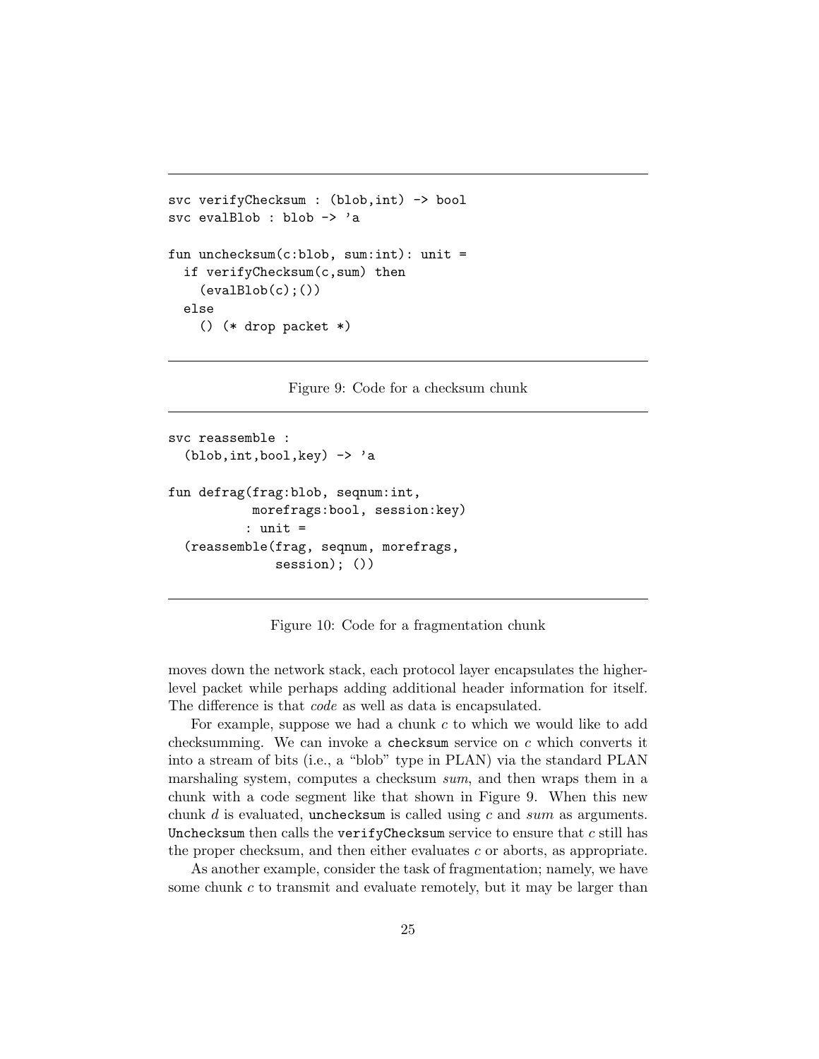```
svc verifyChecksum : (blob,int) -> bool
svc evalBlob : blob -> 'a

fun unchecksum(c:blob, sum:int): unit =
  if verifyChecksum(c,sum) then
    (evalBlob(c);())
  else
    () (* drop packet *)
```

Figure 9: Code for a checksum chunk

```
svc reassemble :
  (blob,int,bool,key) -> 'a

fun defrag(frag:blob, seqnum:int,
           morefrags:bool, session:key)
          : unit =
  (reassemble(frag, seqnum, morefrags,
              session); ())
```

Figure 10: Code for a fragmentation chunk

moves down the network stack, each protocol layer encapsulates the higher-level packet while perhaps adding additional header information for itself. The difference is that *code* as well as data is encapsulated.

For example, suppose we had a chunk $c$ to which we would like to add checksumming. We can invoke a `checksum` service on $c$ which converts it into a stream of bits (i.e., a "blob" type in PLAN) via the standard PLAN marshaling system, computes a checksum *sum*, and then wraps them in a chunk with a code segment like that shown in Figure 9. When this new chunk $d$ is evaluated, `unchecksum` is called using $c$ and *sum* as arguments. `Unchecksum` then calls the `verifyChecksum` service to ensure that $c$ still has the proper checksum, and then either evaluates $c$ or aborts, as appropriate.

As another example, consider the task of fragmentation; namely, we have some chunk $c$ to transmit and evaluate remotely, but it may be larger than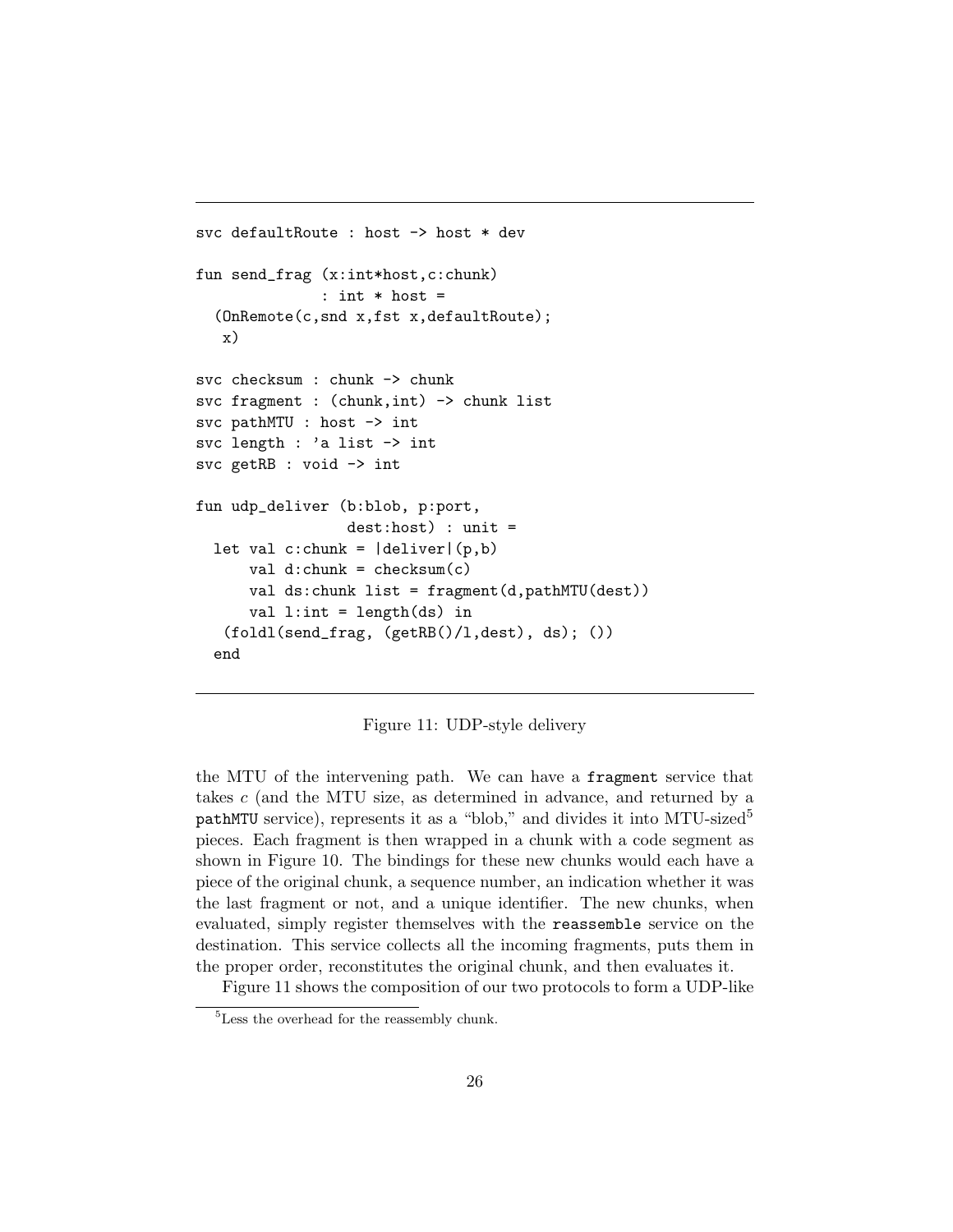```
svc defaultRoute : host -> host * dev

fun send_frag (x:int*host,c:chunk)
              : int * host =
  (OnRemote(c,snd x,fst x,defaultRoute);
   x)

svc checksum : chunk -> chunk
svc fragment : (chunk,int) -> chunk list
svc pathMTU : host -> int
svc length : 'a list -> int
svc getRB : void -> int

fun udp_deliver (b:blob, p:port,
                 dest:host) : unit =
  let val c:chunk = |deliver|(p,b)
      val d:chunk = checksum(c)
      val ds:chunk list = fragment(d,pathMTU(dest))
      val l:int = length(ds) in
   (foldl(send_frag, (getRB()/l,dest), ds); ())
  end
```

Figure 11: UDP-style delivery

the MTU of the intervening path. We can have a `fragment` service that takes $c$ (and the MTU size, as determined in advance, and returned by a `pathMTU` service), represents it as a "blob," and divides it into MTU-sized[5] pieces. Each fragment is then wrapped in a chunk with a code segment as shown in Figure 10. The bindings for these new chunks would each have a piece of the original chunk, a sequence number, an indication whether it was the last fragment or not, and a unique identifier. The new chunks, when evaluated, simply register themselves with the `reassemble` service on the destination. This service collects all the incoming fragments, puts them in the proper order, reconstitutes the original chunk, and then evaluates it.

Figure 11 shows the composition of our two protocols to form a UDP-like

[5] Less the overhead for the reassembly chunk.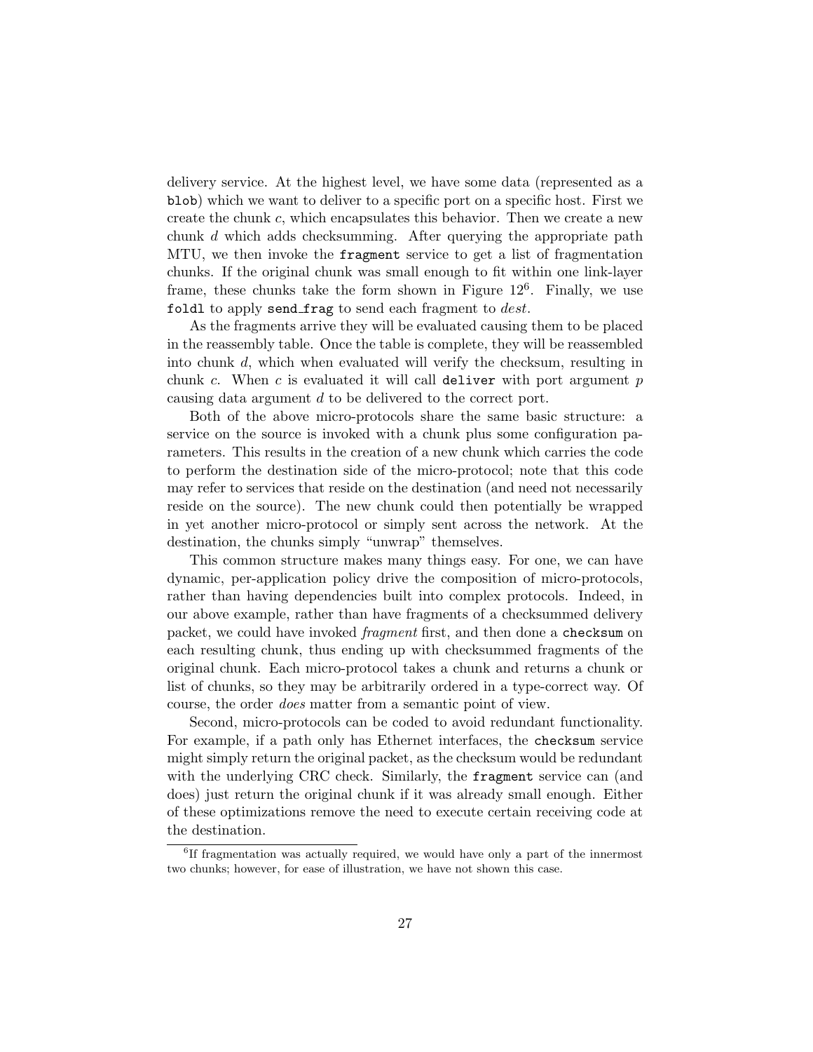delivery service. At the highest level, we have some data (represented as a `blob`) which we want to deliver to a specific port on a specific host. First we create the chunk *c*, which encapsulates this behavior. Then we create a new chunk *d* which adds checksumming. After querying the appropriate path MTU, we then invoke the `fragment` service to get a list of fragmentation chunks. If the original chunk was small enough to fit within one link-layer frame, these chunks take the form shown in Figure 12[6]. Finally, we use `foldl` to apply `send_frag` to send each fragment to *dest*.

As the fragments arrive they will be evaluated causing them to be placed in the reassembly table. Once the table is complete, they will be reassembled into chunk *d*, which when evaluated will verify the checksum, resulting in chunk *c*. When *c* is evaluated it will call `deliver` with port argument *p* causing data argument *d* to be delivered to the correct port.

Both of the above micro-protocols share the same basic structure: a service on the source is invoked with a chunk plus some configuration parameters. This results in the creation of a new chunk which carries the code to perform the destination side of the micro-protocol; note that this code may refer to services that reside on the destination (and need not necessarily reside on the source). The new chunk could then potentially be wrapped in yet another micro-protocol or simply sent across the network. At the destination, the chunks simply "unwrap" themselves.

This common structure makes many things easy. For one, we can have dynamic, per-application policy drive the composition of micro-protocols, rather than having dependencies built into complex protocols. Indeed, in our above example, rather than have fragments of a checksummed delivery packet, we could have invoked *fragment* first, and then done a `checksum` on each resulting chunk, thus ending up with checksummed fragments of the original chunk. Each micro-protocol takes a chunk and returns a chunk or list of chunks, so they may be arbitrarily ordered in a type-correct way. Of course, the order *does* matter from a semantic point of view.

Second, micro-protocols can be coded to avoid redundant functionality. For example, if a path only has Ethernet interfaces, the `checksum` service might simply return the original packet, as the checksum would be redundant with the underlying CRC check. Similarly, the `fragment` service can (and does) just return the original chunk if it was already small enough. Either of these optimizations remove the need to execute certain receiving code at the destination.

[6] If fragmentation was actually required, we would have only a part of the innermost two chunks; however, for ease of illustration, we have not shown this case.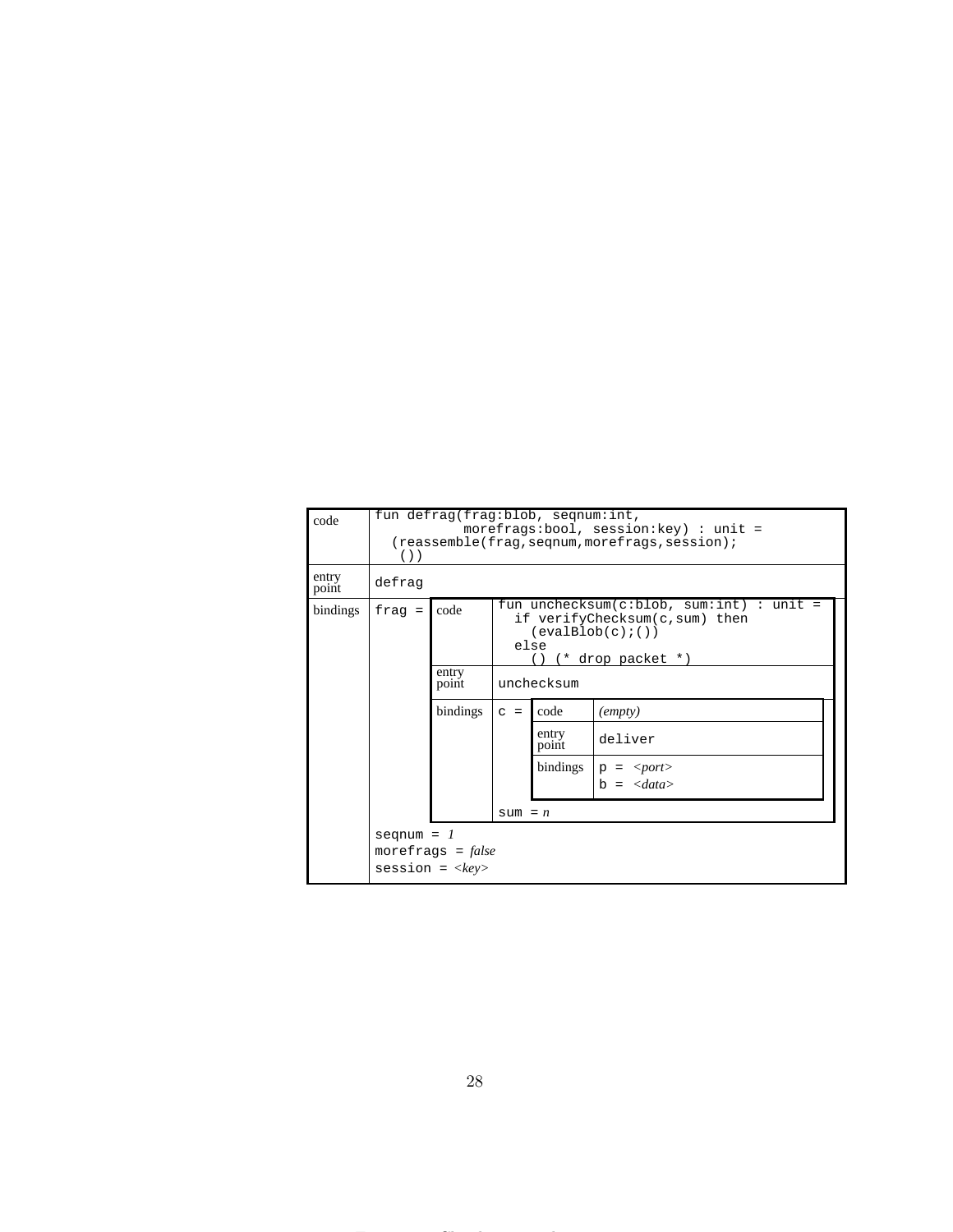<table>
<tr>
<td>code</td>
<td colspan="2">

```
fun defrag(frag:blob, seqnum:int,
           morefrags:bool, session:key) : unit =
  (reassemble(frag,seqnum,morefrags,session);
   ())
```

</td>
</tr>
<tr>
<td>entry point</td>
<td colspan="2"><code>defrag</code></td>
</tr>
<tr>
<td>bindings</td>
<td><code>frag =</code></td>
<td>
<table>
<tr>
<td>code</td>
<td colspan="2">

```
fun unchecksum(c:blob, sum:int) : unit =
  if verifyChecksum(c,sum) then
    (evalBlob(c);())
  else
    () (* drop packet *)
```

</td>
</tr>
<tr>
<td>entry point</td>
<td colspan="2"><code>unchecksum</code></td>
</tr>
<tr>
<td>bindings</td>
<td><code>c =</code></td>
<td>
<table>
<tr><td>code</td><td><em>(empty)</em></td></tr>
<tr><td>entry point</td><td><code>deliver</code></td></tr>
<tr><td>bindings</td><td><code>p =</code> <em>&lt;port&gt;</em><br><code>b =</code> <em>&lt;data&gt;</em></td></tr>
</table>
</td>
</tr>
<tr>
<td></td>
<td colspan="2"><code>sum =</code> <em>n</em></td>
</tr>
</table>
</td>
</tr>
<tr>
<td></td>
<td colspan="2"><code>seqnum =</code> <em>1</em><br><code>morefrags =</code> <em>false</em><br><code>session =</code> <em>&lt;key&gt;</em></td>
</tr>
</table>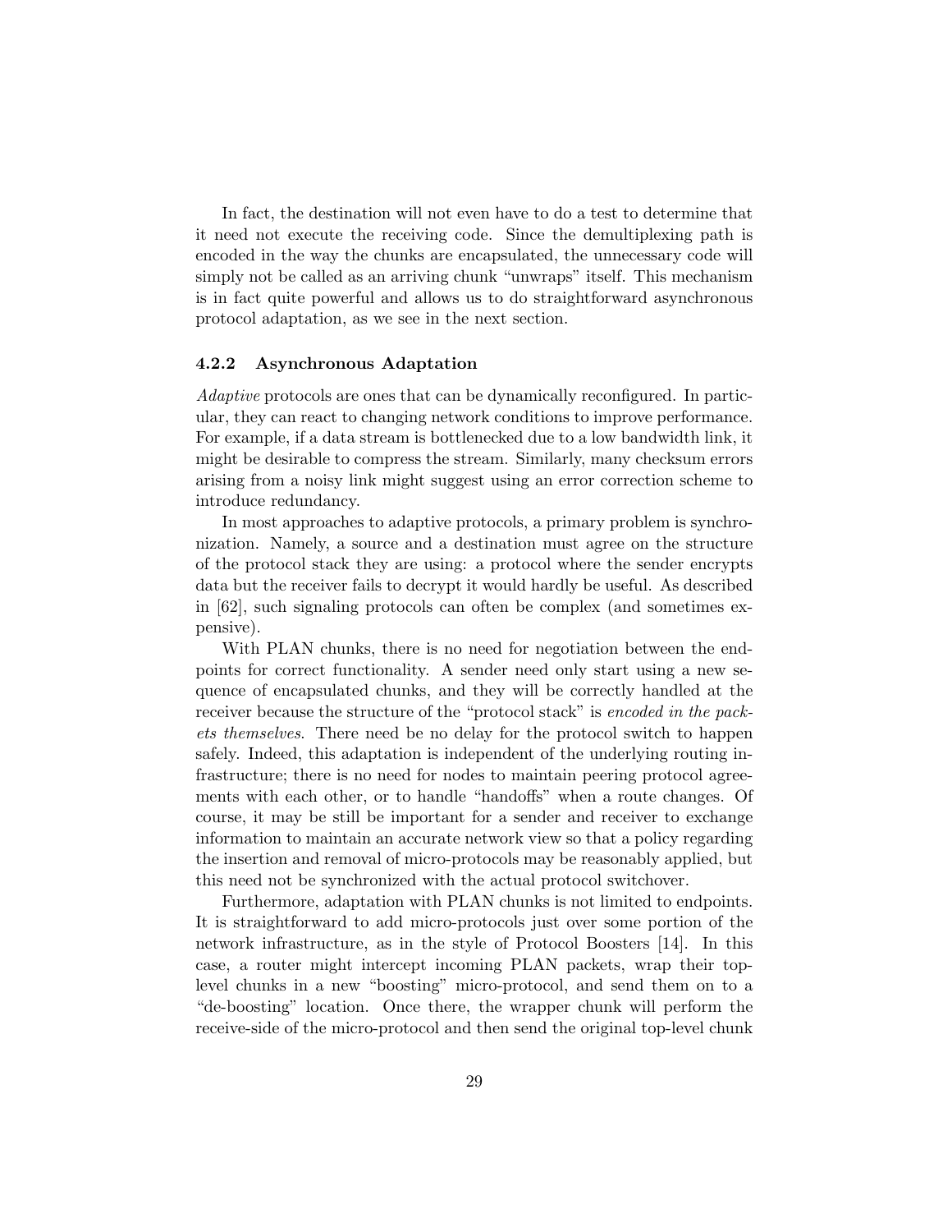In fact, the destination will not even have to do a test to determine that it need not execute the receiving code. Since the demultiplexing path is encoded in the way the chunks are encapsulated, the unnecessary code will simply not be called as an arriving chunk "unwraps" itself. This mechanism is in fact quite powerful and allows us to do straightforward asynchronous protocol adaptation, as we see in the next section.

### 4.2.2 Asynchronous Adaptation

*Adaptive* protocols are ones that can be dynamically reconfigured. In particular, they can react to changing network conditions to improve performance. For example, if a data stream is bottlenecked due to a low bandwidth link, it might be desirable to compress the stream. Similarly, many checksum errors arising from a noisy link might suggest using an error correction scheme to introduce redundancy.

In most approaches to adaptive protocols, a primary problem is synchronization. Namely, a source and a destination must agree on the structure of the protocol stack they are using: a protocol where the sender encrypts data but the receiver fails to decrypt it would hardly be useful. As described in [62], such signaling protocols can often be complex (and sometimes expensive).

With PLAN chunks, there is no need for negotiation between the endpoints for correct functionality. A sender need only start using a new sequence of encapsulated chunks, and they will be correctly handled at the receiver because the structure of the "protocol stack" is *encoded in the packets themselves*. There need be no delay for the protocol switch to happen safely. Indeed, this adaptation is independent of the underlying routing infrastructure; there is no need for nodes to maintain peering protocol agreements with each other, or to handle "handoffs" when a route changes. Of course, it may be still be important for a sender and receiver to exchange information to maintain an accurate network view so that a policy regarding the insertion and removal of micro-protocols may be reasonably applied, but this need not be synchronized with the actual protocol switchover.

Furthermore, adaptation with PLAN chunks is not limited to endpoints. It is straightforward to add micro-protocols just over some portion of the network infrastructure, as in the style of Protocol Boosters [14]. In this case, a router might intercept incoming PLAN packets, wrap their top-level chunks in a new "boosting" micro-protocol, and send them on to a "de-boosting" location. Once there, the wrapper chunk will perform the receive-side of the micro-protocol and then send the original top-level chunk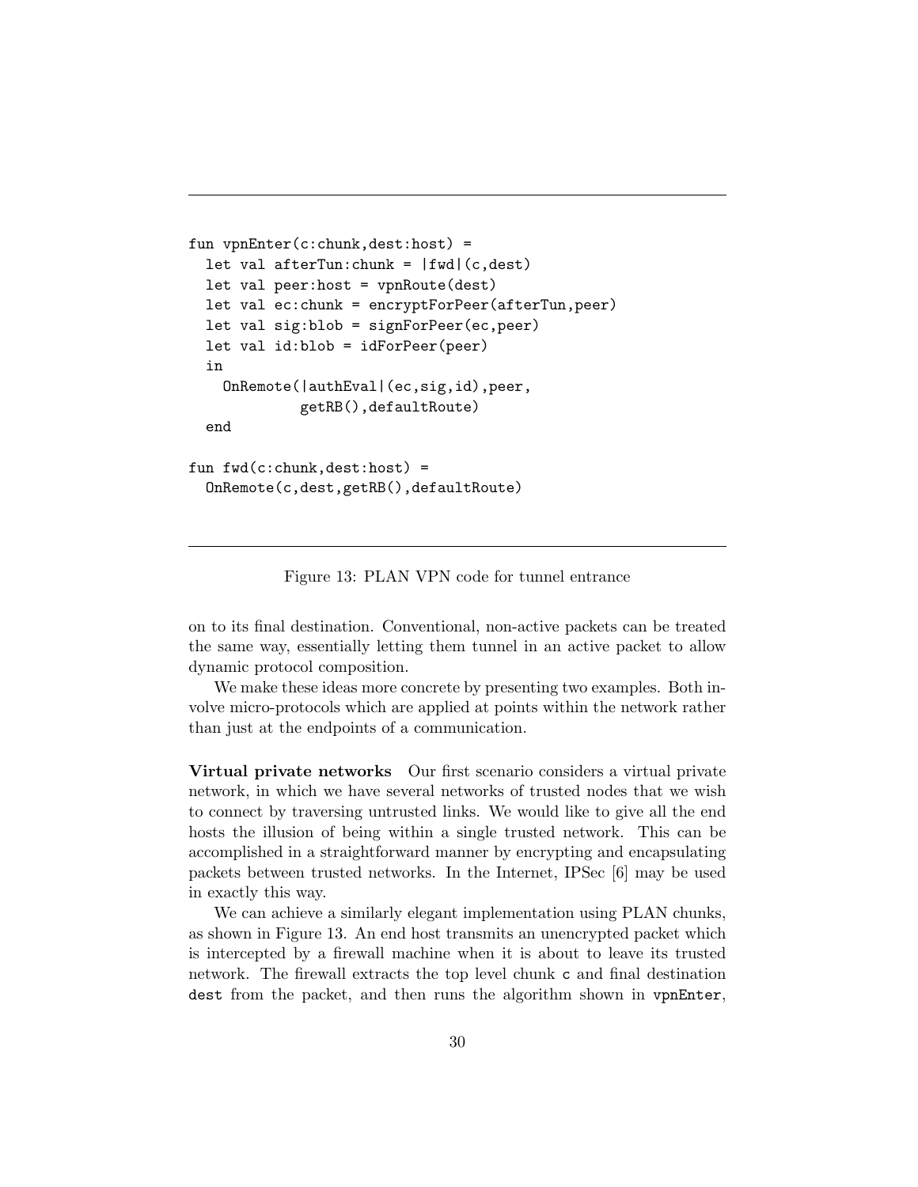```
fun vpnEnter(c:chunk,dest:host) =
  let val afterTun:chunk = |fwd|(c,dest)
  let val peer:host = vpnRoute(dest)
  let val ec:chunk = encryptForPeer(afterTun,peer)
  let val sig:blob = signForPeer(ec,peer)
  let val id:blob = idForPeer(peer)
  in
    OnRemote(|authEval|(ec,sig,id),peer,
             getRB(),defaultRoute)
  end

fun fwd(c:chunk,dest:host) =
  OnRemote(c,dest,getRB(),defaultRoute)
```

Figure 13: PLAN VPN code for tunnel entrance

on to its final destination. Conventional, non-active packets can be treated the same way, essentially letting them tunnel in an active packet to allow dynamic protocol composition.

We make these ideas more concrete by presenting two examples. Both involve micro-protocols which are applied at points within the network rather than just at the endpoints of a communication.

**Virtual private networks** Our first scenario considers a virtual private network, in which we have several networks of trusted nodes that we wish to connect by traversing untrusted links. We would like to give all the end hosts the illusion of being within a single trusted network. This can be accomplished in a straightforward manner by encrypting and encapsulating packets between trusted networks. In the Internet, IPSec [6] may be used in exactly this way.

We can achieve a similarly elegant implementation using PLAN chunks, as shown in Figure 13. An end host transmits an unencrypted packet which is intercepted by a firewall machine when it is about to leave its trusted network. The firewall extracts the top level chunk `c` and final destination `dest` from the packet, and then runs the algorithm shown in `vpnEnter`,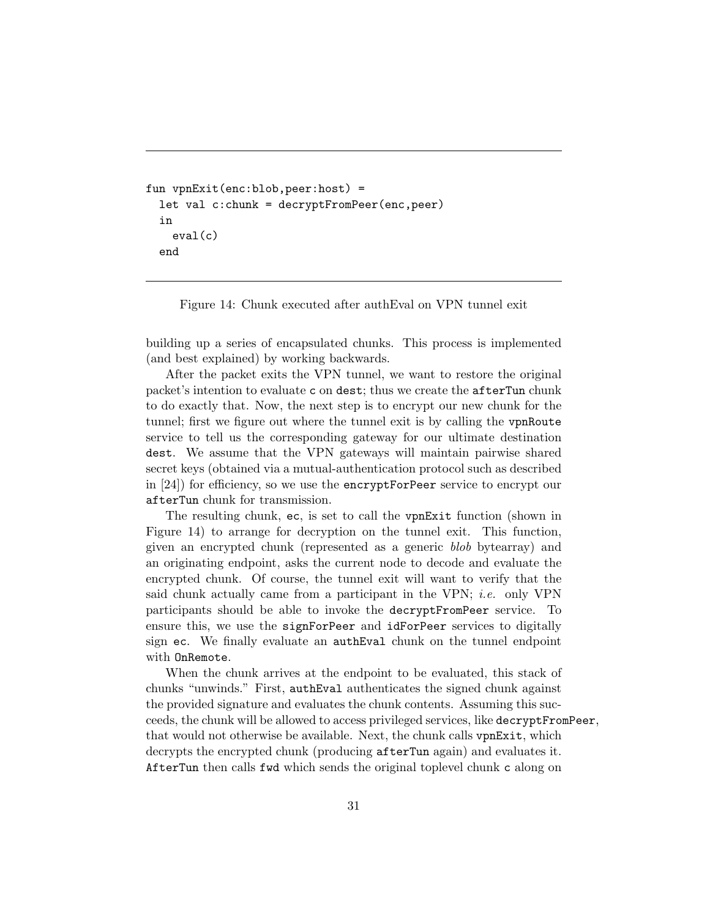```
fun vpnExit(enc:blob,peer:host) =
  let val c:chunk = decryptFromPeer(enc,peer)
  in
    eval(c)
  end
```

Figure 14: Chunk executed after authEval on VPN tunnel exit

building up a series of encapsulated chunks. This process is implemented (and best explained) by working backwards.

After the packet exits the VPN tunnel, we want to restore the original packet's intention to evaluate `c` on `dest`; thus we create the `afterTun` chunk to do exactly that. Now, the next step is to encrypt our new chunk for the tunnel; first we figure out where the tunnel exit is by calling the `vpnRoute` service to tell us the corresponding gateway for our ultimate destination `dest`. We assume that the VPN gateways will maintain pairwise shared secret keys (obtained via a mutual-authentication protocol such as described in [24]) for efficiency, so we use the `encryptForPeer` service to encrypt our `afterTun` chunk for transmission.

The resulting chunk, `ec`, is set to call the `vpnExit` function (shown in Figure 14) to arrange for decryption on the tunnel exit. This function, given an encrypted chunk (represented as a generic *blob* bytearray) and an originating endpoint, asks the current node to decode and evaluate the encrypted chunk. Of course, the tunnel exit will want to verify that the said chunk actually came from a participant in the VPN; *i.e.* only VPN participants should be able to invoke the `decryptFromPeer` service. To ensure this, we use the `signForPeer` and `idForPeer` services to digitally sign `ec`. We finally evaluate an `authEval` chunk on the tunnel endpoint with `OnRemote`.

When the chunk arrives at the endpoint to be evaluated, this stack of chunks "unwinds." First, `authEval` authenticates the signed chunk against the provided signature and evaluates the chunk contents. Assuming this succeeds, the chunk will be allowed to access privileged services, like `decryptFromPeer`, that would not otherwise be available. Next, the chunk calls `vpnExit`, which decrypts the encrypted chunk (producing `afterTun` again) and evaluates it. `AfterTun` then calls `fwd` which sends the original toplevel chunk `c` along on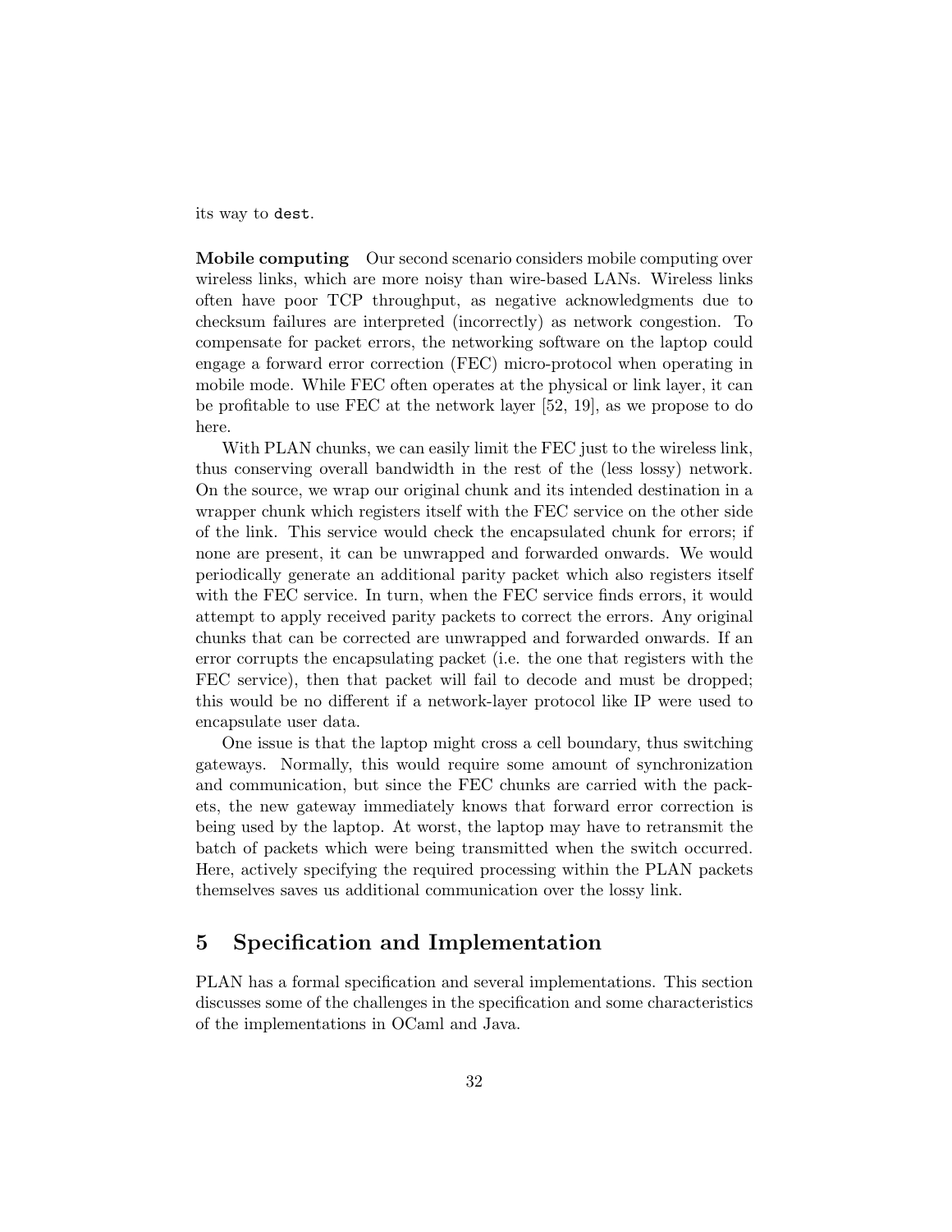its way to `dest`.

**Mobile computing** Our second scenario considers mobile computing over wireless links, which are more noisy than wire-based LANs. Wireless links often have poor TCP throughput, as negative acknowledgments due to checksum failures are interpreted (incorrectly) as network congestion. To compensate for packet errors, the networking software on the laptop could engage a forward error correction (FEC) micro-protocol when operating in mobile mode. While FEC often operates at the physical or link layer, it can be profitable to use FEC at the network layer [52, 19], as we propose to do here.

With PLAN chunks, we can easily limit the FEC just to the wireless link, thus conserving overall bandwidth in the rest of the (less lossy) network. On the source, we wrap our original chunk and its intended destination in a wrapper chunk which registers itself with the FEC service on the other side of the link. This service would check the encapsulated chunk for errors; if none are present, it can be unwrapped and forwarded onwards. We would periodically generate an additional parity packet which also registers itself with the FEC service. In turn, when the FEC service finds errors, it would attempt to apply received parity packets to correct the errors. Any original chunks that can be corrected are unwrapped and forwarded onwards. If an error corrupts the encapsulating packet (i.e. the one that registers with the FEC service), then that packet will fail to decode and must be dropped; this would be no different if a network-layer protocol like IP were used to encapsulate user data.

One issue is that the laptop might cross a cell boundary, thus switching gateways. Normally, this would require some amount of synchronization and communication, but since the FEC chunks are carried with the packets, the new gateway immediately knows that forward error correction is being used by the laptop. At worst, the laptop may have to retransmit the batch of packets which were being transmitted when the switch occurred. Here, actively specifying the required processing within the PLAN packets themselves saves us additional communication over the lossy link.

# 5 Specification and Implementation

PLAN has a formal specification and several implementations. This section discusses some of the challenges in the specification and some characteristics of the implementations in OCaml and Java.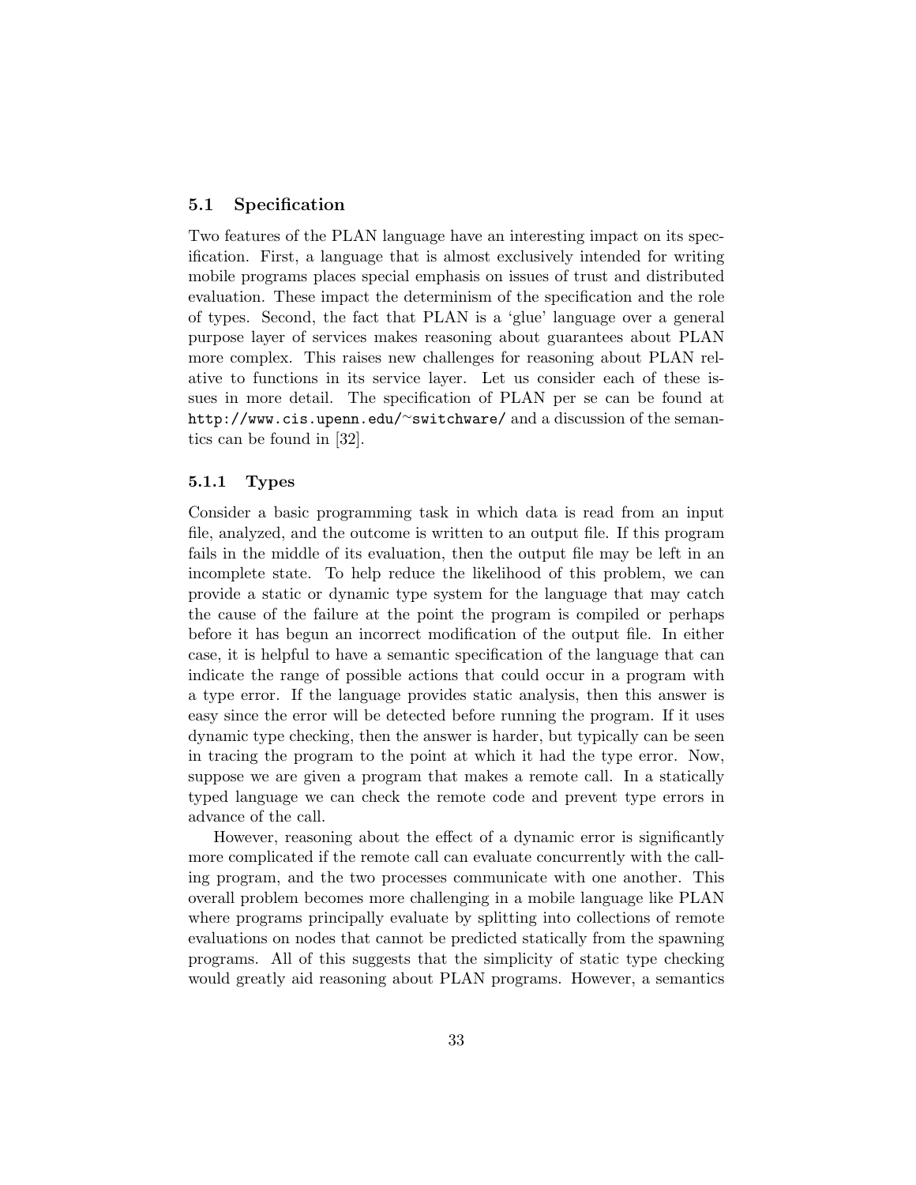### 5.1 Specification

Two features of the PLAN language have an interesting impact on its specification. First, a language that is almost exclusively intended for writing mobile programs places special emphasis on issues of trust and distributed evaluation. These impact the determinism of the specification and the role of types. Second, the fact that PLAN is a 'glue' language over a general purpose layer of services makes reasoning about guarantees about PLAN more complex. This raises new challenges for reasoning about PLAN relative to functions in its service layer. Let us consider each of these issues in more detail. The specification of PLAN per se can be found at `http://www.cis.upenn.edu/~switchware/` and a discussion of the semantics can be found in [32].

#### 5.1.1 Types

Consider a basic programming task in which data is read from an input file, analyzed, and the outcome is written to an output file. If this program fails in the middle of its evaluation, then the output file may be left in an incomplete state. To help reduce the likelihood of this problem, we can provide a static or dynamic type system for the language that may catch the cause of the failure at the point the program is compiled or perhaps before it has begun an incorrect modification of the output file. In either case, it is helpful to have a semantic specification of the language that can indicate the range of possible actions that could occur in a program with a type error. If the language provides static analysis, then this answer is easy since the error will be detected before running the program. If it uses dynamic type checking, then the answer is harder, but typically can be seen in tracing the program to the point at which it had the type error. Now, suppose we are given a program that makes a remote call. In a statically typed language we can check the remote code and prevent type errors in advance of the call.

However, reasoning about the effect of a dynamic error is significantly more complicated if the remote call can evaluate concurrently with the calling program, and the two processes communicate with one another. This overall problem becomes more challenging in a mobile language like PLAN where programs principally evaluate by splitting into collections of remote evaluations on nodes that cannot be predicted statically from the spawning programs. All of this suggests that the simplicity of static type checking would greatly aid reasoning about PLAN programs. However, a semantics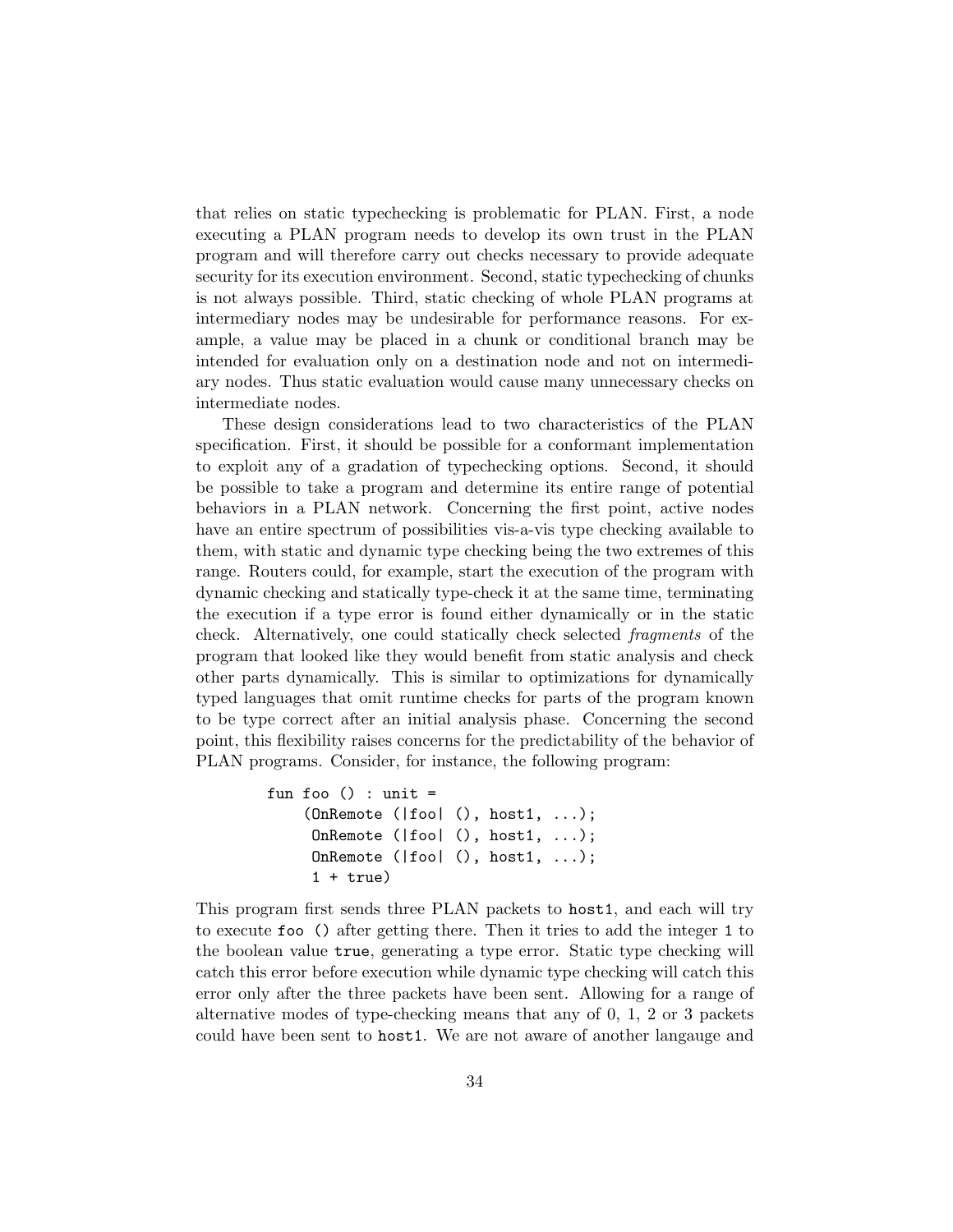that relies on static typechecking is problematic for PLAN. First, a node executing a PLAN program needs to develop its own trust in the PLAN program and will therefore carry out checks necessary to provide adequate security for its execution environment. Second, static typechecking of chunks is not always possible. Third, static checking of whole PLAN programs at intermediary nodes may be undesirable for performance reasons. For example, a value may be placed in a chunk or conditional branch may be intended for evaluation only on a destination node and not on intermediary nodes. Thus static evaluation would cause many unnecessary checks on intermediate nodes.

These design considerations lead to two characteristics of the PLAN specification. First, it should be possible for a conformant implementation to exploit any of a gradation of typechecking options. Second, it should be possible to take a program and determine its entire range of potential behaviors in a PLAN network. Concerning the first point, active nodes have an entire spectrum of possibilities vis-a-vis type checking available to them, with static and dynamic type checking being the two extremes of this range. Routers could, for example, start the execution of the program with dynamic checking and statically type-check it at the same time, terminating the execution if a type error is found either dynamically or in the static check. Alternatively, one could statically check selected *fragments* of the program that looked like they would benefit from static analysis and check other parts dynamically. This is similar to optimizations for dynamically typed languages that omit runtime checks for parts of the program known to be type correct after an initial analysis phase. Concerning the second point, this flexibility raises concerns for the predictability of the behavior of PLAN programs. Consider, for instance, the following program:

```
fun foo () : unit =
    (OnRemote (|foo| (), host1, ...);
     OnRemote (|foo| (), host1, ...);
     OnRemote (|foo| (), host1, ...);
     1 + true)
```

This program first sends three PLAN packets to `host1`, and each will try to execute `foo ()` after getting there. Then it tries to add the integer `1` to the boolean value `true`, generating a type error. Static type checking will catch this error before execution while dynamic type checking will catch this error only after the three packets have been sent. Allowing for a range of alternative modes of type-checking means that any of 0, 1, 2 or 3 packets could have been sent to `host1`. We are not aware of another langauge and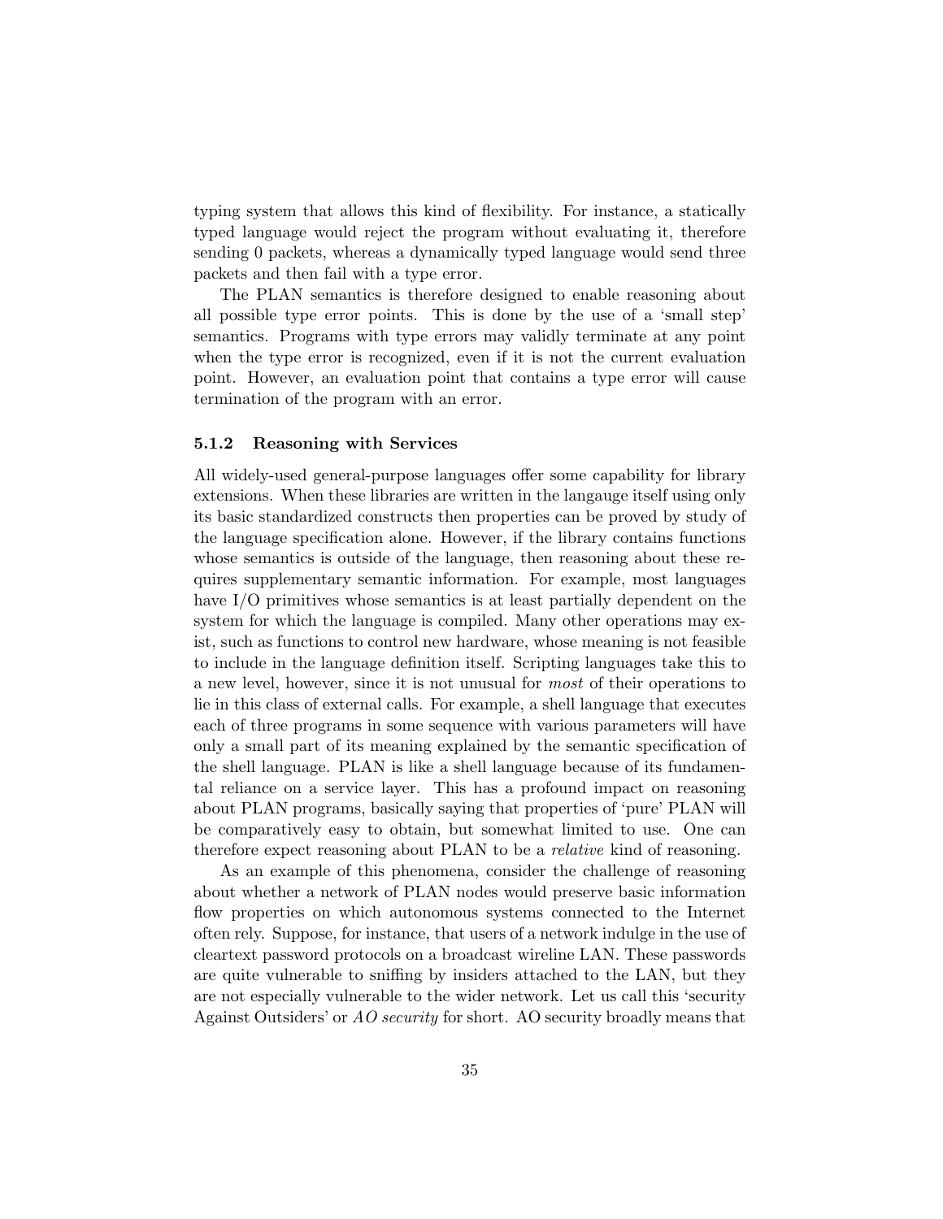typing system that allows this kind of flexibility. For instance, a statically typed language would reject the program without evaluating it, therefore sending 0 packets, whereas a dynamically typed language would send three packets and then fail with a type error.

The PLAN semantics is therefore designed to enable reasoning about all possible type error points. This is done by the use of a 'small step' semantics. Programs with type errors may validly terminate at any point when the type error is recognized, even if it is not the current evaluation point. However, an evaluation point that contains a type error will cause termination of the program with an error.

### 5.1.2 Reasoning with Services

All widely-used general-purpose languages offer some capability for library extensions. When these libraries are written in the langauge itself using only its basic standardized constructs then properties can be proved by study of the language specification alone. However, if the library contains functions whose semantics is outside of the language, then reasoning about these requires supplementary semantic information. For example, most languages have I/O primitives whose semantics is at least partially dependent on the system for which the language is compiled. Many other operations may exist, such as functions to control new hardware, whose meaning is not feasible to include in the language definition itself. Scripting languages take this to a new level, however, since it is not unusual for *most* of their operations to lie in this class of external calls. For example, a shell language that executes each of three programs in some sequence with various parameters will have only a small part of its meaning explained by the semantic specification of the shell language. PLAN is like a shell language because of its fundamental reliance on a service layer. This has a profound impact on reasoning about PLAN programs, basically saying that properties of 'pure' PLAN will be comparatively easy to obtain, but somewhat limited to use. One can therefore expect reasoning about PLAN to be a *relative* kind of reasoning.

As an example of this phenomena, consider the challenge of reasoning about whether a network of PLAN nodes would preserve basic information flow properties on which autonomous systems connected to the Internet often rely. Suppose, for instance, that users of a network indulge in the use of cleartext password protocols on a broadcast wireline LAN. These passwords are quite vulnerable to sniffing by insiders attached to the LAN, but they are not especially vulnerable to the wider network. Let us call this 'security Against Outsiders' or *AO security* for short. AO security broadly means that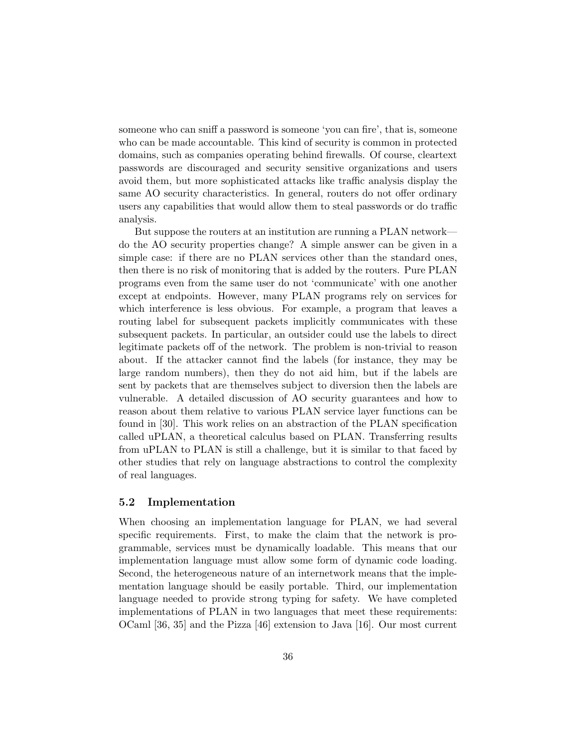someone who can sniff a password is someone 'you can fire', that is, someone who can be made accountable. This kind of security is common in protected domains, such as companies operating behind firewalls. Of course, cleartext passwords are discouraged and security sensitive organizations and users avoid them, but more sophisticated attacks like traffic analysis display the same AO security characteristics. In general, routers do not offer ordinary users any capabilities that would allow them to steal passwords or do traffic analysis.

But suppose the routers at an institution are running a PLAN network—do the AO security properties change? A simple answer can be given in a simple case: if there are no PLAN services other than the standard ones, then there is no risk of monitoring that is added by the routers. Pure PLAN programs even from the same user do not 'communicate' with one another except at endpoints. However, many PLAN programs rely on services for which interference is less obvious. For example, a program that leaves a routing label for subsequent packets implicitly communicates with these subsequent packets. In particular, an outsider could use the labels to direct legitimate packets off of the network. The problem is non-trivial to reason about. If the attacker cannot find the labels (for instance, they may be large random numbers), then they do not aid him, but if the labels are sent by packets that are themselves subject to diversion then the labels are vulnerable. A detailed discussion of AO security guarantees and how to reason about them relative to various PLAN service layer functions can be found in [30]. This work relies on an abstraction of the PLAN specification called uPLAN, a theoretical calculus based on PLAN. Transferring results from uPLAN to PLAN is still a challenge, but it is similar to that faced by other studies that rely on language abstractions to control the complexity of real languages.

### 5.2 Implementation

When choosing an implementation language for PLAN, we had several specific requirements. First, to make the claim that the network is programmable, services must be dynamically loadable. This means that our implementation language must allow some form of dynamic code loading. Second, the heterogeneous nature of an internetwork means that the implementation language should be easily portable. Third, our implementation language needed to provide strong typing for safety. We have completed implementations of PLAN in two languages that meet these requirements: OCaml [36, 35] and the Pizza [46] extension to Java [16]. Our most current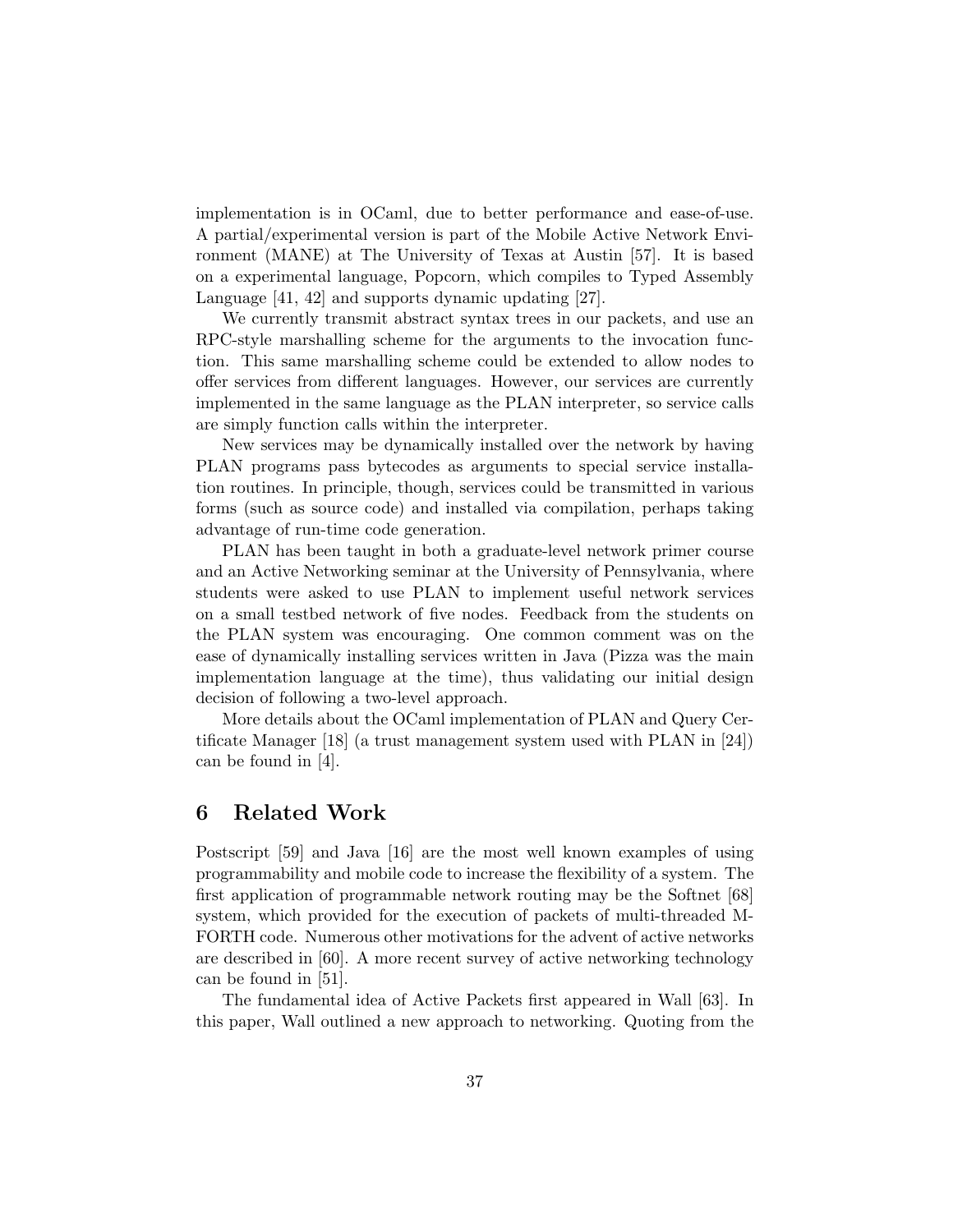implementation is in OCaml, due to better performance and ease-of-use. A partial/experimental version is part of the Mobile Active Network Environment (MANE) at The University of Texas at Austin [57]. It is based on a experimental language, Popcorn, which compiles to Typed Assembly Language [41, 42] and supports dynamic updating [27].

We currently transmit abstract syntax trees in our packets, and use an RPC-style marshalling scheme for the arguments to the invocation function. This same marshalling scheme could be extended to allow nodes to offer services from different languages. However, our services are currently implemented in the same language as the PLAN interpreter, so service calls are simply function calls within the interpreter.

New services may be dynamically installed over the network by having PLAN programs pass bytecodes as arguments to special service installation routines. In principle, though, services could be transmitted in various forms (such as source code) and installed via compilation, perhaps taking advantage of run-time code generation.

PLAN has been taught in both a graduate-level network primer course and an Active Networking seminar at the University of Pennsylvania, where students were asked to use PLAN to implement useful network services on a small testbed network of five nodes. Feedback from the students on the PLAN system was encouraging. One common comment was on the ease of dynamically installing services written in Java (Pizza was the main implementation language at the time), thus validating our initial design decision of following a two-level approach.

More details about the OCaml implementation of PLAN and Query Certificate Manager [18] (a trust management system used with PLAN in [24]) can be found in [4].

## 6 Related Work

Postscript [59] and Java [16] are the most well known examples of using programmability and mobile code to increase the flexibility of a system. The first application of programmable network routing may be the Softnet [68] system, which provided for the execution of packets of multi-threaded M-FORTH code. Numerous other motivations for the advent of active networks are described in [60]. A more recent survey of active networking technology can be found in [51].

The fundamental idea of Active Packets first appeared in Wall [63]. In this paper, Wall outlined a new approach to networking. Quoting from the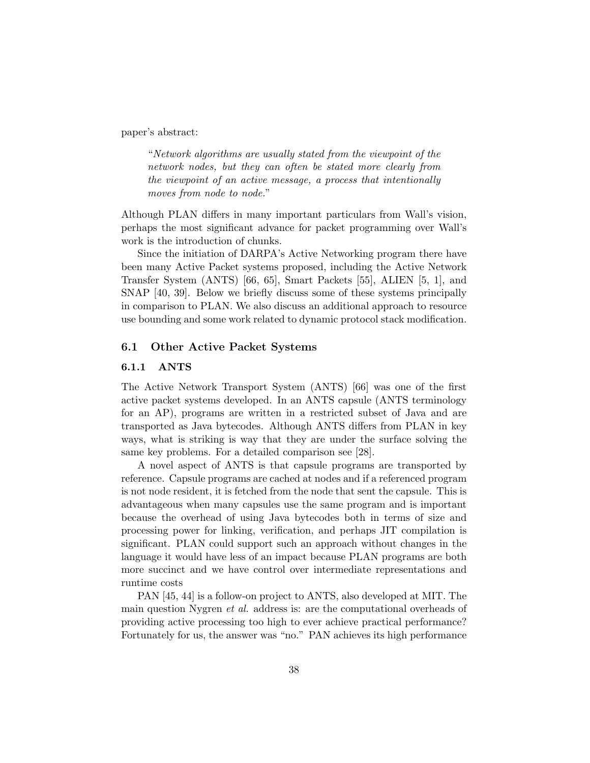paper's abstract:

> "*Network algorithms are usually stated from the viewpoint of the network nodes, but they can often be stated more clearly from the viewpoint of an active message, a process that intentionally moves from node to node.*"

Although PLAN differs in many important particulars from Wall's vision, perhaps the most significant advance for packet programming over Wall's work is the introduction of chunks.

Since the initiation of DARPA's Active Networking program there have been many Active Packet systems proposed, including the Active Network Transfer System (ANTS) [66, 65], Smart Packets [55], ALIEN [5, 1], and SNAP [40, 39]. Below we briefly discuss some of these systems principally in comparison to PLAN. We also discuss an additional approach to resource use bounding and some work related to dynamic protocol stack modification.

## 6.1 Other Active Packet Systems

### 6.1.1 ANTS

The Active Network Transport System (ANTS) [66] was one of the first active packet systems developed. In an ANTS capsule (ANTS terminology for an AP), programs are written in a restricted subset of Java and are transported as Java bytecodes. Although ANTS differs from PLAN in key ways, what is striking is way that they are under the surface solving the same key problems. For a detailed comparison see [28].

A novel aspect of ANTS is that capsule programs are transported by reference. Capsule programs are cached at nodes and if a referenced program is not node resident, it is fetched from the node that sent the capsule. This is advantageous when many capsules use the same program and is important because the overhead of using Java bytecodes both in terms of size and processing power for linking, verification, and perhaps JIT compilation is significant. PLAN could support such an approach without changes in the language it would have less of an impact because PLAN programs are both more succinct and we have control over intermediate representations and runtime costs

PAN [45, 44] is a follow-on project to ANTS, also developed at MIT. The main question Nygren *et al.* address is: are the computational overheads of providing active processing too high to ever achieve practical performance? Fortunately for us, the answer was "no." PAN achieves its high performance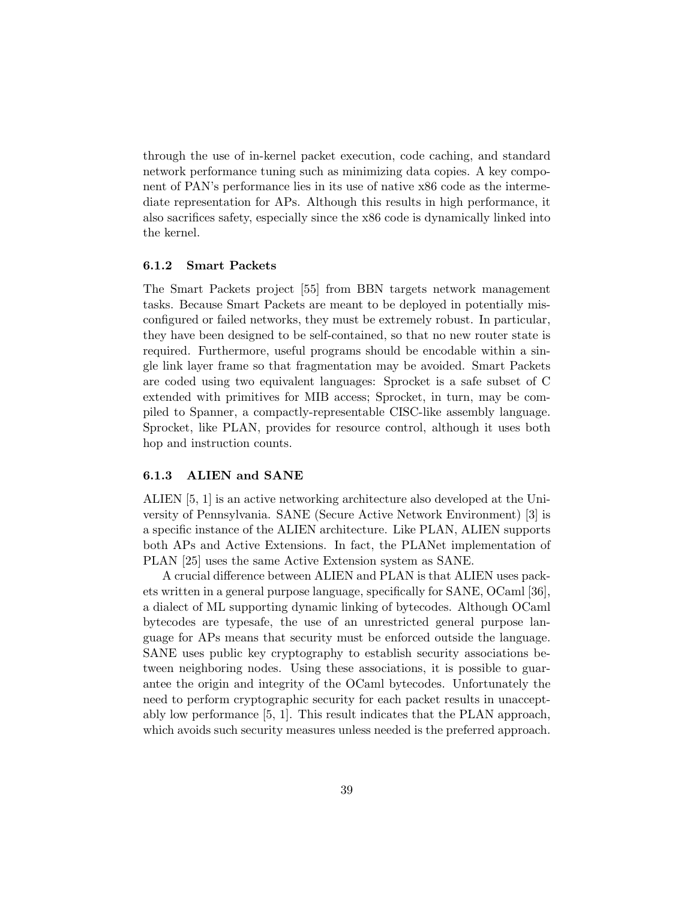through the use of in-kernel packet execution, code caching, and standard network performance tuning such as minimizing data copies. A key component of PAN's performance lies in its use of native x86 code as the intermediate representation for APs. Although this results in high performance, it also sacrifices safety, especially since the x86 code is dynamically linked into the kernel.

### 6.1.2 Smart Packets

The Smart Packets project [55] from BBN targets network management tasks. Because Smart Packets are meant to be deployed in potentially misconfigured or failed networks, they must be extremely robust. In particular, they have been designed to be self-contained, so that no new router state is required. Furthermore, useful programs should be encodable within a single link layer frame so that fragmentation may be avoided. Smart Packets are coded using two equivalent languages: Sprocket is a safe subset of C extended with primitives for MIB access; Sprocket, in turn, may be compiled to Spanner, a compactly-representable CISC-like assembly language. Sprocket, like PLAN, provides for resource control, although it uses both hop and instruction counts.

### 6.1.3 ALIEN and SANE

ALIEN [5, 1] is an active networking architecture also developed at the University of Pennsylvania. SANE (Secure Active Network Environment) [3] is a specific instance of the ALIEN architecture. Like PLAN, ALIEN supports both APs and Active Extensions. In fact, the PLANet implementation of PLAN [25] uses the same Active Extension system as SANE.

A crucial difference between ALIEN and PLAN is that ALIEN uses packets written in a general purpose language, specifically for SANE, OCaml [36], a dialect of ML supporting dynamic linking of bytecodes. Although OCaml bytecodes are typesafe, the use of an unrestricted general purpose language for APs means that security must be enforced outside the language. SANE uses public key cryptography to establish security associations between neighboring nodes. Using these associations, it is possible to guarantee the origin and integrity of the OCaml bytecodes. Unfortunately the need to perform cryptographic security for each packet results in unacceptably low performance [5, 1]. This result indicates that the PLAN approach, which avoids such security measures unless needed is the preferred approach.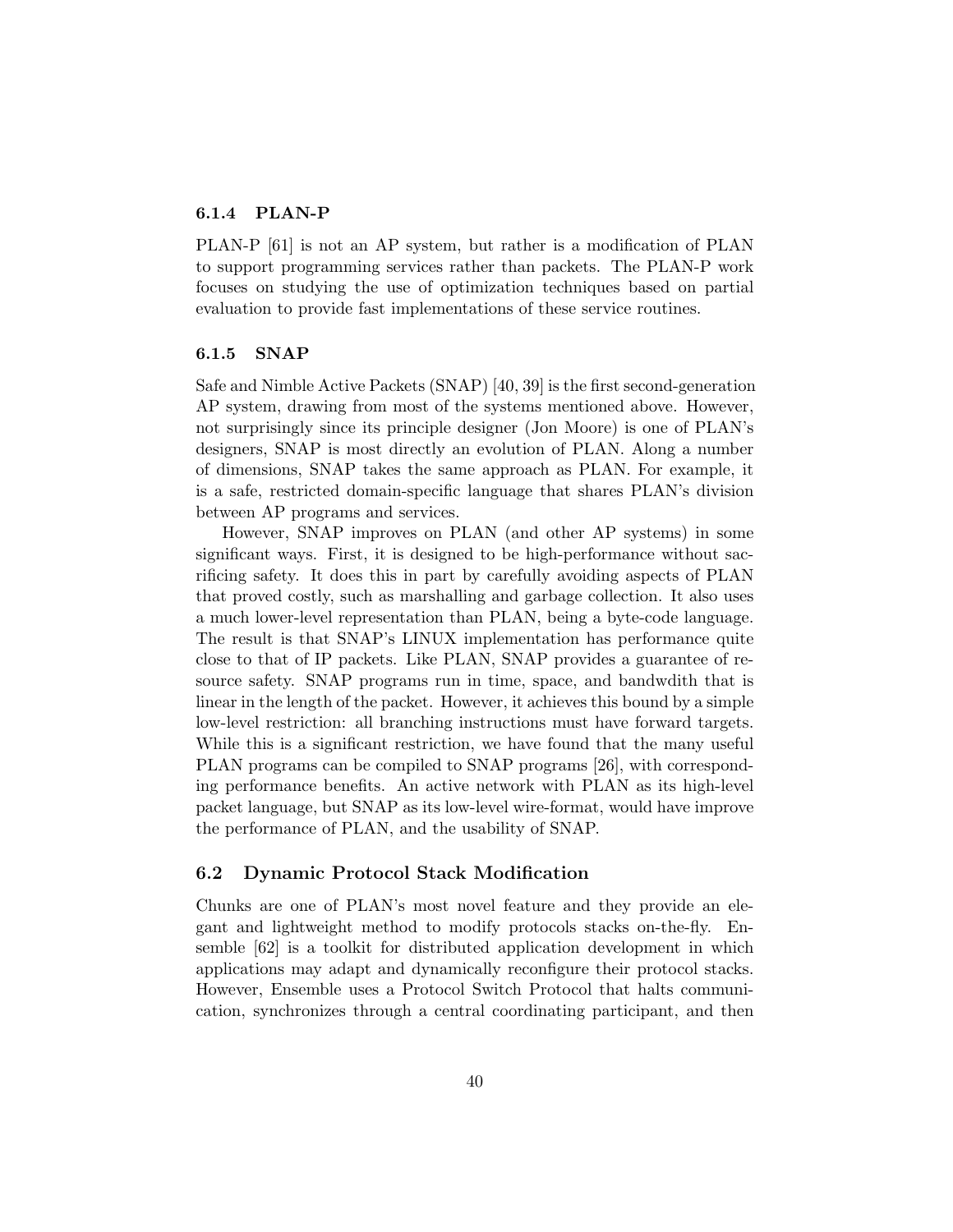### 6.1.4 PLAN-P

PLAN-P [61] is not an AP system, but rather is a modification of PLAN to support programming services rather than packets. The PLAN-P work focuses on studying the use of optimization techniques based on partial evaluation to provide fast implementations of these service routines.

### 6.1.5 SNAP

Safe and Nimble Active Packets (SNAP) [40, 39] is the first second-generation AP system, drawing from most of the systems mentioned above. However, not surprisingly since its principle designer (Jon Moore) is one of PLAN's designers, SNAP is most directly an evolution of PLAN. Along a number of dimensions, SNAP takes the same approach as PLAN. For example, it is a safe, restricted domain-specific language that shares PLAN's division between AP programs and services.

However, SNAP improves on PLAN (and other AP systems) in some significant ways. First, it is designed to be high-performance without sacrificing safety. It does this in part by carefully avoiding aspects of PLAN that proved costly, such as marshalling and garbage collection. It also uses a much lower-level representation than PLAN, being a byte-code language. The result is that SNAP's LINUX implementation has performance quite close to that of IP packets. Like PLAN, SNAP provides a guarantee of resource safety. SNAP programs run in time, space, and bandwdith that is linear in the length of the packet. However, it achieves this bound by a simple low-level restriction: all branching instructions must have forward targets. While this is a significant restriction, we have found that the many useful PLAN programs can be compiled to SNAP programs [26], with corresponding performance benefits. An active network with PLAN as its high-level packet language, but SNAP as its low-level wire-format, would have improve the performance of PLAN, and the usability of SNAP.

## 6.2 Dynamic Protocol Stack Modification

Chunks are one of PLAN's most novel feature and they provide an elegant and lightweight method to modify protocols stacks on-the-fly. Ensemble [62] is a toolkit for distributed application development in which applications may adapt and dynamically reconfigure their protocol stacks. However, Ensemble uses a Protocol Switch Protocol that halts communication, synchronizes through a central coordinating participant, and then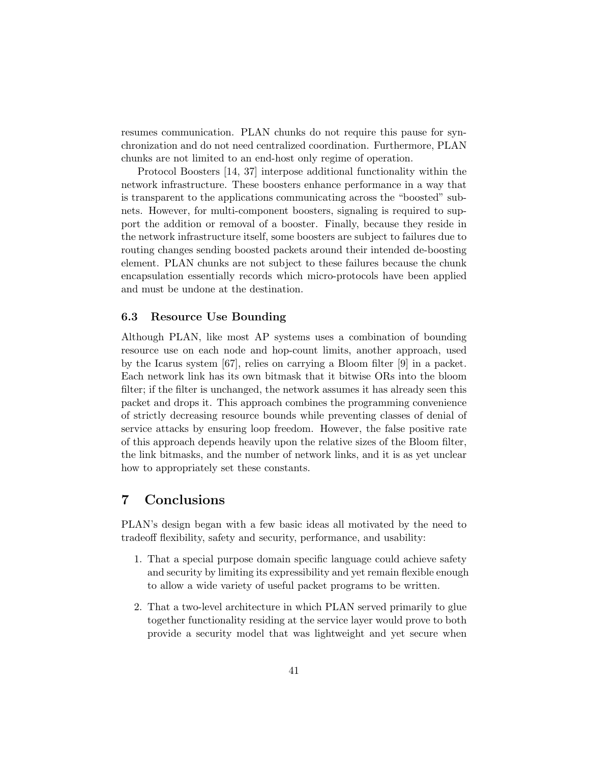resumes communication. PLAN chunks do not require this pause for synchronization and do not need centralized coordination. Furthermore, PLAN chunks are not limited to an end-host only regime of operation.

Protocol Boosters [14, 37] interpose additional functionality within the network infrastructure. These boosters enhance performance in a way that is transparent to the applications communicating across the "boosted" subnets. However, for multi-component boosters, signaling is required to support the addition or removal of a booster. Finally, because they reside in the network infrastructure itself, some boosters are subject to failures due to routing changes sending boosted packets around their intended de-boosting element. PLAN chunks are not subject to these failures because the chunk encapsulation essentially records which micro-protocols have been applied and must be undone at the destination.

### 6.3 Resource Use Bounding

Although PLAN, like most AP systems uses a combination of bounding resource use on each node and hop-count limits, another approach, used by the Icarus system [67], relies on carrying a Bloom filter [9] in a packet. Each network link has its own bitmask that it bitwise ORs into the bloom filter; if the filter is unchanged, the network assumes it has already seen this packet and drops it. This approach combines the programming convenience of strictly decreasing resource bounds while preventing classes of denial of service attacks by ensuring loop freedom. However, the false positive rate of this approach depends heavily upon the relative sizes of the Bloom filter, the link bitmasks, and the number of network links, and it is as yet unclear how to appropriately set these constants.

## 7 Conclusions

PLAN's design began with a few basic ideas all motivated by the need to tradeoff flexibility, safety and security, performance, and usability:

1. That a special purpose domain specific language could achieve safety and security by limiting its expressibility and yet remain flexible enough to allow a wide variety of useful packet programs to be written.
2. That a two-level architecture in which PLAN served primarily to glue together functionality residing at the service layer would prove to both provide a security model that was lightweight and yet secure when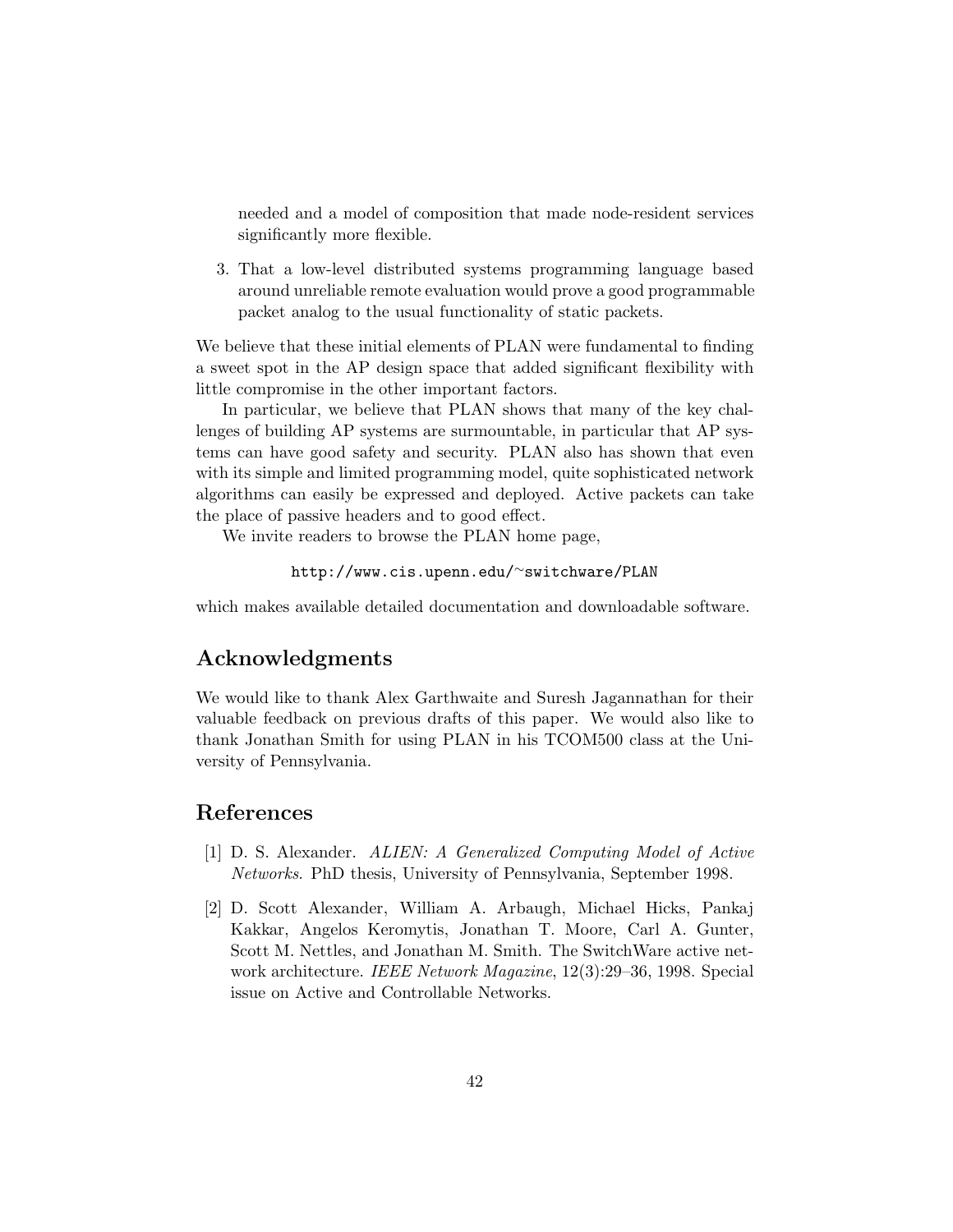needed and a model of composition that made node-resident services significantly more flexible.

3. That a low-level distributed systems programming language based around unreliable remote evaluation would prove a good programmable packet analog to the usual functionality of static packets.

We believe that these initial elements of PLAN were fundamental to finding a sweet spot in the AP design space that added significant flexibility with little compromise in the other important factors.

In particular, we believe that PLAN shows that many of the key challenges of building AP systems are surmountable, in particular that AP systems can have good safety and security. PLAN also has shown that even with its simple and limited programming model, quite sophisticated network algorithms can easily be expressed and deployed. Active packets can take the place of passive headers and to good effect.

We invite readers to browse the PLAN home page,

`http://www.cis.upenn.edu/~switchware/PLAN`

which makes available detailed documentation and downloadable software.

## Acknowledgments

We would like to thank Alex Garthwaite and Suresh Jagannathan for their valuable feedback on previous drafts of this paper. We would also like to thank Jonathan Smith for using PLAN in his TCOM500 class at the University of Pennsylvania.

## References

[1] D. S. Alexander. *ALIEN: A Generalized Computing Model of Active Networks*. PhD thesis, University of Pennsylvania, September 1998.

[2] D. Scott Alexander, William A. Arbaugh, Michael Hicks, Pankaj Kakkar, Angelos Keromytis, Jonathan T. Moore, Carl A. Gunter, Scott M. Nettles, and Jonathan M. Smith. The SwitchWare active network architecture. *IEEE Network Magazine*, 12(3):29–36, 1998. Special issue on Active and Controllable Networks.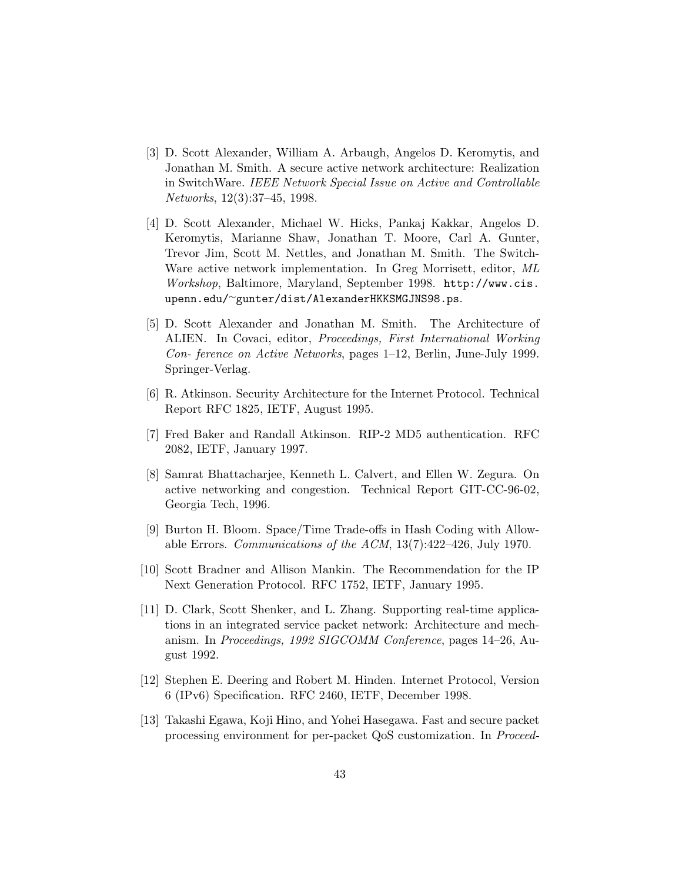[3] D. Scott Alexander, William A. Arbaugh, Angelos D. Keromytis, and Jonathan M. Smith. A secure active network architecture: Realization in SwitchWare. *IEEE Network Special Issue on Active and Controllable Networks*, 12(3):37–45, 1998.

[4] D. Scott Alexander, Michael W. Hicks, Pankaj Kakkar, Angelos D. Keromytis, Marianne Shaw, Jonathan T. Moore, Carl A. Gunter, Trevor Jim, Scott M. Nettles, and Jonathan M. Smith. The SwitchWare active network implementation. In Greg Morrisett, editor, *ML Workshop*, Baltimore, Maryland, September 1998. `http://www.cis.upenn.edu/~gunter/dist/AlexanderHKKSMGJNS98.ps`.

[5] D. Scott Alexander and Jonathan M. Smith. The Architecture of ALIEN. In Covaci, editor, *Proceedings, First International Working Con- ference on Active Networks*, pages 1–12, Berlin, June-July 1999. Springer-Verlag.

[6] R. Atkinson. Security Architecture for the Internet Protocol. Technical Report RFC 1825, IETF, August 1995.

[7] Fred Baker and Randall Atkinson. RIP-2 MD5 authentication. RFC 2082, IETF, January 1997.

[8] Samrat Bhattacharjee, Kenneth L. Calvert, and Ellen W. Zegura. On active networking and congestion. Technical Report GIT-CC-96-02, Georgia Tech, 1996.

[9] Burton H. Bloom. Space/Time Trade-offs in Hash Coding with Allowable Errors. *Communications of the ACM*, 13(7):422–426, July 1970.

[10] Scott Bradner and Allison Mankin. The Recommendation for the IP Next Generation Protocol. RFC 1752, IETF, January 1995.

[11] D. Clark, Scott Shenker, and L. Zhang. Supporting real-time applications in an integrated service packet network: Architecture and mechanism. In *Proceedings, 1992 SIGCOMM Conference*, pages 14–26, August 1992.

[12] Stephen E. Deering and Robert M. Hinden. Internet Protocol, Version 6 (IPv6) Specification. RFC 2460, IETF, December 1998.

[13] Takashi Egawa, Koji Hino, and Yohei Hasegawa. Fast and secure packet processing environment for per-packet QoS customization. In *Proceed-*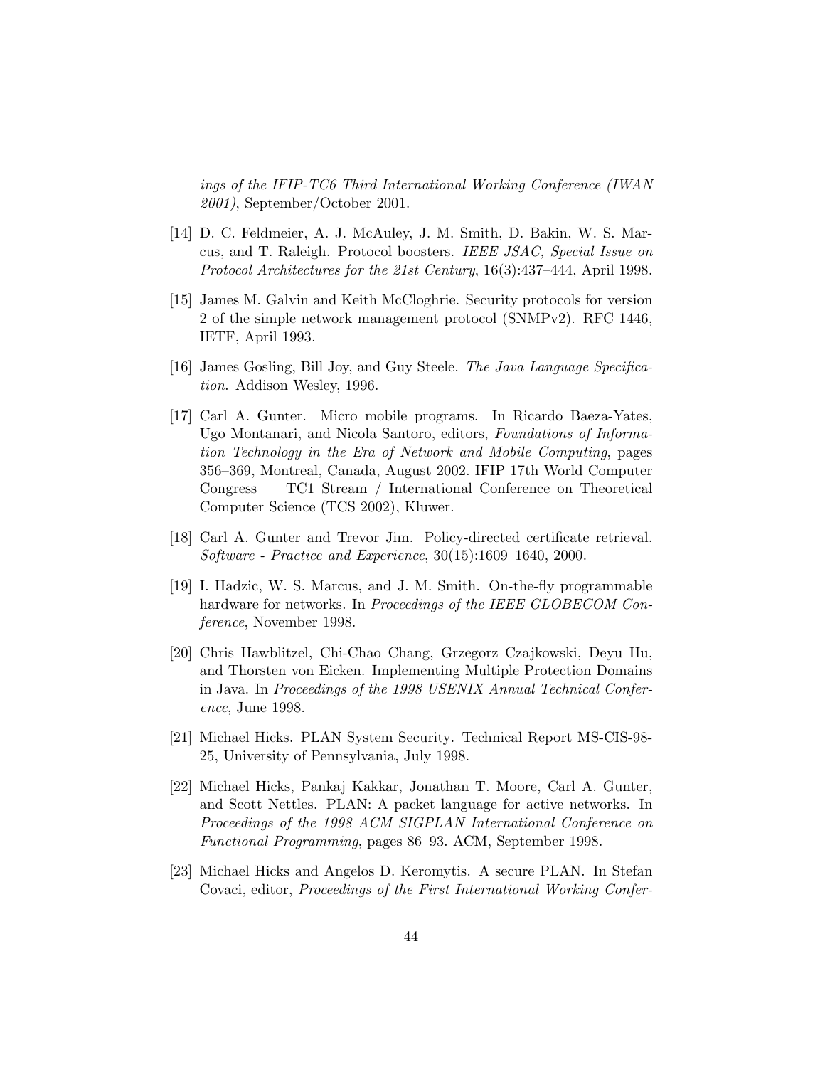*ings of the IFIP-TC6 Third International Working Conference (IWAN 2001)*, September/October 2001.

[14] D. C. Feldmeier, A. J. McAuley, J. M. Smith, D. Bakin, W. S. Marcus, and T. Raleigh. Protocol boosters. *IEEE JSAC, Special Issue on Protocol Architectures for the 21st Century*, 16(3):437–444, April 1998.

[15] James M. Galvin and Keith McCloghrie. Security protocols for version 2 of the simple network management protocol (SNMPv2). RFC 1446, IETF, April 1993.

[16] James Gosling, Bill Joy, and Guy Steele. *The Java Language Specification*. Addison Wesley, 1996.

[17] Carl A. Gunter. Micro mobile programs. In Ricardo Baeza-Yates, Ugo Montanari, and Nicola Santoro, editors, *Foundations of Information Technology in the Era of Network and Mobile Computing*, pages 356–369, Montreal, Canada, August 2002. IFIP 17th World Computer Congress — TC1 Stream / International Conference on Theoretical Computer Science (TCS 2002), Kluwer.

[18] Carl A. Gunter and Trevor Jim. Policy-directed certificate retrieval. *Software - Practice and Experience*, 30(15):1609–1640, 2000.

[19] I. Hadzic, W. S. Marcus, and J. M. Smith. On-the-fly programmable hardware for networks. In *Proceedings of the IEEE GLOBECOM Conference*, November 1998.

[20] Chris Hawblitzel, Chi-Chao Chang, Grzegorz Czajkowski, Deyu Hu, and Thorsten von Eicken. Implementing Multiple Protection Domains in Java. In *Proceedings of the 1998 USENIX Annual Technical Conference*, June 1998.

[21] Michael Hicks. PLAN System Security. Technical Report MS-CIS-98-25, University of Pennsylvania, July 1998.

[22] Michael Hicks, Pankaj Kakkar, Jonathan T. Moore, Carl A. Gunter, and Scott Nettles. PLAN: A packet language for active networks. In *Proceedings of the 1998 ACM SIGPLAN International Conference on Functional Programming*, pages 86–93. ACM, September 1998.

[23] Michael Hicks and Angelos D. Keromytis. A secure PLAN. In Stefan Covaci, editor, *Proceedings of the First International Working Confer-*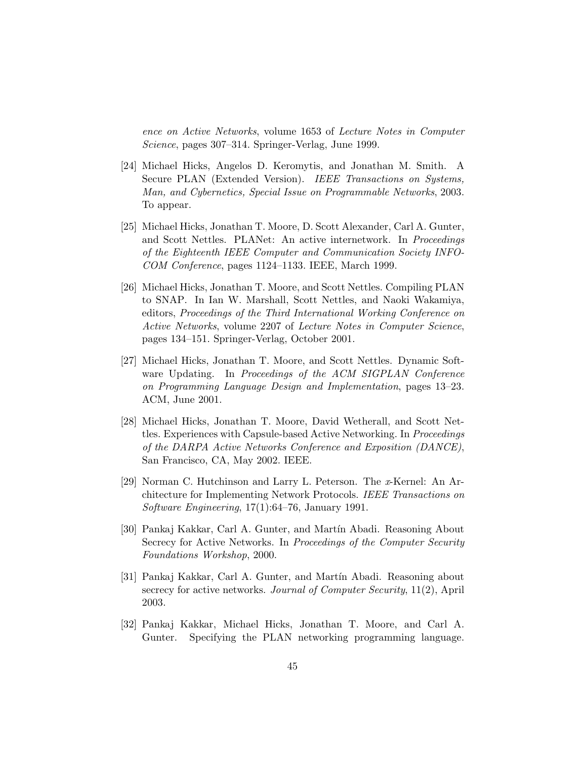*ence on Active Networks*, volume 1653 of *Lecture Notes in Computer Science*, pages 307–314. Springer-Verlag, June 1999.

[24] Michael Hicks, Angelos D. Keromytis, and Jonathan M. Smith. A Secure PLAN (Extended Version). *IEEE Transactions on Systems, Man, and Cybernetics, Special Issue on Programmable Networks*, 2003. To appear.

[25] Michael Hicks, Jonathan T. Moore, D. Scott Alexander, Carl A. Gunter, and Scott Nettles. PLANet: An active internetwork. In *Proceedings of the Eighteenth IEEE Computer and Communication Society INFOCOM Conference*, pages 1124–1133. IEEE, March 1999.

[26] Michael Hicks, Jonathan T. Moore, and Scott Nettles. Compiling PLAN to SNAP. In Ian W. Marshall, Scott Nettles, and Naoki Wakamiya, editors, *Proceedings of the Third International Working Conference on Active Networks*, volume 2207 of *Lecture Notes in Computer Science*, pages 134–151. Springer-Verlag, October 2001.

[27] Michael Hicks, Jonathan T. Moore, and Scott Nettles. Dynamic Software Updating. In *Proceedings of the ACM SIGPLAN Conference on Programming Language Design and Implementation*, pages 13–23. ACM, June 2001.

[28] Michael Hicks, Jonathan T. Moore, David Wetherall, and Scott Nettles. Experiences with Capsule-based Active Networking. In *Proceedings of the DARPA Active Networks Conference and Exposition (DANCE)*, San Francisco, CA, May 2002. IEEE.

[29] Norman C. Hutchinson and Larry L. Peterson. The *x*-Kernel: An Architecture for Implementing Network Protocols. *IEEE Transactions on Software Engineering*, 17(1):64–76, January 1991.

[30] Pankaj Kakkar, Carl A. Gunter, and Martín Abadi. Reasoning About Secrecy for Active Networks. In *Proceedings of the Computer Security Foundations Workshop*, 2000.

[31] Pankaj Kakkar, Carl A. Gunter, and Martín Abadi. Reasoning about secrecy for active networks. *Journal of Computer Security*, 11(2), April 2003.

[32] Pankaj Kakkar, Michael Hicks, Jonathan T. Moore, and Carl A. Gunter. Specifying the PLAN networking programming language.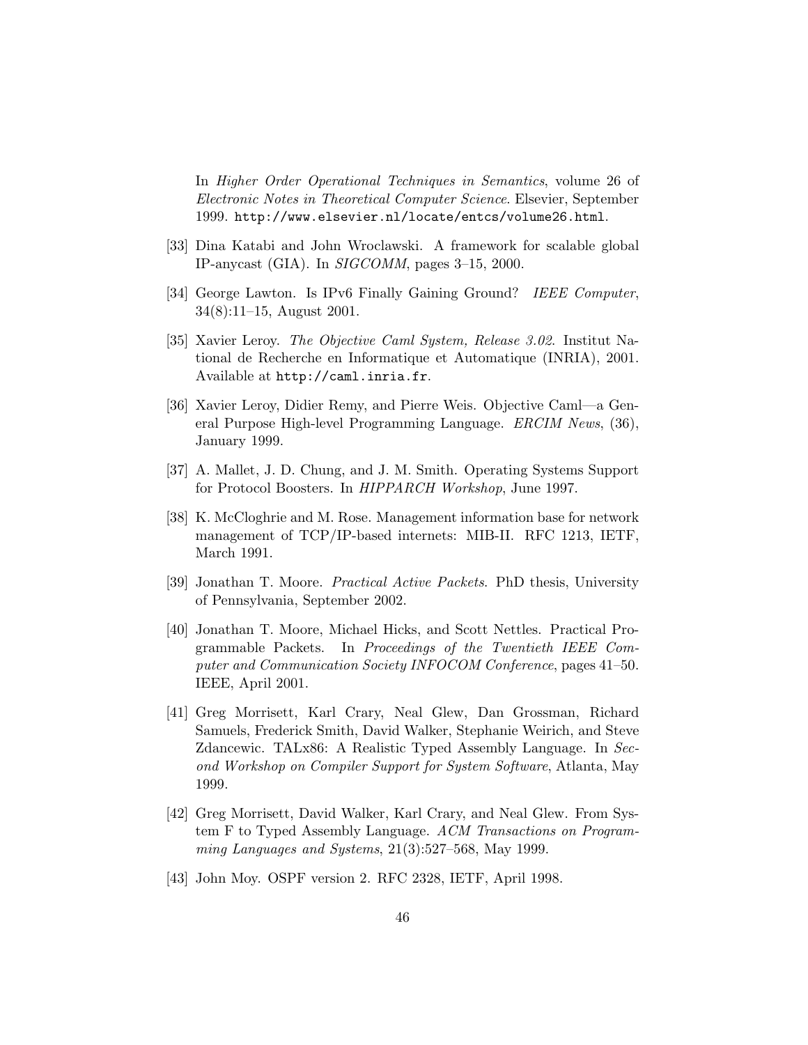In *Higher Order Operational Techniques in Semantics*, volume 26 of *Electronic Notes in Theoretical Computer Science*. Elsevier, September 1999. `http://www.elsevier.nl/locate/entcs/volume26.html`.

[33] Dina Katabi and John Wroclawski. A framework for scalable global IP-anycast (GIA). In *SIGCOMM*, pages 3–15, 2000.

[34] George Lawton. Is IPv6 Finally Gaining Ground? *IEEE Computer*, 34(8):11–15, August 2001.

[35] Xavier Leroy. *The Objective Caml System, Release 3.02*. Institut National de Recherche en Informatique et Automatique (INRIA), 2001. Available at `http://caml.inria.fr`.

[36] Xavier Leroy, Didier Remy, and Pierre Weis. Objective Caml—a General Purpose High-level Programming Language. *ERCIM News*, (36), January 1999.

[37] A. Mallet, J. D. Chung, and J. M. Smith. Operating Systems Support for Protocol Boosters. In *HIPPARCH Workshop*, June 1997.

[38] K. McCloghrie and M. Rose. Management information base for network management of TCP/IP-based internets: MIB-II. RFC 1213, IETF, March 1991.

[39] Jonathan T. Moore. *Practical Active Packets*. PhD thesis, University of Pennsylvania, September 2002.

[40] Jonathan T. Moore, Michael Hicks, and Scott Nettles. Practical Programmable Packets. In *Proceedings of the Twentieth IEEE Computer and Communication Society INFOCOM Conference*, pages 41–50. IEEE, April 2001.

[41] Greg Morrisett, Karl Crary, Neal Glew, Dan Grossman, Richard Samuels, Frederick Smith, David Walker, Stephanie Weirich, and Steve Zdancewic. TALx86: A Realistic Typed Assembly Language. In *Second Workshop on Compiler Support for System Software*, Atlanta, May 1999.

[42] Greg Morrisett, David Walker, Karl Crary, and Neal Glew. From System F to Typed Assembly Language. *ACM Transactions on Programming Languages and Systems*, 21(3):527–568, May 1999.

[43] John Moy. OSPF version 2. RFC 2328, IETF, April 1998.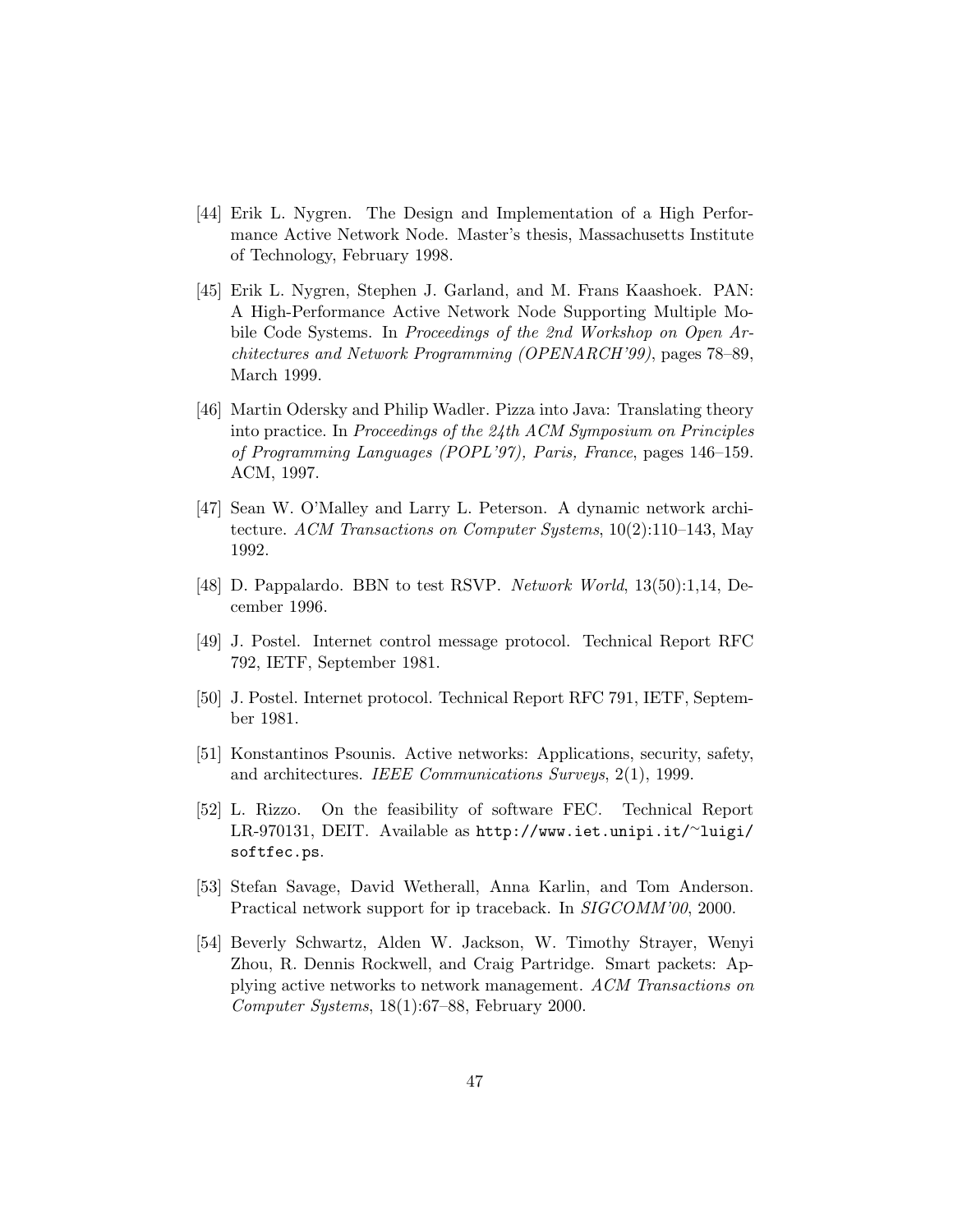[44] Erik L. Nygren. The Design and Implementation of a High Performance Active Network Node. Master's thesis, Massachusetts Institute of Technology, February 1998.

[45] Erik L. Nygren, Stephen J. Garland, and M. Frans Kaashoek. PAN: A High-Performance Active Network Node Supporting Multiple Mobile Code Systems. In *Proceedings of the 2nd Workshop on Open Architectures and Network Programming (OPENARCH'99)*, pages 78–89, March 1999.

[46] Martin Odersky and Philip Wadler. Pizza into Java: Translating theory into practice. In *Proceedings of the 24th ACM Symposium on Principles of Programming Languages (POPL'97), Paris, France*, pages 146–159. ACM, 1997.

[47] Sean W. O'Malley and Larry L. Peterson. A dynamic network architecture. *ACM Transactions on Computer Systems*, 10(2):110–143, May 1992.

[48] D. Pappalardo. BBN to test RSVP. *Network World*, 13(50):1,14, December 1996.

[49] J. Postel. Internet control message protocol. Technical Report RFC 792, IETF, September 1981.

[50] J. Postel. Internet protocol. Technical Report RFC 791, IETF, September 1981.

[51] Konstantinos Psounis. Active networks: Applications, security, safety, and architectures. *IEEE Communications Surveys*, 2(1), 1999.

[52] L. Rizzo. On the feasibility of software FEC. Technical Report LR-970131, DEIT. Available as `http://www.iet.unipi.it/~luigi/softfec.ps`.

[53] Stefan Savage, David Wetherall, Anna Karlin, and Tom Anderson. Practical network support for ip traceback. In *SIGCOMM'00*, 2000.

[54] Beverly Schwartz, Alden W. Jackson, W. Timothy Strayer, Wenyi Zhou, R. Dennis Rockwell, and Craig Partridge. Smart packets: Applying active networks to network management. *ACM Transactions on Computer Systems*, 18(1):67–88, February 2000.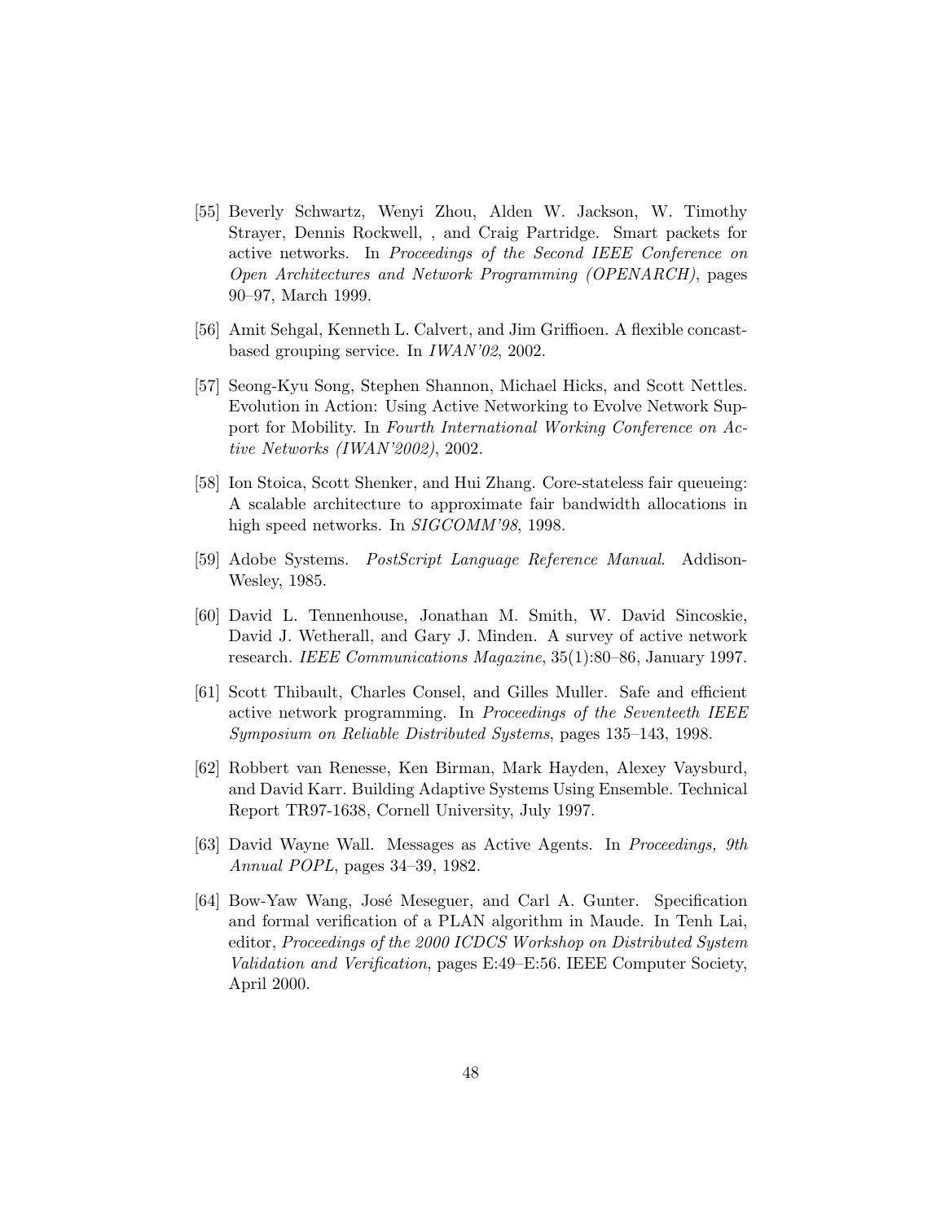[55] Beverly Schwartz, Wenyi Zhou, Alden W. Jackson, W. Timothy Strayer, Dennis Rockwell, , and Craig Partridge. Smart packets for active networks. In *Proceedings of the Second IEEE Conference on Open Architectures and Network Programming (OPENARCH)*, pages 90–97, March 1999.

[56] Amit Sehgal, Kenneth L. Calvert, and Jim Griffioen. A flexible concast-based grouping service. In *IWAN'02*, 2002.

[57] Seong-Kyu Song, Stephen Shannon, Michael Hicks, and Scott Nettles. Evolution in Action: Using Active Networking to Evolve Network Support for Mobility. In *Fourth International Working Conference on Active Networks (IWAN'2002)*, 2002.

[58] Ion Stoica, Scott Shenker, and Hui Zhang. Core-stateless fair queueing: A scalable architecture to approximate fair bandwidth allocations in high speed networks. In *SIGCOMM'98*, 1998.

[59] Adobe Systems. *PostScript Language Reference Manual*. Addison-Wesley, 1985.

[60] David L. Tennenhouse, Jonathan M. Smith, W. David Sincoskie, David J. Wetherall, and Gary J. Minden. A survey of active network research. *IEEE Communications Magazine*, 35(1):80–86, January 1997.

[61] Scott Thibault, Charles Consel, and Gilles Muller. Safe and efficient active network programming. In *Proceedings of the Seventeeth IEEE Symposium on Reliable Distributed Systems*, pages 135–143, 1998.

[62] Robbert van Renesse, Ken Birman, Mark Hayden, Alexey Vaysburd, and David Karr. Building Adaptive Systems Using Ensemble. Technical Report TR97-1638, Cornell University, July 1997.

[63] David Wayne Wall. Messages as Active Agents. In *Proceedings, 9th Annual POPL*, pages 34–39, 1982.

[64] Bow-Yaw Wang, José Meseguer, and Carl A. Gunter. Specification and formal verification of a PLAN algorithm in Maude. In Tenh Lai, editor, *Proceedings of the 2000 ICDCS Workshop on Distributed System Validation and Verification*, pages E:49–E:56. IEEE Computer Society, April 2000.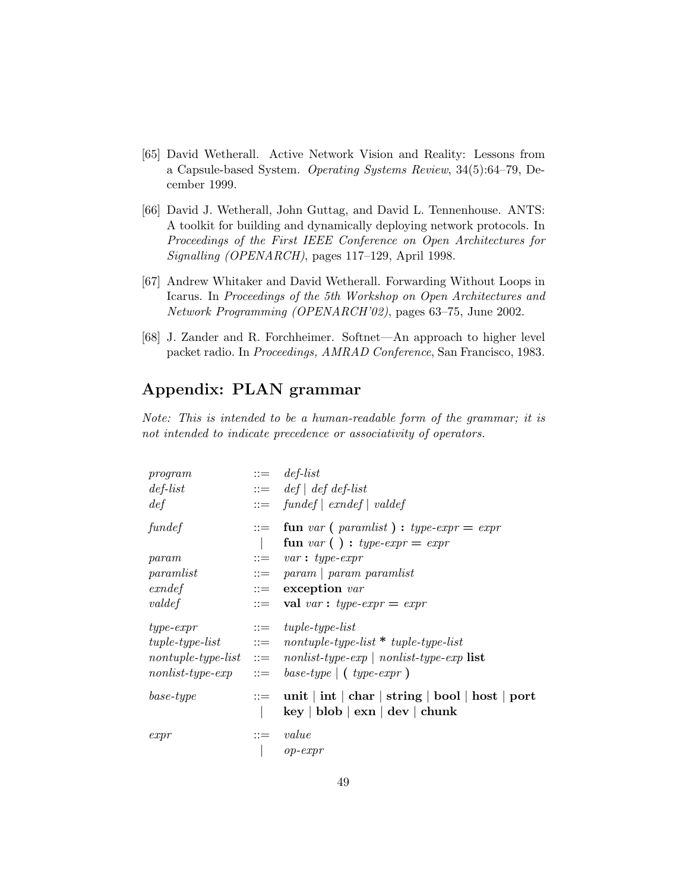[65] David Wetherall. Active Network Vision and Reality: Lessons from a Capsule-based System. *Operating Systems Review*, 34(5):64–79, December 1999.

[66] David J. Wetherall, John Guttag, and David L. Tennenhouse. ANTS: A toolkit for building and dynamically deploying network protocols. In *Proceedings of the First IEEE Conference on Open Architectures for Signalling (OPENARCH)*, pages 117–129, April 1998.

[67] Andrew Whitaker and David Wetherall. Forwarding Without Loops in Icarus. In *Proceedings of the 5th Workshop on Open Architectures and Network Programming (OPENARCH'02)*, pages 63–75, June 2002.

[68] J. Zander and R. Forchheimer. Softnet—An approach to higher level packet radio. In *Proceedings, AMRAD Conference*, San Francisco, 1983.

## Appendix: PLAN grammar

*Note: This is intended to be a human-readable form of the grammar; it is not intended to indicate precedence or associativity of operators.*

| | | |
|---|---|---|
| *program* | ::= | *def-list* |
| *def-list* | ::= | *def* \| *def def-list* |
| *def* | ::= | *fundef* \| *exndef* \| *valdef* |
| *fundef* | ::= | **fun** *var* **(** *paramlist* **)** **:** *type-expr* **=** *expr* |
| | \| | **fun** *var* **( )** **:** *type-expr* **=** *expr* |
| *param* | ::= | *var* **:** *type-expr* |
| *paramlist* | ::= | *param* \| *param paramlist* |
| *exndef* | ::= | **exception** *var* |
| *valdef* | ::= | **val** *var* **:** *type-expr* **=** *expr* |
| *type-expr* | ::= | *tuple-type-list* |
| *tuple-type-list* | ::= | *nontuple-type-list* **\*** *tuple-type-list* |
| *nontuple-type-list* | ::= | *nonlist-type-exp* \| *nonlist-type-exp* **list** |
| *nonlist-type-exp* | ::= | *base-type* \| **(** *type-expr* **)** |
| *base-type* | ::= | **unit** \| **int** \| **char** \| **string** \| **bool** \| **host** \| **port** |
| | \| | **key** \| **blob** \| **exn** \| **dev** \| **chunk** |
| *expr* | ::= | *value* |
| | \| | *op-expr* |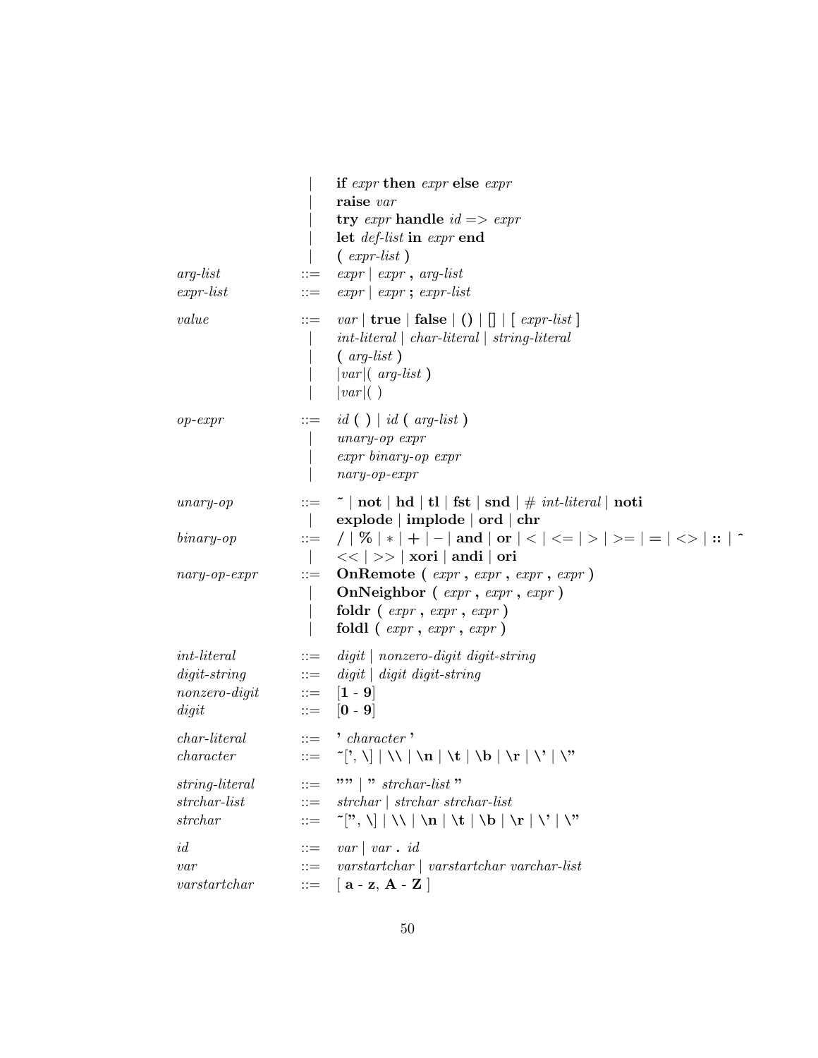```
                |  if expr then expr else expr
                |  raise var
                |  try expr handle id => expr
                |  let def-list in expr end
                |  ( expr-list )
arg-list        ::= expr | expr , arg-list
expr-list       ::= expr | expr ; expr-list

value           ::= var | true | false | () | [] | [ expr-list ]
                |  int-literal | char-literal | string-literal
                |  ( arg-list )
                |  |var|( arg-list )
                |  |var|( )

op-expr         ::= id ( ) | id ( arg-list )
                |  unary-op expr
                |  expr binary-op expr
                |  nary-op-expr

unary-op        ::= ~ | not | hd | tl | fst | snd | # int-literal | noti
                |  explode | implode | ord | chr
binary-op       ::= / | % | * | + | - | and | or | < | <= | > | >= | = | <> | :: | ^
                |  << | >> | xori | andi | ori
nary-op-expr    ::= OnRemote ( expr , expr , expr , expr )
                |  OnNeighbor ( expr , expr , expr )
                |  foldr ( expr , expr , expr )
                |  foldl ( expr , expr , expr )

int-literal     ::= digit | nonzero-digit digit-string
digit-string    ::= digit | digit digit-string
nonzero-digit   ::= [1 - 9]
digit           ::= [0 - 9]

char-literal    ::= ' character '
character       ::= ~[', \] | \\ | \n | \t | \b | \r | \' | \"

string-literal  ::= "" | " strchar-list "
strchar-list    ::= strchar | strchar strchar-list
strchar         ::= ~[", \] | \\ | \n | \t | \b | \r | \' | \"

id              ::= var | var . id
var             ::= varstartchar | varstartchar varchar-list
varstartchar    ::= [ a - z, A - Z ]
```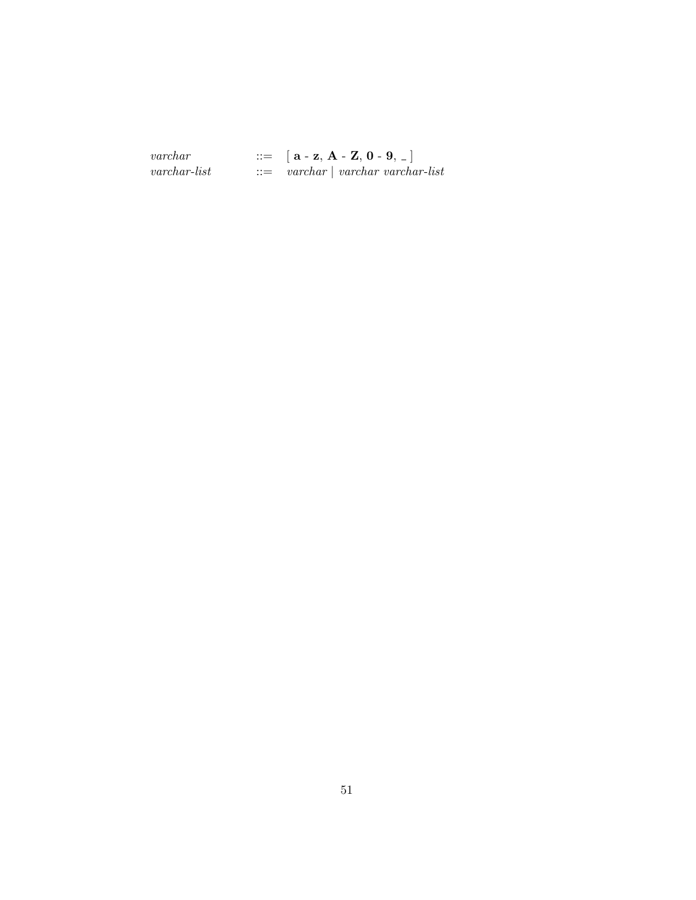| | | |
|---|---|---|
| *varchar* | ::= | [ **a** - **z**, **A** - **Z**, **0** - **9**, _ ] |
| *varchar-list* | ::= | *varchar* \| *varchar varchar-list* |